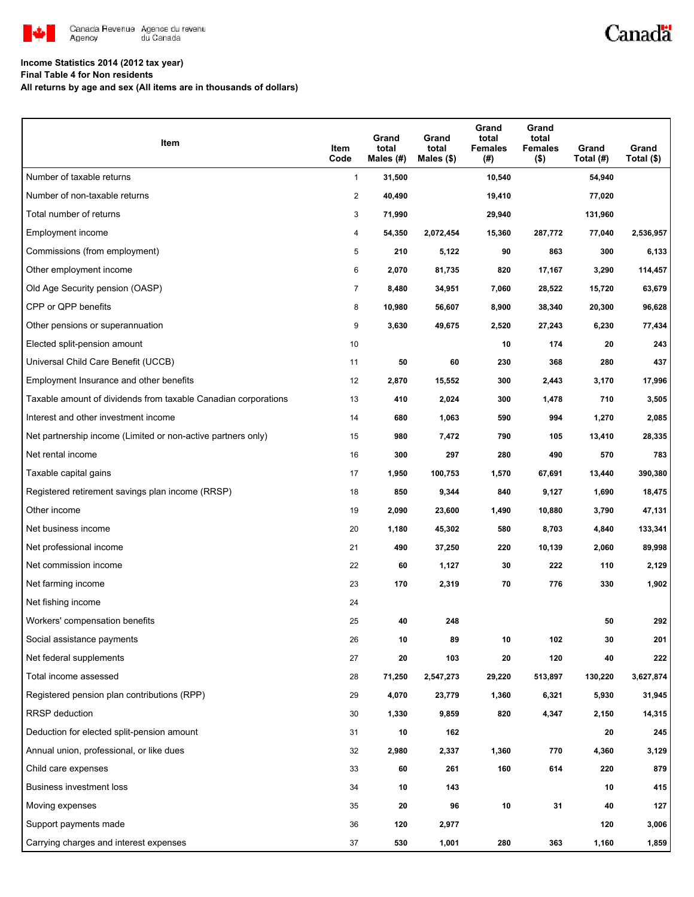**Income Statistics 2014 (2012 tax year)**
**Final Table 4 for Non residents**
**All returns by age and sex (All items are in thousands of dollars)**

| Item | Item Code | Grand total Males (#) | Grand total Males ($) | Grand total Females (#) | Grand total Females ($) | Grand Total (#) | Grand Total ($) |
|---|---|---|---|---|---|---|---|
| Number of taxable returns | 1 | 31,500 | | 10,540 | | 54,940 | |
| Number of non-taxable returns | 2 | 40,490 | | 19,410 | | 77,020 | |
| Total number of returns | 3 | 71,990 | | 29,940 | | 131,960 | |
| Employment income | 4 | 54,350 | 2,072,454 | 15,360 | 287,772 | 77,040 | 2,536,957 |
| Commissions (from employment) | 5 | 210 | 5,122 | 90 | 863 | 300 | 6,133 |
| Other employment income | 6 | 2,070 | 81,735 | 820 | 17,167 | 3,290 | 114,457 |
| Old Age Security pension (OASP) | 7 | 8,480 | 34,951 | 7,060 | 28,522 | 15,720 | 63,679 |
| CPP or QPP benefits | 8 | 10,980 | 56,607 | 8,900 | 38,340 | 20,300 | 96,628 |
| Other pensions or superannuation | 9 | 3,630 | 49,675 | 2,520 | 27,243 | 6,230 | 77,434 |
| Elected split-pension amount | 10 | | | 10 | 174 | 20 | 243 |
| Universal Child Care Benefit (UCCB) | 11 | 50 | 60 | 230 | 368 | 280 | 437 |
| Employment Insurance and other benefits | 12 | 2,870 | 15,552 | 300 | 2,443 | 3,170 | 17,996 |
| Taxable amount of dividends from taxable Canadian corporations | 13 | 410 | 2,024 | 300 | 1,478 | 710 | 3,505 |
| Interest and other investment income | 14 | 680 | 1,063 | 590 | 994 | 1,270 | 2,085 |
| Net partnership income (Limited or non-active partners only) | 15 | 980 | 7,472 | 790 | 105 | 13,410 | 28,335 |
| Net rental income | 16 | 300 | 297 | 280 | 490 | 570 | 783 |
| Taxable capital gains | 17 | 1,950 | 100,753 | 1,570 | 67,691 | 13,440 | 390,380 |
| Registered retirement savings plan income (RRSP) | 18 | 850 | 9,344 | 840 | 9,127 | 1,690 | 18,475 |
| Other income | 19 | 2,090 | 23,600 | 1,490 | 10,880 | 3,790 | 47,131 |
| Net business income | 20 | 1,180 | 45,302 | 580 | 8,703 | 4,840 | 133,341 |
| Net professional income | 21 | 490 | 37,250 | 220 | 10,139 | 2,060 | 89,998 |
| Net commission income | 22 | 60 | 1,127 | 30 | 222 | 110 | 2,129 |
| Net farming income | 23 | 170 | 2,319 | 70 | 776 | 330 | 1,902 |
| Net fishing income | 24 | | | | | | |
| Workers' compensation benefits | 25 | 40 | 248 | | | 50 | 292 |
| Social assistance payments | 26 | 10 | 89 | 10 | 102 | 30 | 201 |
| Net federal supplements | 27 | 20 | 103 | 20 | 120 | 40 | 222 |
| Total income assessed | 28 | 71,250 | 2,547,273 | 29,220 | 513,897 | 130,220 | 3,627,874 |
| Registered pension plan contributions (RPP) | 29 | 4,070 | 23,779 | 1,360 | 6,321 | 5,930 | 31,945 |
| RRSP deduction | 30 | 1,330 | 9,859 | 820 | 4,347 | 2,150 | 14,315 |
| Deduction for elected split-pension amount | 31 | 10 | 162 | | | 20 | 245 |
| Annual union, professional, or like dues | 32 | 2,980 | 2,337 | 1,360 | 770 | 4,360 | 3,129 |
| Child care expenses | 33 | 60 | 261 | 160 | 614 | 220 | 879 |
| Business investment loss | 34 | 10 | 143 | | | 10 | 415 |
| Moving expenses | 35 | 20 | 96 | 10 | 31 | 40 | 127 |
| Support payments made | 36 | 120 | 2,977 | | | 120 | 3,006 |
| Carrying charges and interest expenses | 37 | 530 | 1,001 | 280 | 363 | 1,160 | 1,859 |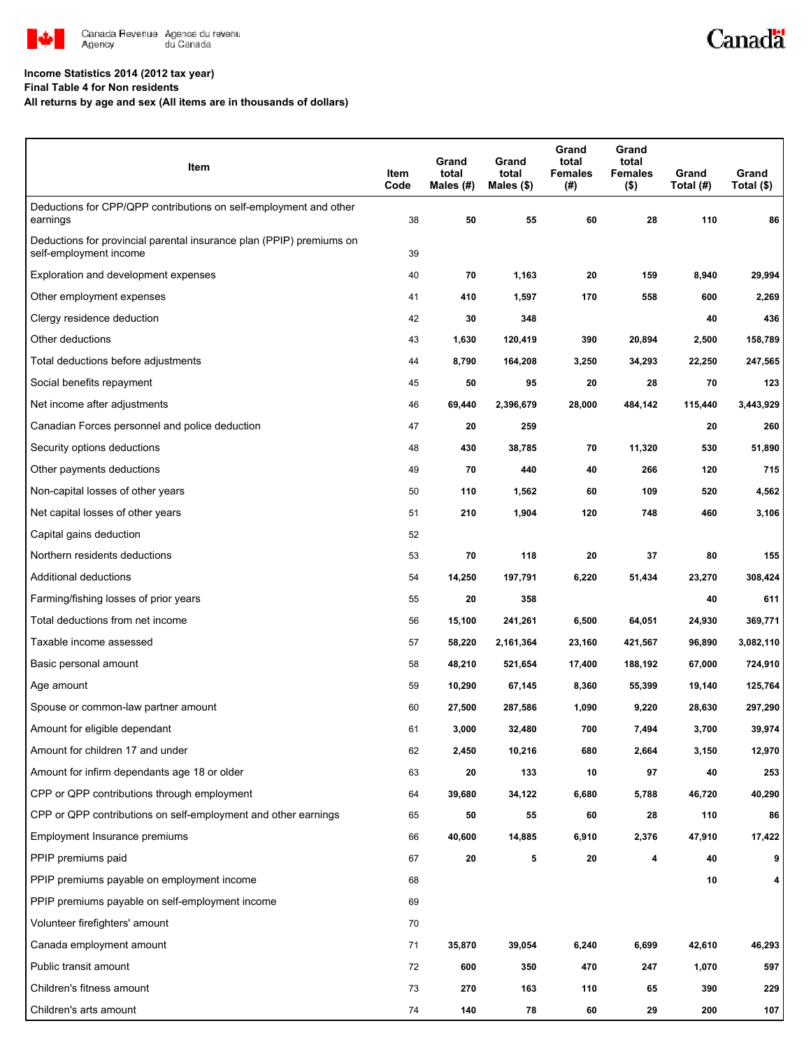**Income Statistics 2014 (2012 tax year)**
**Final Table 4 for Non residents**
**All returns by age and sex (All items are in thousands of dollars)**

| Item | Item Code | Grand total Males (#) | Grand total Males ($) | Grand total Females (#) | Grand total Females ($) | Grand Total (#) | Grand Total ($) |
|---|---|---|---|---|---|---|---|
| Deductions for CPP/QPP contributions on self-employment and other earnings | 38 | 50 | 55 | 60 | 28 | 110 | 86 |
| Deductions for provincial parental insurance plan (PPIP) premiums on self-employment income | 39 | | | | | | |
| Exploration and development expenses | 40 | 70 | 1,163 | 20 | 159 | 8,940 | 29,994 |
| Other employment expenses | 41 | 410 | 1,597 | 170 | 558 | 600 | 2,269 |
| Clergy residence deduction | 42 | 30 | 348 | | | 40 | 436 |
| Other deductions | 43 | 1,630 | 120,419 | 390 | 20,894 | 2,500 | 158,789 |
| Total deductions before adjustments | 44 | 8,790 | 164,208 | 3,250 | 34,293 | 22,250 | 247,565 |
| Social benefits repayment | 45 | 50 | 95 | 20 | 28 | 70 | 123 |
| Net income after adjustments | 46 | 69,440 | 2,396,679 | 28,000 | 484,142 | 115,440 | 3,443,929 |
| Canadian Forces personnel and police deduction | 47 | 20 | 259 | | | 20 | 260 |
| Security options deductions | 48 | 430 | 38,785 | 70 | 11,320 | 530 | 51,890 |
| Other payments deductions | 49 | 70 | 440 | 40 | 266 | 120 | 715 |
| Non-capital losses of other years | 50 | 110 | 1,562 | 60 | 109 | 520 | 4,562 |
| Net capital losses of other years | 51 | 210 | 1,904 | 120 | 748 | 460 | 3,106 |
| Capital gains deduction | 52 | | | | | | |
| Northern residents deductions | 53 | 70 | 118 | 20 | 37 | 80 | 155 |
| Additional deductions | 54 | 14,250 | 197,791 | 6,220 | 51,434 | 23,270 | 308,424 |
| Farming/fishing losses of prior years | 55 | 20 | 358 | | | 40 | 611 |
| Total deductions from net income | 56 | 15,100 | 241,261 | 6,500 | 64,051 | 24,930 | 369,771 |
| Taxable income assessed | 57 | 58,220 | 2,161,364 | 23,160 | 421,567 | 96,890 | 3,082,110 |
| Basic personal amount | 58 | 48,210 | 521,654 | 17,400 | 188,192 | 67,000 | 724,910 |
| Age amount | 59 | 10,290 | 67,145 | 8,360 | 55,399 | 19,140 | 125,764 |
| Spouse or common-law partner amount | 60 | 27,500 | 287,586 | 1,090 | 9,220 | 28,630 | 297,290 |
| Amount for eligible dependant | 61 | 3,000 | 32,480 | 700 | 7,494 | 3,700 | 39,974 |
| Amount for children 17 and under | 62 | 2,450 | 10,216 | 680 | 2,664 | 3,150 | 12,970 |
| Amount for infirm dependants age 18 or older | 63 | 20 | 133 | 10 | 97 | 40 | 253 |
| CPP or QPP contributions through employment | 64 | 39,680 | 34,122 | 6,680 | 5,788 | 46,720 | 40,290 |
| CPP or QPP contributions on self-employment and other earnings | 65 | 50 | 55 | 60 | 28 | 110 | 86 |
| Employment Insurance premiums | 66 | 40,600 | 14,885 | 6,910 | 2,376 | 47,910 | 17,422 |
| PPIP premiums paid | 67 | 20 | 5 | 20 | 4 | 40 | 9 |
| PPIP premiums payable on employment income | 68 | | | | | 10 | 4 |
| PPIP premiums payable on self-employment income | 69 | | | | | | |
| Volunteer firefighters' amount | 70 | | | | | | |
| Canada employment amount | 71 | 35,870 | 39,054 | 6,240 | 6,699 | 42,610 | 46,293 |
| Public transit amount | 72 | 600 | 350 | 470 | 247 | 1,070 | 597 |
| Children's fitness amount | 73 | 270 | 163 | 110 | 65 | 390 | 229 |
| Children's arts amount | 74 | 140 | 78 | 60 | 29 | 200 | 107 |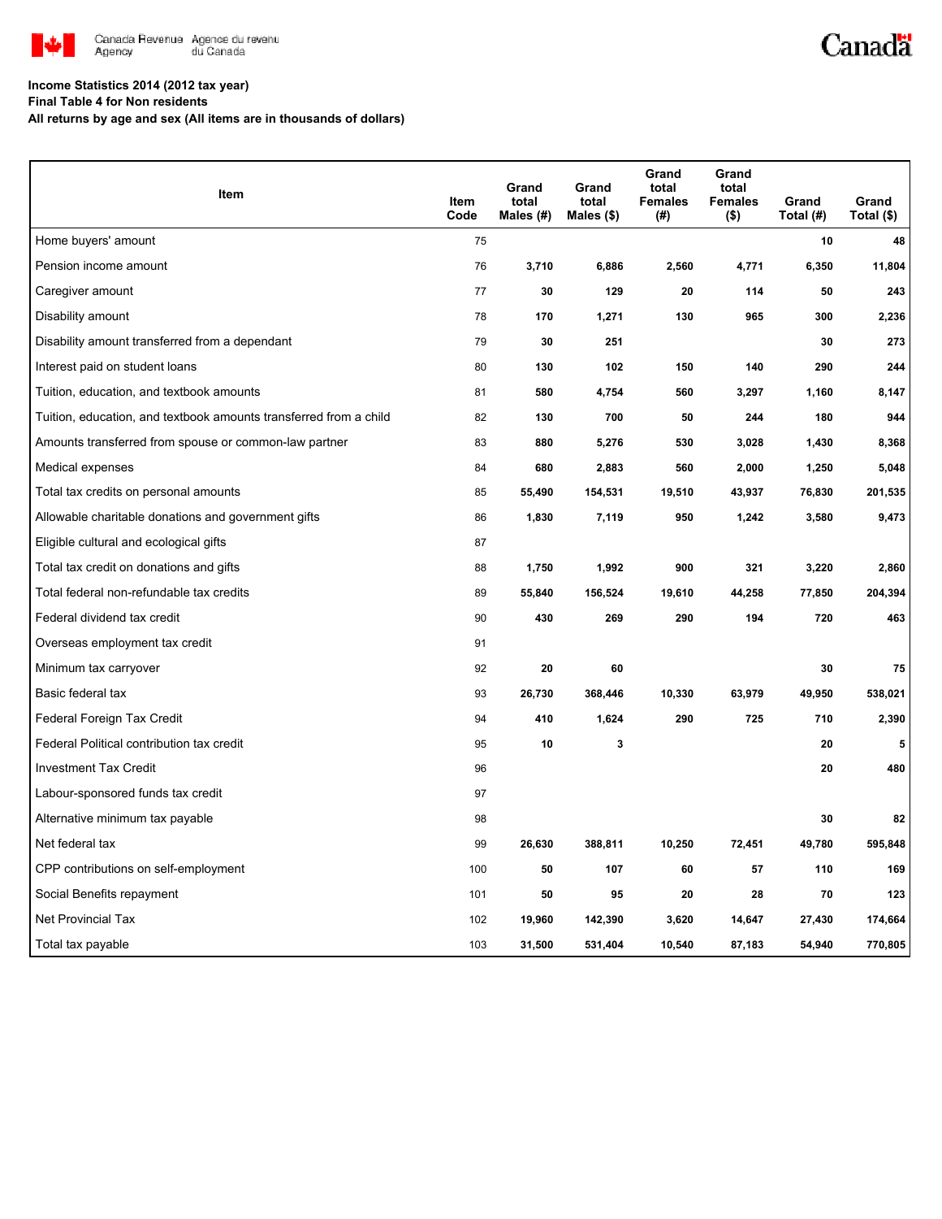**Income Statistics 2014 (2012 tax year)**
**Final Table 4 for Non residents**
**All returns by age and sex (All items are in thousands of dollars)**

| Item | Item Code | Grand total Males (#) | Grand total Males ($) | Grand total Females (#) | Grand total Females ($) | Grand Total (#) | Grand Total ($) |
|---|---|---|---|---|---|---|---|
| Home buyers' amount | 75 | | | | | 10 | 48 |
| Pension income amount | 76 | 3,710 | 6,886 | 2,560 | 4,771 | 6,350 | 11,804 |
| Caregiver amount | 77 | 30 | 129 | 20 | 114 | 50 | 243 |
| Disability amount | 78 | 170 | 1,271 | 130 | 965 | 300 | 2,236 |
| Disability amount transferred from a dependant | 79 | 30 | 251 | | | 30 | 273 |
| Interest paid on student loans | 80 | 130 | 102 | 150 | 140 | 290 | 244 |
| Tuition, education, and textbook amounts | 81 | 580 | 4,754 | 560 | 3,297 | 1,160 | 8,147 |
| Tuition, education, and textbook amounts transferred from a child | 82 | 130 | 700 | 50 | 244 | 180 | 944 |
| Amounts transferred from spouse or common-law partner | 83 | 880 | 5,276 | 530 | 3,028 | 1,430 | 8,368 |
| Medical expenses | 84 | 680 | 2,883 | 560 | 2,000 | 1,250 | 5,048 |
| Total tax credits on personal amounts | 85 | 55,490 | 154,531 | 19,510 | 43,937 | 76,830 | 201,535 |
| Allowable charitable donations and government gifts | 86 | 1,830 | 7,119 | 950 | 1,242 | 3,580 | 9,473 |
| Eligible cultural and ecological gifts | 87 | | | | | | |
| Total tax credit on donations and gifts | 88 | 1,750 | 1,992 | 900 | 321 | 3,220 | 2,860 |
| Total federal non-refundable tax credits | 89 | 55,840 | 156,524 | 19,610 | 44,258 | 77,850 | 204,394 |
| Federal dividend tax credit | 90 | 430 | 269 | 290 | 194 | 720 | 463 |
| Overseas employment tax credit | 91 | | | | | | |
| Minimum tax carryover | 92 | 20 | 60 | | | 30 | 75 |
| Basic federal tax | 93 | 26,730 | 368,446 | 10,330 | 63,979 | 49,950 | 538,021 |
| Federal Foreign Tax Credit | 94 | 410 | 1,624 | 290 | 725 | 710 | 2,390 |
| Federal Political contribution tax credit | 95 | 10 | 3 | | | 20 | 5 |
| Investment Tax Credit | 96 | | | | | 20 | 480 |
| Labour-sponsored funds tax credit | 97 | | | | | | |
| Alternative minimum tax payable | 98 | | | | | 30 | 82 |
| Net federal tax | 99 | 26,630 | 388,811 | 10,250 | 72,451 | 49,780 | 595,848 |
| CPP contributions on self-employment | 100 | 50 | 107 | 60 | 57 | 110 | 169 |
| Social Benefits repayment | 101 | 50 | 95 | 20 | 28 | 70 | 123 |
| Net Provincial Tax | 102 | 19,960 | 142,390 | 3,620 | 14,647 | 27,430 | 174,664 |
| Total tax payable | 103 | 31,500 | 531,404 | 10,540 | 87,183 | 54,940 | 770,805 |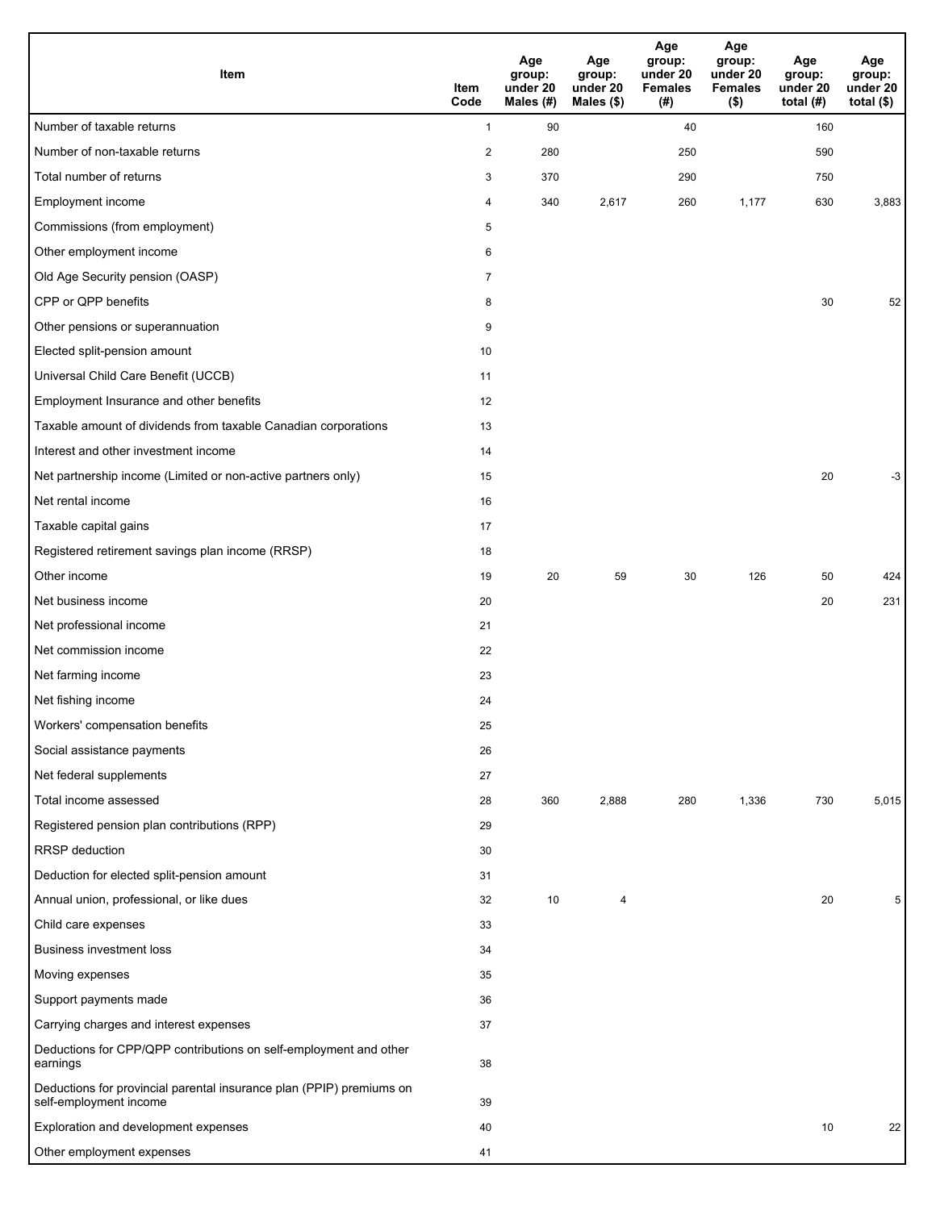| Item | Item Code | Age group: under 20 Males (#) | Age group: under 20 Males ($) | Age group: under 20 Females (#) | Age group: under 20 Females ($) | Age group: under 20 total (#) | Age group: under 20 total ($) |
|---|---|---|---|---|---|---|---|
| Number of taxable returns | 1 | 90 | | 40 | | 160 | |
| Number of non-taxable returns | 2 | 280 | | 250 | | 590 | |
| Total number of returns | 3 | 370 | | 290 | | 750 | |
| Employment income | 4 | 340 | 2,617 | 260 | 1,177 | 630 | 3,883 |
| Commissions (from employment) | 5 | | | | | | |
| Other employment income | 6 | | | | | | |
| Old Age Security pension (OASP) | 7 | | | | | | |
| CPP or QPP benefits | 8 | | | | | 30 | 52 |
| Other pensions or superannuation | 9 | | | | | | |
| Elected split-pension amount | 10 | | | | | | |
| Universal Child Care Benefit (UCCB) | 11 | | | | | | |
| Employment Insurance and other benefits | 12 | | | | | | |
| Taxable amount of dividends from taxable Canadian corporations | 13 | | | | | | |
| Interest and other investment income | 14 | | | | | | |
| Net partnership income (Limited or non-active partners only) | 15 | | | | | 20 | -3 |
| Net rental income | 16 | | | | | | |
| Taxable capital gains | 17 | | | | | | |
| Registered retirement savings plan income (RRSP) | 18 | | | | | | |
| Other income | 19 | 20 | 59 | 30 | 126 | 50 | 424 |
| Net business income | 20 | | | | | 20 | 231 |
| Net professional income | 21 | | | | | | |
| Net commission income | 22 | | | | | | |
| Net farming income | 23 | | | | | | |
| Net fishing income | 24 | | | | | | |
| Workers' compensation benefits | 25 | | | | | | |
| Social assistance payments | 26 | | | | | | |
| Net federal supplements | 27 | | | | | | |
| Total income assessed | 28 | 360 | 2,888 | 280 | 1,336 | 730 | 5,015 |
| Registered pension plan contributions (RPP) | 29 | | | | | | |
| RRSP deduction | 30 | | | | | | |
| Deduction for elected split-pension amount | 31 | | | | | | |
| Annual union, professional, or like dues | 32 | 10 | 4 | | | 20 | 5 |
| Child care expenses | 33 | | | | | | |
| Business investment loss | 34 | | | | | | |
| Moving expenses | 35 | | | | | | |
| Support payments made | 36 | | | | | | |
| Carrying charges and interest expenses | 37 | | | | | | |
| Deductions for CPP/QPP contributions on self-employment and other earnings | 38 | | | | | | |
| Deductions for provincial parental insurance plan (PPIP) premiums on self-employment income | 39 | | | | | | |
| Exploration and development expenses | 40 | | | | | 10 | 22 |
| Other employment expenses | 41 | | | | | | |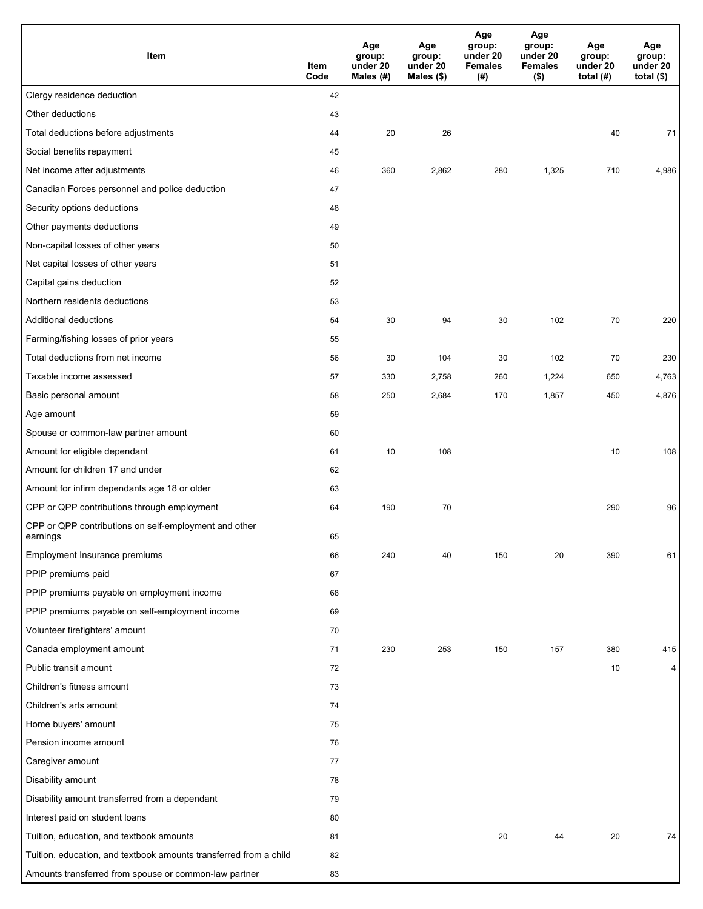| Item | Item Code | Age group: under 20 Males (#) | Age group: under 20 Males ($) | Age group: under 20 Females (#) | Age group: under 20 Females ($) | Age group: under 20 total (#) | Age group: under 20 total ($) |
|---|---|---|---|---|---|---|---|
| Clergy residence deduction | 42 | | | | | | |
| Other deductions | 43 | | | | | | |
| Total deductions before adjustments | 44 | 20 | 26 | | | 40 | 71 |
| Social benefits repayment | 45 | | | | | | |
| Net income after adjustments | 46 | 360 | 2,862 | 280 | 1,325 | 710 | 4,986 |
| Canadian Forces personnel and police deduction | 47 | | | | | | |
| Security options deductions | 48 | | | | | | |
| Other payments deductions | 49 | | | | | | |
| Non-capital losses of other years | 50 | | | | | | |
| Net capital losses of other years | 51 | | | | | | |
| Capital gains deduction | 52 | | | | | | |
| Northern residents deductions | 53 | | | | | | |
| Additional deductions | 54 | 30 | 94 | 30 | 102 | 70 | 220 |
| Farming/fishing losses of prior years | 55 | | | | | | |
| Total deductions from net income | 56 | 30 | 104 | 30 | 102 | 70 | 230 |
| Taxable income assessed | 57 | 330 | 2,758 | 260 | 1,224 | 650 | 4,763 |
| Basic personal amount | 58 | 250 | 2,684 | 170 | 1,857 | 450 | 4,876 |
| Age amount | 59 | | | | | | |
| Spouse or common-law partner amount | 60 | | | | | | |
| Amount for eligible dependant | 61 | 10 | 108 | | | 10 | 108 |
| Amount for children 17 and under | 62 | | | | | | |
| Amount for infirm dependants age 18 or older | 63 | | | | | | |
| CPP or QPP contributions through employment | 64 | 190 | 70 | | | 290 | 96 |
| CPP or QPP contributions on self-employment and other earnings | 65 | | | | | | |
| Employment Insurance premiums | 66 | 240 | 40 | 150 | 20 | 390 | 61 |
| PPIP premiums paid | 67 | | | | | | |
| PPIP premiums payable on employment income | 68 | | | | | | |
| PPIP premiums payable on self-employment income | 69 | | | | | | |
| Volunteer firefighters' amount | 70 | | | | | | |
| Canada employment amount | 71 | 230 | 253 | 150 | 157 | 380 | 415 |
| Public transit amount | 72 | | | | | 10 | 4 |
| Children's fitness amount | 73 | | | | | | |
| Children's arts amount | 74 | | | | | | |
| Home buyers' amount | 75 | | | | | | |
| Pension income amount | 76 | | | | | | |
| Caregiver amount | 77 | | | | | | |
| Disability amount | 78 | | | | | | |
| Disability amount transferred from a dependant | 79 | | | | | | |
| Interest paid on student loans | 80 | | | | | | |
| Tuition, education, and textbook amounts | 81 | | | 20 | 44 | 20 | 74 |
| Tuition, education, and textbook amounts transferred from a child | 82 | | | | | | |
| Amounts transferred from spouse or common-law partner | 83 | | | | | | |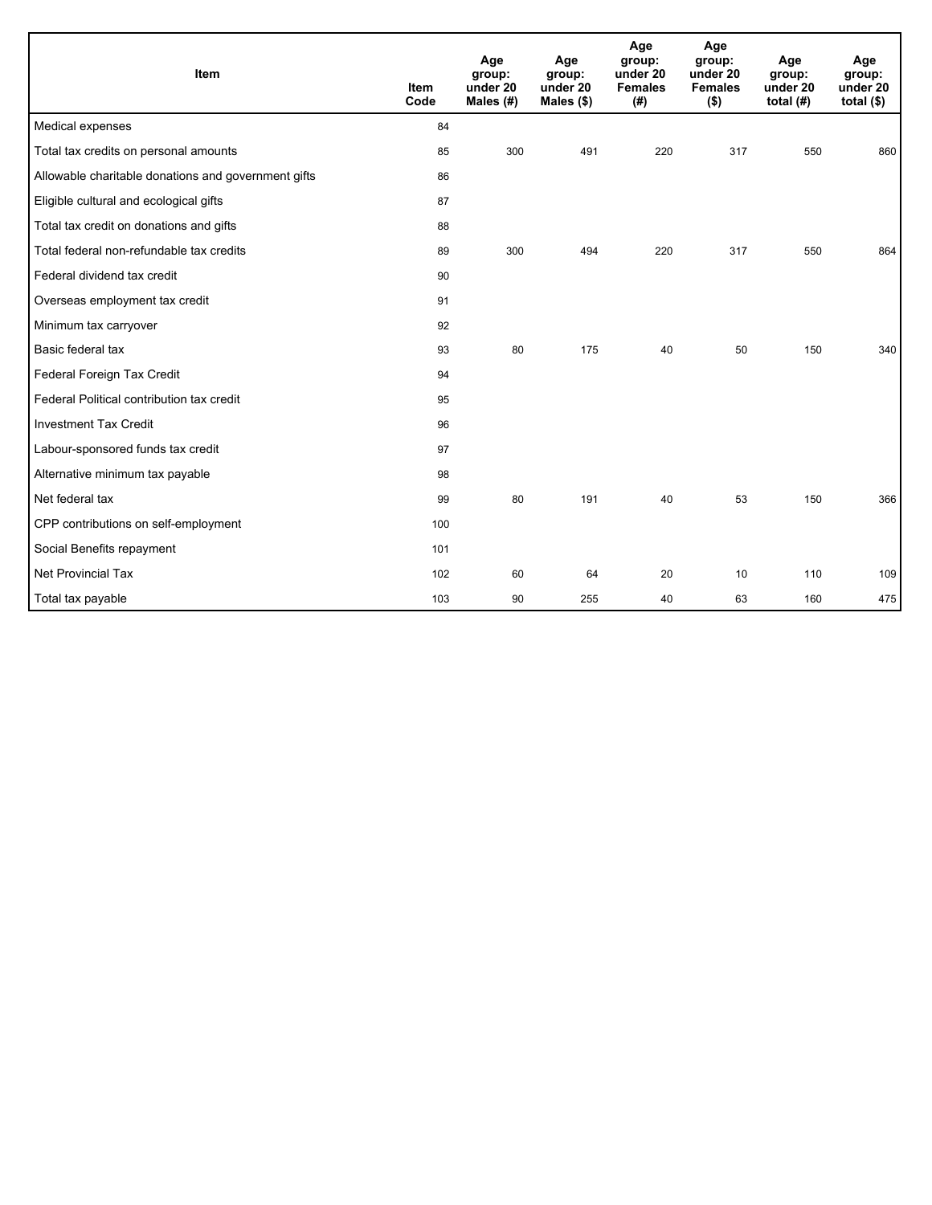| Item | Item Code | Age group: under 20 Males (#) | Age group: under 20 Males ($) | Age group: under 20 Females (#) | Age group: under 20 Females ($) | Age group: under 20 total (#) | Age group: under 20 total ($) |
|---|---|---|---|---|---|---|---|
| Medical expenses | 84 | | | | | | |
| Total tax credits on personal amounts | 85 | 300 | 491 | 220 | 317 | 550 | 860 |
| Allowable charitable donations and government gifts | 86 | | | | | | |
| Eligible cultural and ecological gifts | 87 | | | | | | |
| Total tax credit on donations and gifts | 88 | | | | | | |
| Total federal non-refundable tax credits | 89 | 300 | 494 | 220 | 317 | 550 | 864 |
| Federal dividend tax credit | 90 | | | | | | |
| Overseas employment tax credit | 91 | | | | | | |
| Minimum tax carryover | 92 | | | | | | |
| Basic federal tax | 93 | 80 | 175 | 40 | 50 | 150 | 340 |
| Federal Foreign Tax Credit | 94 | | | | | | |
| Federal Political contribution tax credit | 95 | | | | | | |
| Investment Tax Credit | 96 | | | | | | |
| Labour-sponsored funds tax credit | 97 | | | | | | |
| Alternative minimum tax payable | 98 | | | | | | |
| Net federal tax | 99 | 80 | 191 | 40 | 53 | 150 | 366 |
| CPP contributions on self-employment | 100 | | | | | | |
| Social Benefits repayment | 101 | | | | | | |
| Net Provincial Tax | 102 | 60 | 64 | 20 | 10 | 110 | 109 |
| Total tax payable | 103 | 90 | 255 | 40 | 63 | 160 | 475 |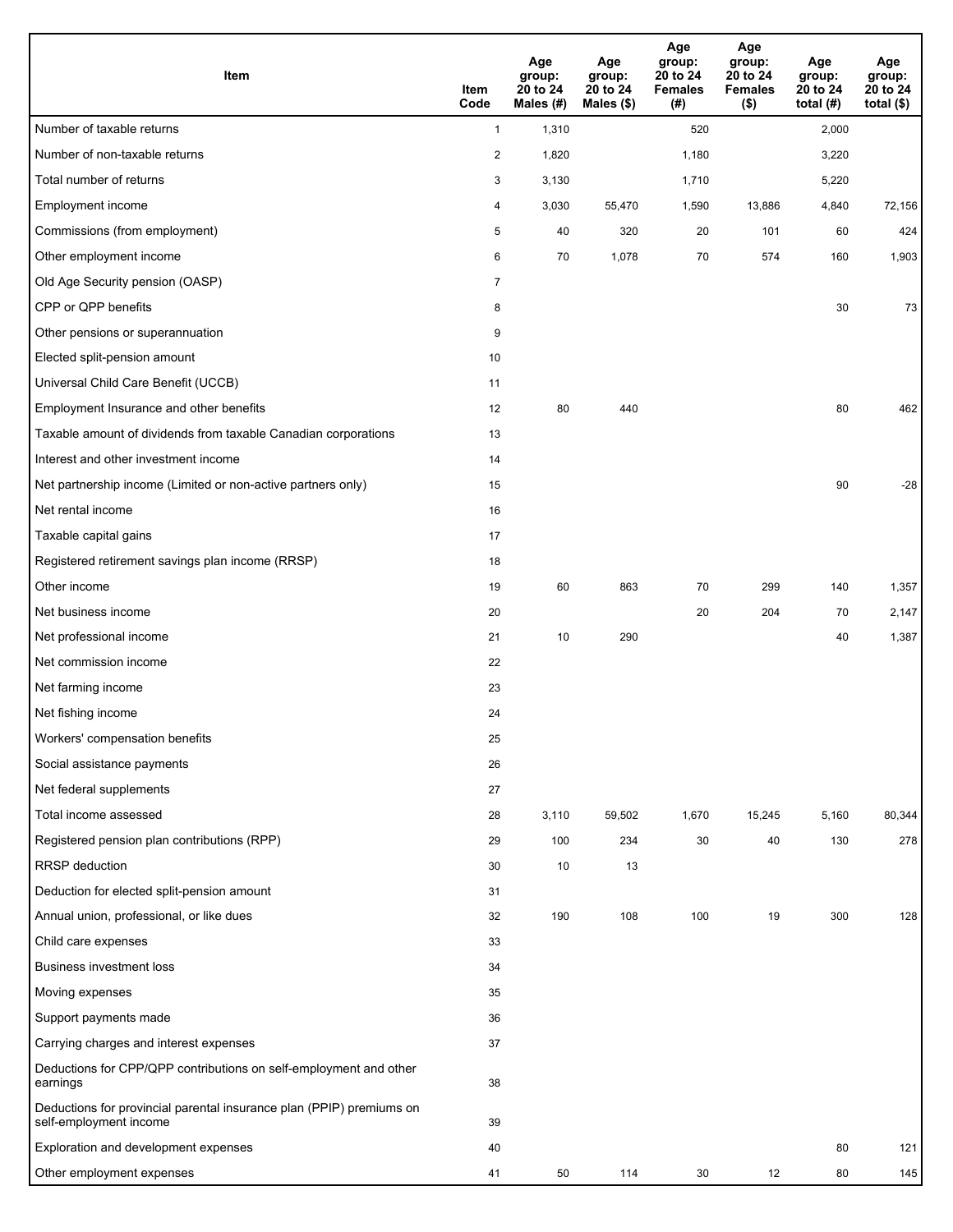| Item | Item Code | Age group: 20 to 24 Males (#) | Age group: 20 to 24 Males ($) | Age group: 20 to 24 Females (#) | Age group: 20 to 24 Females ($) | Age group: 20 to 24 total (#) | Age group: 20 to 24 total ($) |
|---|---|---|---|---|---|---|---|
| Number of taxable returns | 1 | 1,310 | | 520 | | 2,000 | |
| Number of non-taxable returns | 2 | 1,820 | | 1,180 | | 3,220 | |
| Total number of returns | 3 | 3,130 | | 1,710 | | 5,220 | |
| Employment income | 4 | 3,030 | 55,470 | 1,590 | 13,886 | 4,840 | 72,156 |
| Commissions (from employment) | 5 | 40 | 320 | 20 | 101 | 60 | 424 |
| Other employment income | 6 | 70 | 1,078 | 70 | 574 | 160 | 1,903 |
| Old Age Security pension (OASP) | 7 | | | | | | |
| CPP or QPP benefits | 8 | | | | | 30 | 73 |
| Other pensions or superannuation | 9 | | | | | | |
| Elected split-pension amount | 10 | | | | | | |
| Universal Child Care Benefit (UCCB) | 11 | | | | | | |
| Employment Insurance and other benefits | 12 | 80 | 440 | | | 80 | 462 |
| Taxable amount of dividends from taxable Canadian corporations | 13 | | | | | | |
| Interest and other investment income | 14 | | | | | | |
| Net partnership income (Limited or non-active partners only) | 15 | | | | | 90 | -28 |
| Net rental income | 16 | | | | | | |
| Taxable capital gains | 17 | | | | | | |
| Registered retirement savings plan income (RRSP) | 18 | | | | | | |
| Other income | 19 | 60 | 863 | 70 | 299 | 140 | 1,357 |
| Net business income | 20 | | | 20 | 204 | 70 | 2,147 |
| Net professional income | 21 | 10 | 290 | | | 40 | 1,387 |
| Net commission income | 22 | | | | | | |
| Net farming income | 23 | | | | | | |
| Net fishing income | 24 | | | | | | |
| Workers' compensation benefits | 25 | | | | | | |
| Social assistance payments | 26 | | | | | | |
| Net federal supplements | 27 | | | | | | |
| Total income assessed | 28 | 3,110 | 59,502 | 1,670 | 15,245 | 5,160 | 80,344 |
| Registered pension plan contributions (RPP) | 29 | 100 | 234 | 30 | 40 | 130 | 278 |
| RRSP deduction | 30 | 10 | 13 | | | | |
| Deduction for elected split-pension amount | 31 | | | | | | |
| Annual union, professional, or like dues | 32 | 190 | 108 | 100 | 19 | 300 | 128 |
| Child care expenses | 33 | | | | | | |
| Business investment loss | 34 | | | | | | |
| Moving expenses | 35 | | | | | | |
| Support payments made | 36 | | | | | | |
| Carrying charges and interest expenses | 37 | | | | | | |
| Deductions for CPP/QPP contributions on self-employment and other earnings | 38 | | | | | | |
| Deductions for provincial parental insurance plan (PPIP) premiums on self-employment income | 39 | | | | | | |
| Exploration and development expenses | 40 | | | | | 80 | 121 |
| Other employment expenses | 41 | 50 | 114 | 30 | 12 | 80 | 145 |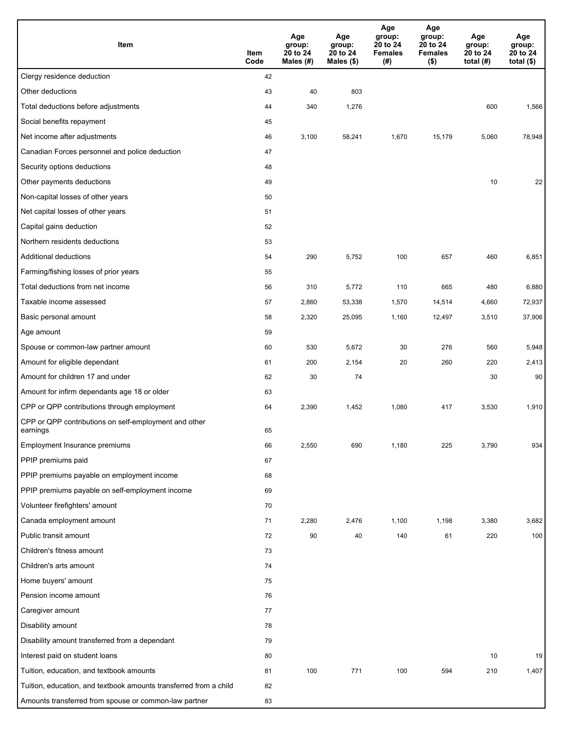| Item | Item Code | Age group: 20 to 24 Males (#) | Age group: 20 to 24 Males ($) | Age group: 20 to 24 Females (#) | Age group: 20 to 24 Females ($) | Age group: 20 to 24 total (#) | Age group: 20 to 24 total ($) |
|---|---|---|---|---|---|---|---|
| Clergy residence deduction | 42 | | | | | | |
| Other deductions | 43 | 40 | 803 | | | | |
| Total deductions before adjustments | 44 | 340 | 1,276 | | | 600 | 1,566 |
| Social benefits repayment | 45 | | | | | | |
| Net income after adjustments | 46 | 3,100 | 58,241 | 1,670 | 15,179 | 5,060 | 78,948 |
| Canadian Forces personnel and police deduction | 47 | | | | | | |
| Security options deductions | 48 | | | | | | |
| Other payments deductions | 49 | | | | | 10 | 22 |
| Non-capital losses of other years | 50 | | | | | | |
| Net capital losses of other years | 51 | | | | | | |
| Capital gains deduction | 52 | | | | | | |
| Northern residents deductions | 53 | | | | | | |
| Additional deductions | 54 | 290 | 5,752 | 100 | 657 | 460 | 6,851 |
| Farming/fishing losses of prior years | 55 | | | | | | |
| Total deductions from net income | 56 | 310 | 5,772 | 110 | 665 | 480 | 6,880 |
| Taxable income assessed | 57 | 2,860 | 53,338 | 1,570 | 14,514 | 4,660 | 72,937 |
| Basic personal amount | 58 | 2,320 | 25,095 | 1,160 | 12,497 | 3,510 | 37,906 |
| Age amount | 59 | | | | | | |
| Spouse or common-law partner amount | 60 | 530 | 5,672 | 30 | 276 | 560 | 5,948 |
| Amount for eligible dependant | 61 | 200 | 2,154 | 20 | 260 | 220 | 2,413 |
| Amount for children 17 and under | 62 | 30 | 74 | | | 30 | 90 |
| Amount for infirm dependants age 18 or older | 63 | | | | | | |
| CPP or QPP contributions through employment | 64 | 2,390 | 1,452 | 1,080 | 417 | 3,530 | 1,910 |
| CPP or QPP contributions on self-employment and other earnings | 65 | | | | | | |
| Employment Insurance premiums | 66 | 2,550 | 690 | 1,180 | 225 | 3,790 | 934 |
| PPIP premiums paid | 67 | | | | | | |
| PPIP premiums payable on employment income | 68 | | | | | | |
| PPIP premiums payable on self-employment income | 69 | | | | | | |
| Volunteer firefighters' amount | 70 | | | | | | |
| Canada employment amount | 71 | 2,280 | 2,476 | 1,100 | 1,198 | 3,380 | 3,682 |
| Public transit amount | 72 | 90 | 40 | 140 | 61 | 220 | 100 |
| Children's fitness amount | 73 | | | | | | |
| Children's arts amount | 74 | | | | | | |
| Home buyers' amount | 75 | | | | | | |
| Pension income amount | 76 | | | | | | |
| Caregiver amount | 77 | | | | | | |
| Disability amount | 78 | | | | | | |
| Disability amount transferred from a dependant | 79 | | | | | | |
| Interest paid on student loans | 80 | | | | | 10 | 19 |
| Tuition, education, and textbook amounts | 81 | 100 | 771 | 100 | 594 | 210 | 1,407 |
| Tuition, education, and textbook amounts transferred from a child | 82 | | | | | | |
| Amounts transferred from spouse or common-law partner | 83 | | | | | | |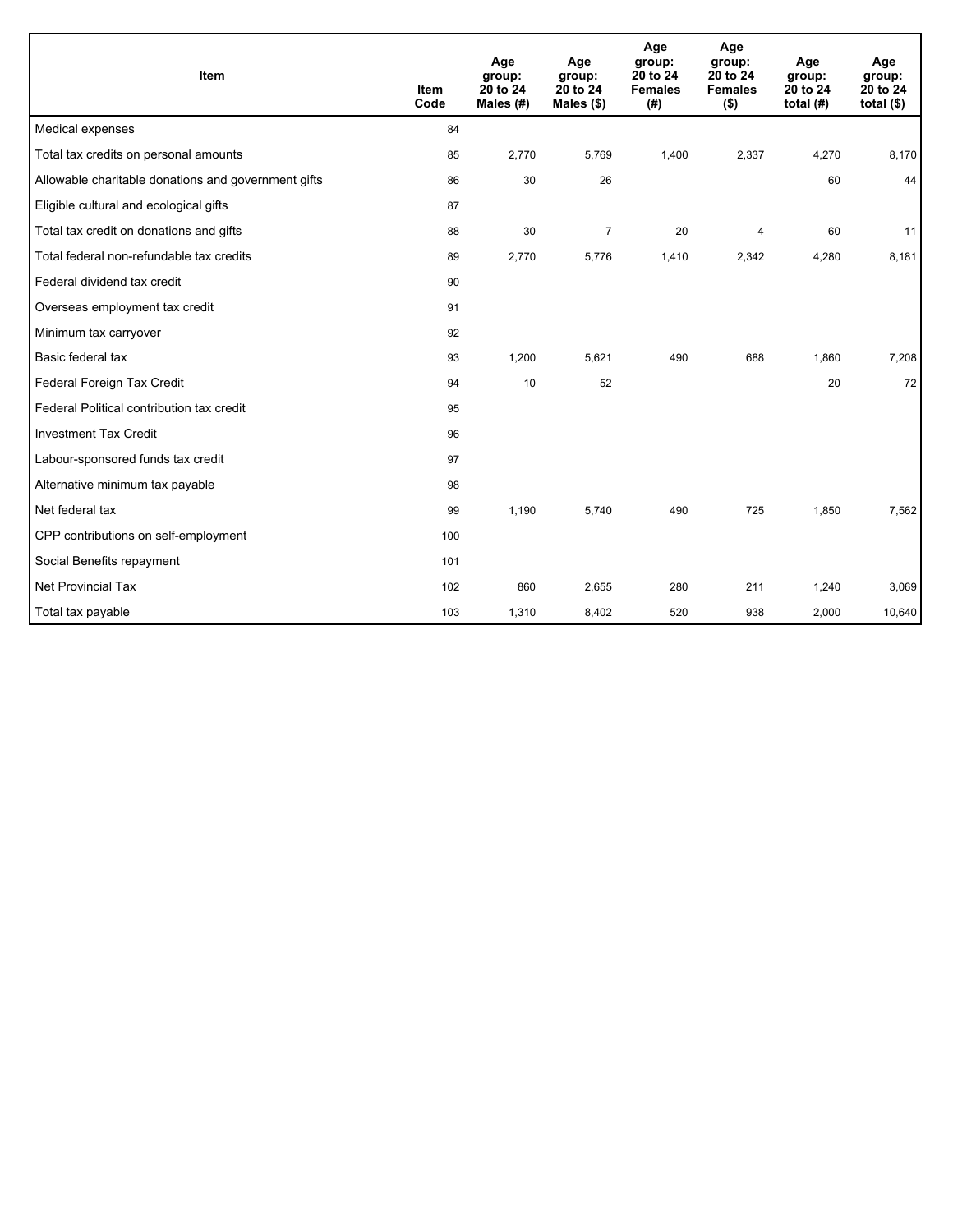| Item | Item Code | Age group: 20 to 24 Males (#) | Age group: 20 to 24 Males ($) | Age group: 20 to 24 Females (#) | Age group: 20 to 24 Females ($) | Age group: 20 to 24 total (#) | Age group: 20 to 24 total ($) |
|---|---|---|---|---|---|---|---|
| Medical expenses | 84 | | | | | | |
| Total tax credits on personal amounts | 85 | 2,770 | 5,769 | 1,400 | 2,337 | 4,270 | 8,170 |
| Allowable charitable donations and government gifts | 86 | 30 | 26 | | | 60 | 44 |
| Eligible cultural and ecological gifts | 87 | | | | | | |
| Total tax credit on donations and gifts | 88 | 30 | 7 | 20 | 4 | 60 | 11 |
| Total federal non-refundable tax credits | 89 | 2,770 | 5,776 | 1,410 | 2,342 | 4,280 | 8,181 |
| Federal dividend tax credit | 90 | | | | | | |
| Overseas employment tax credit | 91 | | | | | | |
| Minimum tax carryover | 92 | | | | | | |
| Basic federal tax | 93 | 1,200 | 5,621 | 490 | 688 | 1,860 | 7,208 |
| Federal Foreign Tax Credit | 94 | 10 | 52 | | | 20 | 72 |
| Federal Political contribution tax credit | 95 | | | | | | |
| Investment Tax Credit | 96 | | | | | | |
| Labour-sponsored funds tax credit | 97 | | | | | | |
| Alternative minimum tax payable | 98 | | | | | | |
| Net federal tax | 99 | 1,190 | 5,740 | 490 | 725 | 1,850 | 7,562 |
| CPP contributions on self-employment | 100 | | | | | | |
| Social Benefits repayment | 101 | | | | | | |
| Net Provincial Tax | 102 | 860 | 2,655 | 280 | 211 | 1,240 | 3,069 |
| Total tax payable | 103 | 1,310 | 8,402 | 520 | 938 | 2,000 | 10,640 |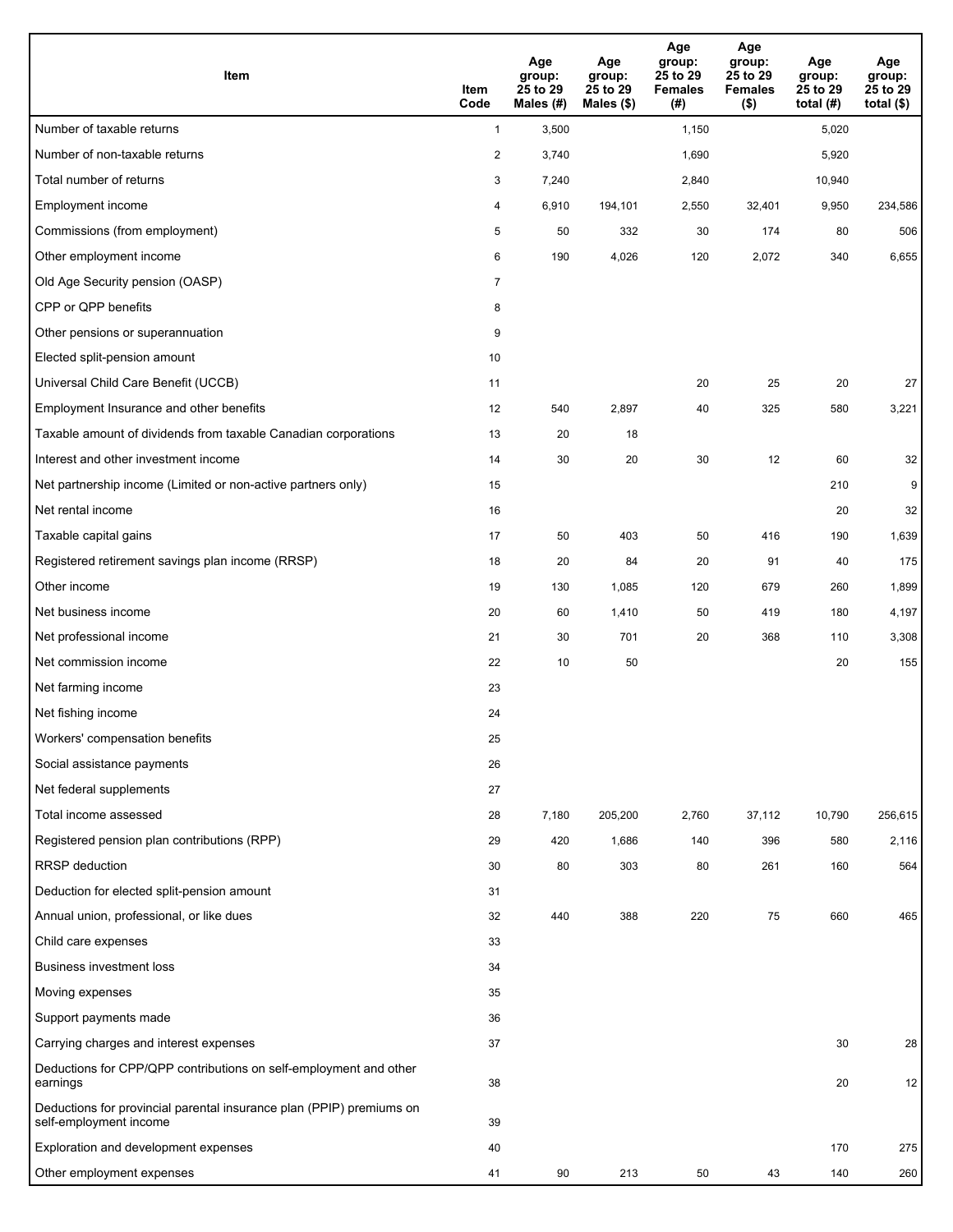| Item | Item Code | Age group: 25 to 29 Males (#) | Age group: 25 to 29 Males ($) | Age group: 25 to 29 Females (#) | Age group: 25 to 29 Females ($) | Age group: 25 to 29 total (#) | Age group: 25 to 29 total ($) |
|---|---|---|---|---|---|---|---|
| Number of taxable returns | 1 | 3,500 | | 1,150 | | 5,020 | |
| Number of non-taxable returns | 2 | 3,740 | | 1,690 | | 5,920 | |
| Total number of returns | 3 | 7,240 | | 2,840 | | 10,940 | |
| Employment income | 4 | 6,910 | 194,101 | 2,550 | 32,401 | 9,950 | 234,586 |
| Commissions (from employment) | 5 | 50 | 332 | 30 | 174 | 80 | 506 |
| Other employment income | 6 | 190 | 4,026 | 120 | 2,072 | 340 | 6,655 |
| Old Age Security pension (OASP) | 7 | | | | | | |
| CPP or QPP benefits | 8 | | | | | | |
| Other pensions or superannuation | 9 | | | | | | |
| Elected split-pension amount | 10 | | | | | | |
| Universal Child Care Benefit (UCCB) | 11 | | | 20 | 25 | 20 | 27 |
| Employment Insurance and other benefits | 12 | 540 | 2,897 | 40 | 325 | 580 | 3,221 |
| Taxable amount of dividends from taxable Canadian corporations | 13 | 20 | 18 | | | | |
| Interest and other investment income | 14 | 30 | 20 | 30 | 12 | 60 | 32 |
| Net partnership income (Limited or non-active partners only) | 15 | | | | | 210 | 9 |
| Net rental income | 16 | | | | | 20 | 32 |
| Taxable capital gains | 17 | 50 | 403 | 50 | 416 | 190 | 1,639 |
| Registered retirement savings plan income (RRSP) | 18 | 20 | 84 | 20 | 91 | 40 | 175 |
| Other income | 19 | 130 | 1,085 | 120 | 679 | 260 | 1,899 |
| Net business income | 20 | 60 | 1,410 | 50 | 419 | 180 | 4,197 |
| Net professional income | 21 | 30 | 701 | 20 | 368 | 110 | 3,308 |
| Net commission income | 22 | 10 | 50 | | | 20 | 155 |
| Net farming income | 23 | | | | | | |
| Net fishing income | 24 | | | | | | |
| Workers' compensation benefits | 25 | | | | | | |
| Social assistance payments | 26 | | | | | | |
| Net federal supplements | 27 | | | | | | |
| Total income assessed | 28 | 7,180 | 205,200 | 2,760 | 37,112 | 10,790 | 256,615 |
| Registered pension plan contributions (RPP) | 29 | 420 | 1,686 | 140 | 396 | 580 | 2,116 |
| RRSP deduction | 30 | 80 | 303 | 80 | 261 | 160 | 564 |
| Deduction for elected split-pension amount | 31 | | | | | | |
| Annual union, professional, or like dues | 32 | 440 | 388 | 220 | 75 | 660 | 465 |
| Child care expenses | 33 | | | | | | |
| Business investment loss | 34 | | | | | | |
| Moving expenses | 35 | | | | | | |
| Support payments made | 36 | | | | | | |
| Carrying charges and interest expenses | 37 | | | | | 30 | 28 |
| Deductions for CPP/QPP contributions on self-employment and other earnings | 38 | | | | | 20 | 12 |
| Deductions for provincial parental insurance plan (PPIP) premiums on self-employment income | 39 | | | | | | |
| Exploration and development expenses | 40 | | | | | 170 | 275 |
| Other employment expenses | 41 | 90 | 213 | 50 | 43 | 140 | 260 |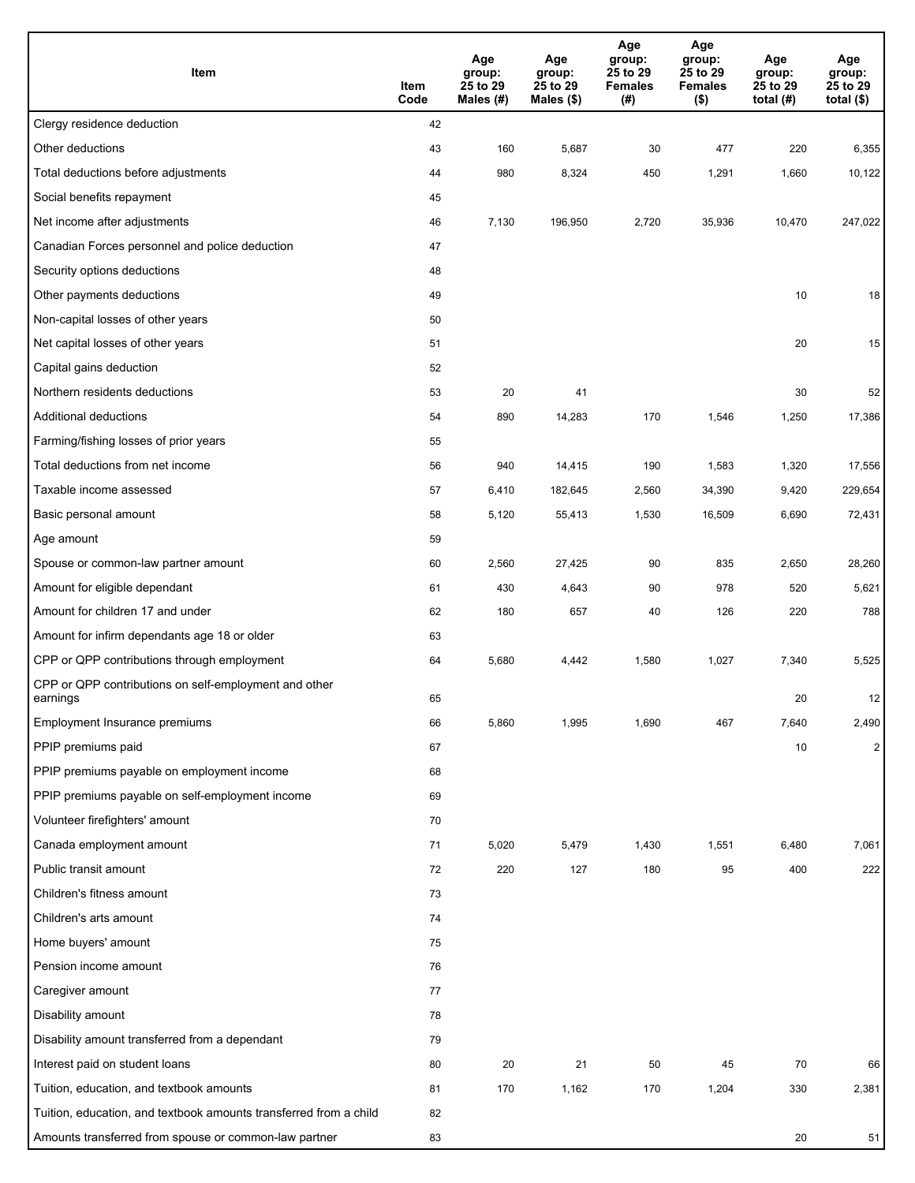| Item | Item Code | Age group: 25 to 29 Males (#) | Age group: 25 to 29 Males ($) | Age group: 25 to 29 Females (#) | Age group: 25 to 29 Females ($) | Age group: 25 to 29 total (#) | Age group: 25 to 29 total ($) |
|---|---|---|---|---|---|---|---|
| Clergy residence deduction | 42 | | | | | | |
| Other deductions | 43 | 160 | 5,687 | 30 | 477 | 220 | 6,355 |
| Total deductions before adjustments | 44 | 980 | 8,324 | 450 | 1,291 | 1,660 | 10,122 |
| Social benefits repayment | 45 | | | | | | |
| Net income after adjustments | 46 | 7,130 | 196,950 | 2,720 | 35,936 | 10,470 | 247,022 |
| Canadian Forces personnel and police deduction | 47 | | | | | | |
| Security options deductions | 48 | | | | | | |
| Other payments deductions | 49 | | | | | 10 | 18 |
| Non-capital losses of other years | 50 | | | | | | |
| Net capital losses of other years | 51 | | | | | 20 | 15 |
| Capital gains deduction | 52 | | | | | | |
| Northern residents deductions | 53 | 20 | 41 | | | 30 | 52 |
| Additional deductions | 54 | 890 | 14,283 | 170 | 1,546 | 1,250 | 17,386 |
| Farming/fishing losses of prior years | 55 | | | | | | |
| Total deductions from net income | 56 | 940 | 14,415 | 190 | 1,583 | 1,320 | 17,556 |
| Taxable income assessed | 57 | 6,410 | 182,645 | 2,560 | 34,390 | 9,420 | 229,654 |
| Basic personal amount | 58 | 5,120 | 55,413 | 1,530 | 16,509 | 6,690 | 72,431 |
| Age amount | 59 | | | | | | |
| Spouse or common-law partner amount | 60 | 2,560 | 27,425 | 90 | 835 | 2,650 | 28,260 |
| Amount for eligible dependant | 61 | 430 | 4,643 | 90 | 978 | 520 | 5,621 |
| Amount for children 17 and under | 62 | 180 | 657 | 40 | 126 | 220 | 788 |
| Amount for infirm dependants age 18 or older | 63 | | | | | | |
| CPP or QPP contributions through employment | 64 | 5,680 | 4,442 | 1,580 | 1,027 | 7,340 | 5,525 |
| CPP or QPP contributions on self-employment and other earnings | 65 | | | | | 20 | 12 |
| Employment Insurance premiums | 66 | 5,860 | 1,995 | 1,690 | 467 | 7,640 | 2,490 |
| PPIP premiums paid | 67 | | | | | 10 | 2 |
| PPIP premiums payable on employment income | 68 | | | | | | |
| PPIP premiums payable on self-employment income | 69 | | | | | | |
| Volunteer firefighters' amount | 70 | | | | | | |
| Canada employment amount | 71 | 5,020 | 5,479 | 1,430 | 1,551 | 6,480 | 7,061 |
| Public transit amount | 72 | 220 | 127 | 180 | 95 | 400 | 222 |
| Children's fitness amount | 73 | | | | | | |
| Children's arts amount | 74 | | | | | | |
| Home buyers' amount | 75 | | | | | | |
| Pension income amount | 76 | | | | | | |
| Caregiver amount | 77 | | | | | | |
| Disability amount | 78 | | | | | | |
| Disability amount transferred from a dependant | 79 | | | | | | |
| Interest paid on student loans | 80 | 20 | 21 | 50 | 45 | 70 | 66 |
| Tuition, education, and textbook amounts | 81 | 170 | 1,162 | 170 | 1,204 | 330 | 2,381 |
| Tuition, education, and textbook amounts transferred from a child | 82 | | | | | | |
| Amounts transferred from spouse or common-law partner | 83 | | | | | 20 | 51 |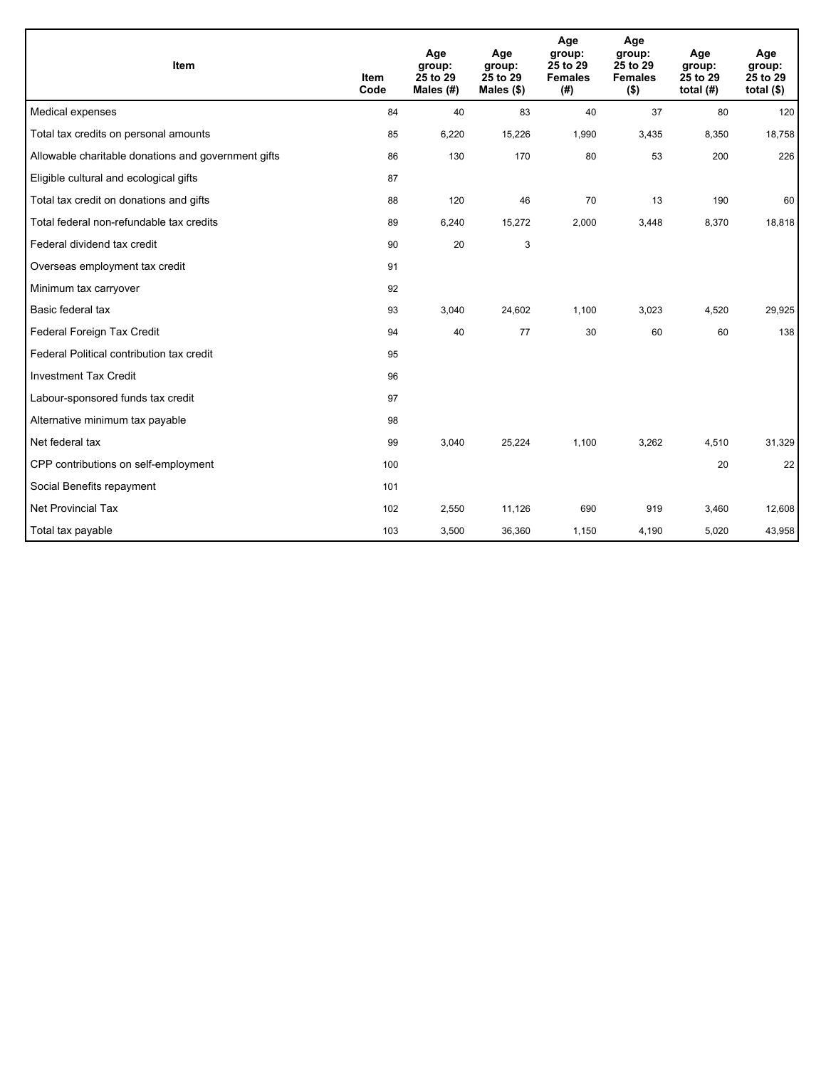| Item | Item Code | Age group: 25 to 29 Males (#) | Age group: 25 to 29 Males ($) | Age group: 25 to 29 Females (#) | Age group: 25 to 29 Females ($) | Age group: 25 to 29 total (#) | Age group: 25 to 29 total ($) |
|---|---|---|---|---|---|---|---|
| Medical expenses | 84 | 40 | 83 | 40 | 37 | 80 | 120 |
| Total tax credits on personal amounts | 85 | 6,220 | 15,226 | 1,990 | 3,435 | 8,350 | 18,758 |
| Allowable charitable donations and government gifts | 86 | 130 | 170 | 80 | 53 | 200 | 226 |
| Eligible cultural and ecological gifts | 87 | | | | | | |
| Total tax credit on donations and gifts | 88 | 120 | 46 | 70 | 13 | 190 | 60 |
| Total federal non-refundable tax credits | 89 | 6,240 | 15,272 | 2,000 | 3,448 | 8,370 | 18,818 |
| Federal dividend tax credit | 90 | 20 | 3 | | | | |
| Overseas employment tax credit | 91 | | | | | | |
| Minimum tax carryover | 92 | | | | | | |
| Basic federal tax | 93 | 3,040 | 24,602 | 1,100 | 3,023 | 4,520 | 29,925 |
| Federal Foreign Tax Credit | 94 | 40 | 77 | 30 | 60 | 60 | 138 |
| Federal Political contribution tax credit | 95 | | | | | | |
| Investment Tax Credit | 96 | | | | | | |
| Labour-sponsored funds tax credit | 97 | | | | | | |
| Alternative minimum tax payable | 98 | | | | | | |
| Net federal tax | 99 | 3,040 | 25,224 | 1,100 | 3,262 | 4,510 | 31,329 |
| CPP contributions on self-employment | 100 | | | | | 20 | 22 |
| Social Benefits repayment | 101 | | | | | | |
| Net Provincial Tax | 102 | 2,550 | 11,126 | 690 | 919 | 3,460 | 12,608 |
| Total tax payable | 103 | 3,500 | 36,360 | 1,150 | 4,190 | 5,020 | 43,958 |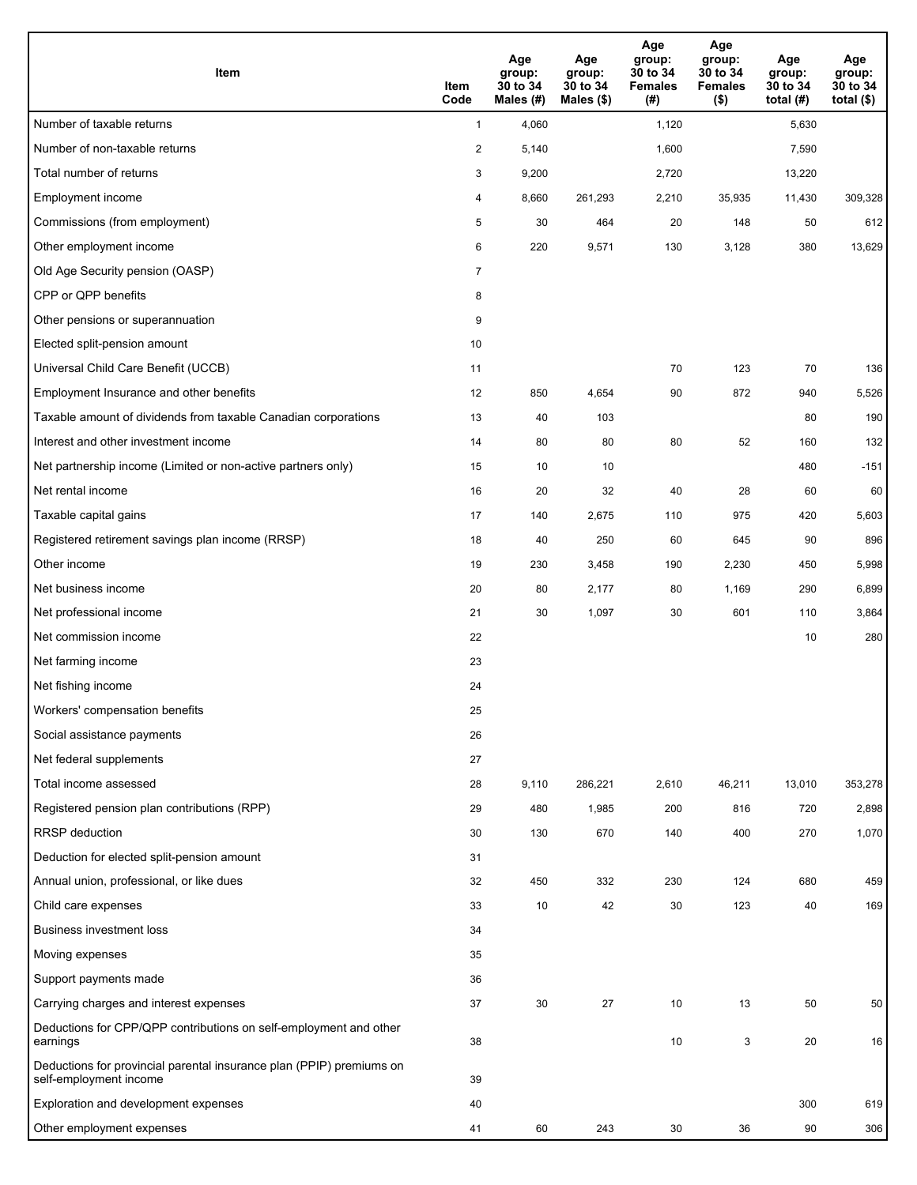| Item | Item Code | Age group: 30 to 34 Males (#) | Age group: 30 to 34 Males ($) | Age group: 30 to 34 Females (#) | Age group: 30 to 34 Females ($) | Age group: 30 to 34 total (#) | Age group: 30 to 34 total ($) |
|---|---|---|---|---|---|---|---|
| Number of taxable returns | 1 | 4,060 | | 1,120 | | 5,630 | |
| Number of non-taxable returns | 2 | 5,140 | | 1,600 | | 7,590 | |
| Total number of returns | 3 | 9,200 | | 2,720 | | 13,220 | |
| Employment income | 4 | 8,660 | 261,293 | 2,210 | 35,935 | 11,430 | 309,328 |
| Commissions (from employment) | 5 | 30 | 464 | 20 | 148 | 50 | 612 |
| Other employment income | 6 | 220 | 9,571 | 130 | 3,128 | 380 | 13,629 |
| Old Age Security pension (OASP) | 7 | | | | | | |
| CPP or QPP benefits | 8 | | | | | | |
| Other pensions or superannuation | 9 | | | | | | |
| Elected split-pension amount | 10 | | | | | | |
| Universal Child Care Benefit (UCCB) | 11 | | | 70 | 123 | 70 | 136 |
| Employment Insurance and other benefits | 12 | 850 | 4,654 | 90 | 872 | 940 | 5,526 |
| Taxable amount of dividends from taxable Canadian corporations | 13 | 40 | 103 | | | 80 | 190 |
| Interest and other investment income | 14 | 80 | 80 | 80 | 52 | 160 | 132 |
| Net partnership income (Limited or non-active partners only) | 15 | 10 | 10 | | | 480 | -151 |
| Net rental income | 16 | 20 | 32 | 40 | 28 | 60 | 60 |
| Taxable capital gains | 17 | 140 | 2,675 | 110 | 975 | 420 | 5,603 |
| Registered retirement savings plan income (RRSP) | 18 | 40 | 250 | 60 | 645 | 90 | 896 |
| Other income | 19 | 230 | 3,458 | 190 | 2,230 | 450 | 5,998 |
| Net business income | 20 | 80 | 2,177 | 80 | 1,169 | 290 | 6,899 |
| Net professional income | 21 | 30 | 1,097 | 30 | 601 | 110 | 3,864 |
| Net commission income | 22 | | | | | 10 | 280 |
| Net farming income | 23 | | | | | | |
| Net fishing income | 24 | | | | | | |
| Workers' compensation benefits | 25 | | | | | | |
| Social assistance payments | 26 | | | | | | |
| Net federal supplements | 27 | | | | | | |
| Total income assessed | 28 | 9,110 | 286,221 | 2,610 | 46,211 | 13,010 | 353,278 |
| Registered pension plan contributions (RPP) | 29 | 480 | 1,985 | 200 | 816 | 720 | 2,898 |
| RRSP deduction | 30 | 130 | 670 | 140 | 400 | 270 | 1,070 |
| Deduction for elected split-pension amount | 31 | | | | | | |
| Annual union, professional, or like dues | 32 | 450 | 332 | 230 | 124 | 680 | 459 |
| Child care expenses | 33 | 10 | 42 | 30 | 123 | 40 | 169 |
| Business investment loss | 34 | | | | | | |
| Moving expenses | 35 | | | | | | |
| Support payments made | 36 | | | | | | |
| Carrying charges and interest expenses | 37 | 30 | 27 | 10 | 13 | 50 | 50 |
| Deductions for CPP/QPP contributions on self-employment and other earnings | 38 | | | 10 | 3 | 20 | 16 |
| Deductions for provincial parental insurance plan (PPIP) premiums on self-employment income | 39 | | | | | | |
| Exploration and development expenses | 40 | | | | | 300 | 619 |
| Other employment expenses | 41 | 60 | 243 | 30 | 36 | 90 | 306 |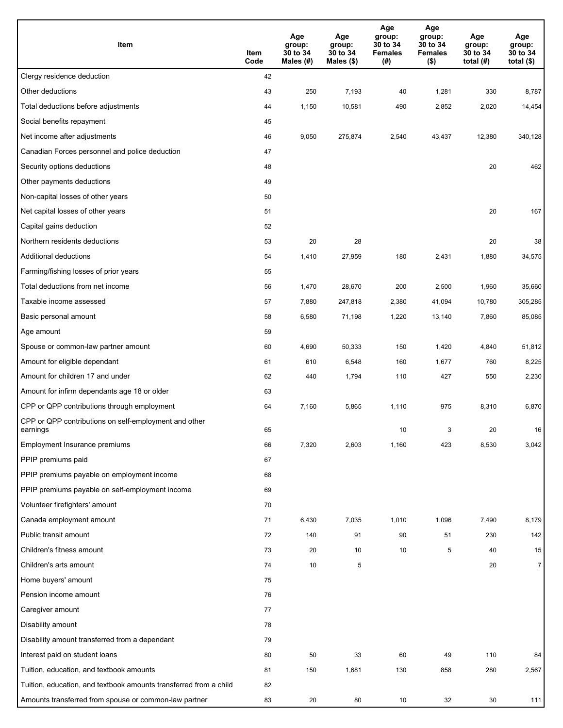| Item | Item Code | Age group: 30 to 34 Males (#) | Age group: 30 to 34 Males ($) | Age group: 30 to 34 Females (#) | Age group: 30 to 34 Females ($) | Age group: 30 to 34 total (#) | Age group: 30 to 34 total ($) |
|---|---|---|---|---|---|---|---|
| Clergy residence deduction | 42 | | | | | | |
| Other deductions | 43 | 250 | 7,193 | 40 | 1,281 | 330 | 8,787 |
| Total deductions before adjustments | 44 | 1,150 | 10,581 | 490 | 2,852 | 2,020 | 14,454 |
| Social benefits repayment | 45 | | | | | | |
| Net income after adjustments | 46 | 9,050 | 275,874 | 2,540 | 43,437 | 12,380 | 340,128 |
| Canadian Forces personnel and police deduction | 47 | | | | | | |
| Security options deductions | 48 | | | | | 20 | 462 |
| Other payments deductions | 49 | | | | | | |
| Non-capital losses of other years | 50 | | | | | | |
| Net capital losses of other years | 51 | | | | | 20 | 167 |
| Capital gains deduction | 52 | | | | | | |
| Northern residents deductions | 53 | 20 | 28 | | | 20 | 38 |
| Additional deductions | 54 | 1,410 | 27,959 | 180 | 2,431 | 1,880 | 34,575 |
| Farming/fishing losses of prior years | 55 | | | | | | |
| Total deductions from net income | 56 | 1,470 | 28,670 | 200 | 2,500 | 1,960 | 35,660 |
| Taxable income assessed | 57 | 7,880 | 247,818 | 2,380 | 41,094 | 10,780 | 305,285 |
| Basic personal amount | 58 | 6,580 | 71,198 | 1,220 | 13,140 | 7,860 | 85,085 |
| Age amount | 59 | | | | | | |
| Spouse or common-law partner amount | 60 | 4,690 | 50,333 | 150 | 1,420 | 4,840 | 51,812 |
| Amount for eligible dependant | 61 | 610 | 6,548 | 160 | 1,677 | 760 | 8,225 |
| Amount for children 17 and under | 62 | 440 | 1,794 | 110 | 427 | 550 | 2,230 |
| Amount for infirm dependants age 18 or older | 63 | | | | | | |
| CPP or QPP contributions through employment | 64 | 7,160 | 5,865 | 1,110 | 975 | 8,310 | 6,870 |
| CPP or QPP contributions on self-employment and other earnings | 65 | | | 10 | 3 | 20 | 16 |
| Employment Insurance premiums | 66 | 7,320 | 2,603 | 1,160 | 423 | 8,530 | 3,042 |
| PPIP premiums paid | 67 | | | | | | |
| PPIP premiums payable on employment income | 68 | | | | | | |
| PPIP premiums payable on self-employment income | 69 | | | | | | |
| Volunteer firefighters' amount | 70 | | | | | | |
| Canada employment amount | 71 | 6,430 | 7,035 | 1,010 | 1,096 | 7,490 | 8,179 |
| Public transit amount | 72 | 140 | 91 | 90 | 51 | 230 | 142 |
| Children's fitness amount | 73 | 20 | 10 | 10 | 5 | 40 | 15 |
| Children's arts amount | 74 | 10 | 5 | | | 20 | 7 |
| Home buyers' amount | 75 | | | | | | |
| Pension income amount | 76 | | | | | | |
| Caregiver amount | 77 | | | | | | |
| Disability amount | 78 | | | | | | |
| Disability amount transferred from a dependant | 79 | | | | | | |
| Interest paid on student loans | 80 | 50 | 33 | 60 | 49 | 110 | 84 |
| Tuition, education, and textbook amounts | 81 | 150 | 1,681 | 130 | 858 | 280 | 2,567 |
| Tuition, education, and textbook amounts transferred from a child | 82 | | | | | | |
| Amounts transferred from spouse or common-law partner | 83 | 20 | 80 | 10 | 32 | 30 | 111 |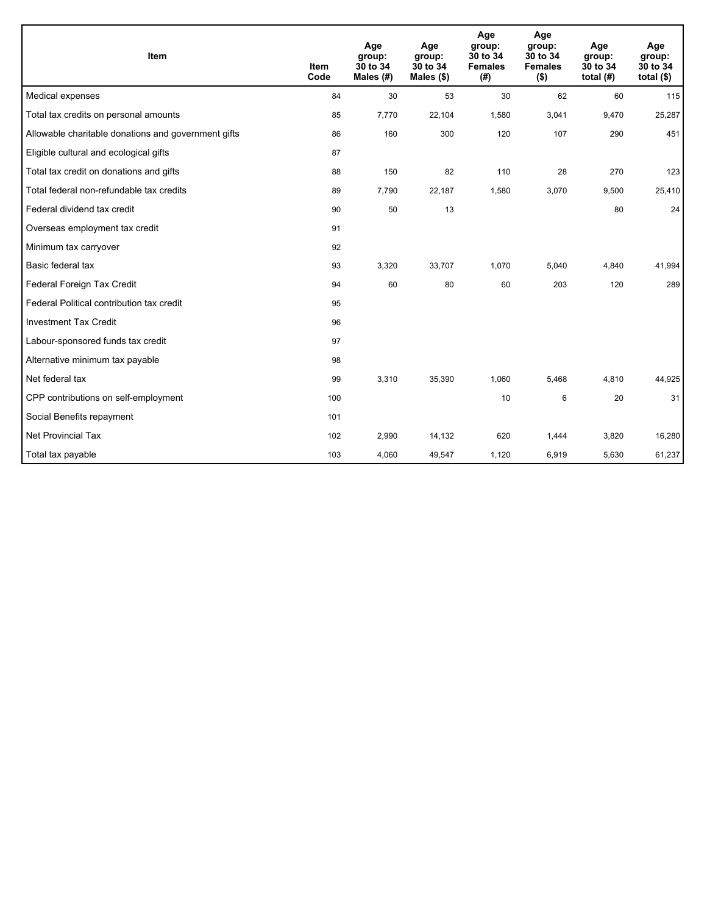| Item | Item Code | Age group: 30 to 34 Males (#) | Age group: 30 to 34 Males ($) | Age group: 30 to 34 Females (#) | Age group: 30 to 34 Females ($) | Age group: 30 to 34 total (#) | Age group: 30 to 34 total ($) |
|---|---|---|---|---|---|---|---|
| Medical expenses | 84 | 30 | 53 | 30 | 62 | 60 | 115 |
| Total tax credits on personal amounts | 85 | 7,770 | 22,104 | 1,580 | 3,041 | 9,470 | 25,287 |
| Allowable charitable donations and government gifts | 86 | 160 | 300 | 120 | 107 | 290 | 451 |
| Eligible cultural and ecological gifts | 87 | | | | | | |
| Total tax credit on donations and gifts | 88 | 150 | 82 | 110 | 28 | 270 | 123 |
| Total federal non-refundable tax credits | 89 | 7,790 | 22,187 | 1,580 | 3,070 | 9,500 | 25,410 |
| Federal dividend tax credit | 90 | 50 | 13 | | | 80 | 24 |
| Overseas employment tax credit | 91 | | | | | | |
| Minimum tax carryover | 92 | | | | | | |
| Basic federal tax | 93 | 3,320 | 33,707 | 1,070 | 5,040 | 4,840 | 41,994 |
| Federal Foreign Tax Credit | 94 | 60 | 80 | 60 | 203 | 120 | 289 |
| Federal Political contribution tax credit | 95 | | | | | | |
| Investment Tax Credit | 96 | | | | | | |
| Labour-sponsored funds tax credit | 97 | | | | | | |
| Alternative minimum tax payable | 98 | | | | | | |
| Net federal tax | 99 | 3,310 | 35,390 | 1,060 | 5,468 | 4,810 | 44,925 |
| CPP contributions on self-employment | 100 | | | 10 | 6 | 20 | 31 |
| Social Benefits repayment | 101 | | | | | | |
| Net Provincial Tax | 102 | 2,990 | 14,132 | 620 | 1,444 | 3,820 | 16,280 |
| Total tax payable | 103 | 4,060 | 49,547 | 1,120 | 6,919 | 5,630 | 61,237 |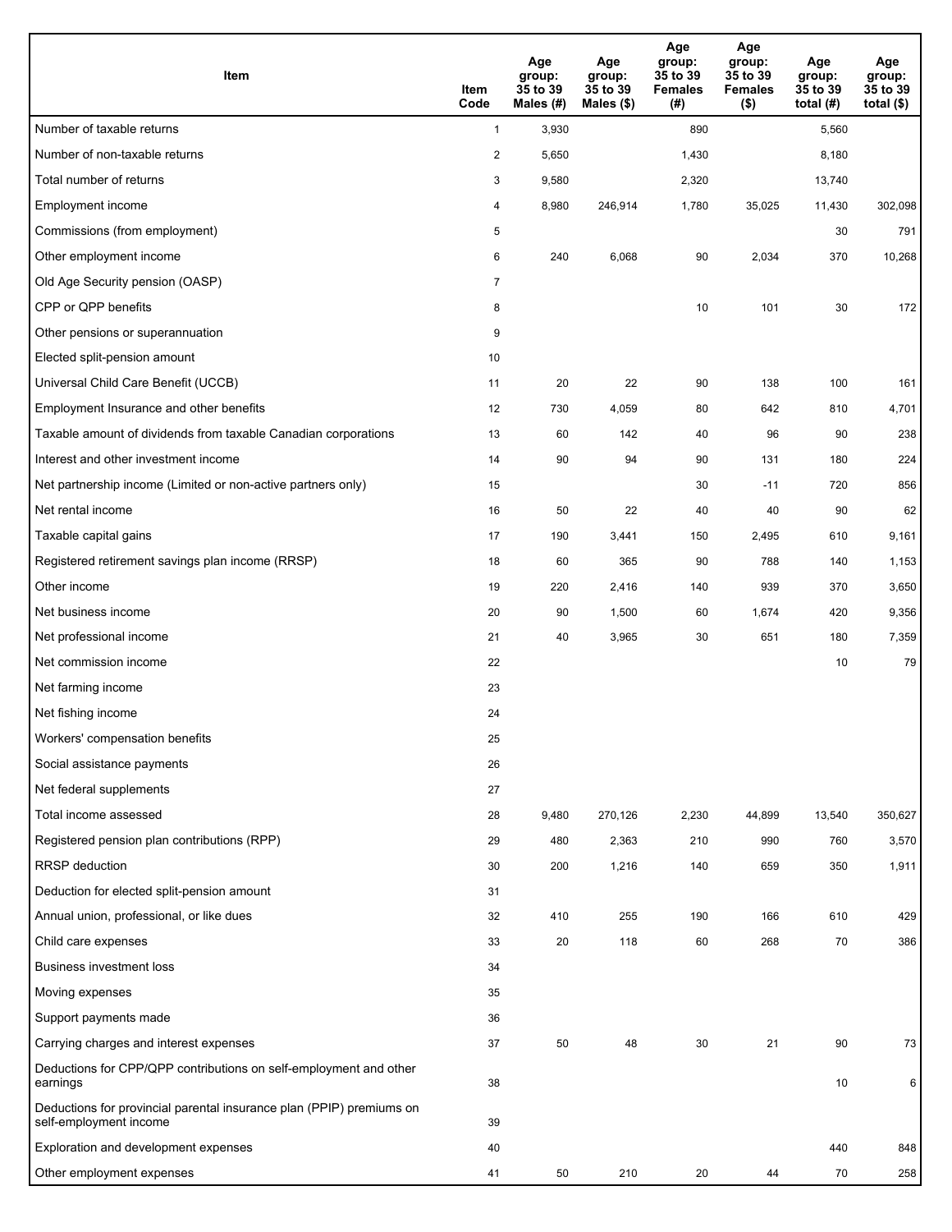| Item | Item Code | Age group: 35 to 39 Males (#) | Age group: 35 to 39 Males ($) | Age group: 35 to 39 Females (#) | Age group: 35 to 39 Females ($) | Age group: 35 to 39 total (#) | Age group: 35 to 39 total ($) |
|---|---|---|---|---|---|---|---|
| Number of taxable returns | 1 | 3,930 | | 890 | | 5,560 | |
| Number of non-taxable returns | 2 | 5,650 | | 1,430 | | 8,180 | |
| Total number of returns | 3 | 9,580 | | 2,320 | | 13,740 | |
| Employment income | 4 | 8,980 | 246,914 | 1,780 | 35,025 | 11,430 | 302,098 |
| Commissions (from employment) | 5 | | | | | 30 | 791 |
| Other employment income | 6 | 240 | 6,068 | 90 | 2,034 | 370 | 10,268 |
| Old Age Security pension (OASP) | 7 | | | | | | |
| CPP or QPP benefits | 8 | | | 10 | 101 | 30 | 172 |
| Other pensions or superannuation | 9 | | | | | | |
| Elected split-pension amount | 10 | | | | | | |
| Universal Child Care Benefit (UCCB) | 11 | 20 | 22 | 90 | 138 | 100 | 161 |
| Employment Insurance and other benefits | 12 | 730 | 4,059 | 80 | 642 | 810 | 4,701 |
| Taxable amount of dividends from taxable Canadian corporations | 13 | 60 | 142 | 40 | 96 | 90 | 238 |
| Interest and other investment income | 14 | 90 | 94 | 90 | 131 | 180 | 224 |
| Net partnership income (Limited or non-active partners only) | 15 | | | 30 | -11 | 720 | 856 |
| Net rental income | 16 | 50 | 22 | 40 | 40 | 90 | 62 |
| Taxable capital gains | 17 | 190 | 3,441 | 150 | 2,495 | 610 | 9,161 |
| Registered retirement savings plan income (RRSP) | 18 | 60 | 365 | 90 | 788 | 140 | 1,153 |
| Other income | 19 | 220 | 2,416 | 140 | 939 | 370 | 3,650 |
| Net business income | 20 | 90 | 1,500 | 60 | 1,674 | 420 | 9,356 |
| Net professional income | 21 | 40 | 3,965 | 30 | 651 | 180 | 7,359 |
| Net commission income | 22 | | | | | 10 | 79 |
| Net farming income | 23 | | | | | | |
| Net fishing income | 24 | | | | | | |
| Workers' compensation benefits | 25 | | | | | | |
| Social assistance payments | 26 | | | | | | |
| Net federal supplements | 27 | | | | | | |
| Total income assessed | 28 | 9,480 | 270,126 | 2,230 | 44,899 | 13,540 | 350,627 |
| Registered pension plan contributions (RPP) | 29 | 480 | 2,363 | 210 | 990 | 760 | 3,570 |
| RRSP deduction | 30 | 200 | 1,216 | 140 | 659 | 350 | 1,911 |
| Deduction for elected split-pension amount | 31 | | | | | | |
| Annual union, professional, or like dues | 32 | 410 | 255 | 190 | 166 | 610 | 429 |
| Child care expenses | 33 | 20 | 118 | 60 | 268 | 70 | 386 |
| Business investment loss | 34 | | | | | | |
| Moving expenses | 35 | | | | | | |
| Support payments made | 36 | | | | | | |
| Carrying charges and interest expenses | 37 | 50 | 48 | 30 | 21 | 90 | 73 |
| Deductions for CPP/QPP contributions on self-employment and other earnings | 38 | | | | | 10 | 6 |
| Deductions for provincial parental insurance plan (PPIP) premiums on self-employment income | 39 | | | | | | |
| Exploration and development expenses | 40 | | | | | 440 | 848 |
| Other employment expenses | 41 | 50 | 210 | 20 | 44 | 70 | 258 |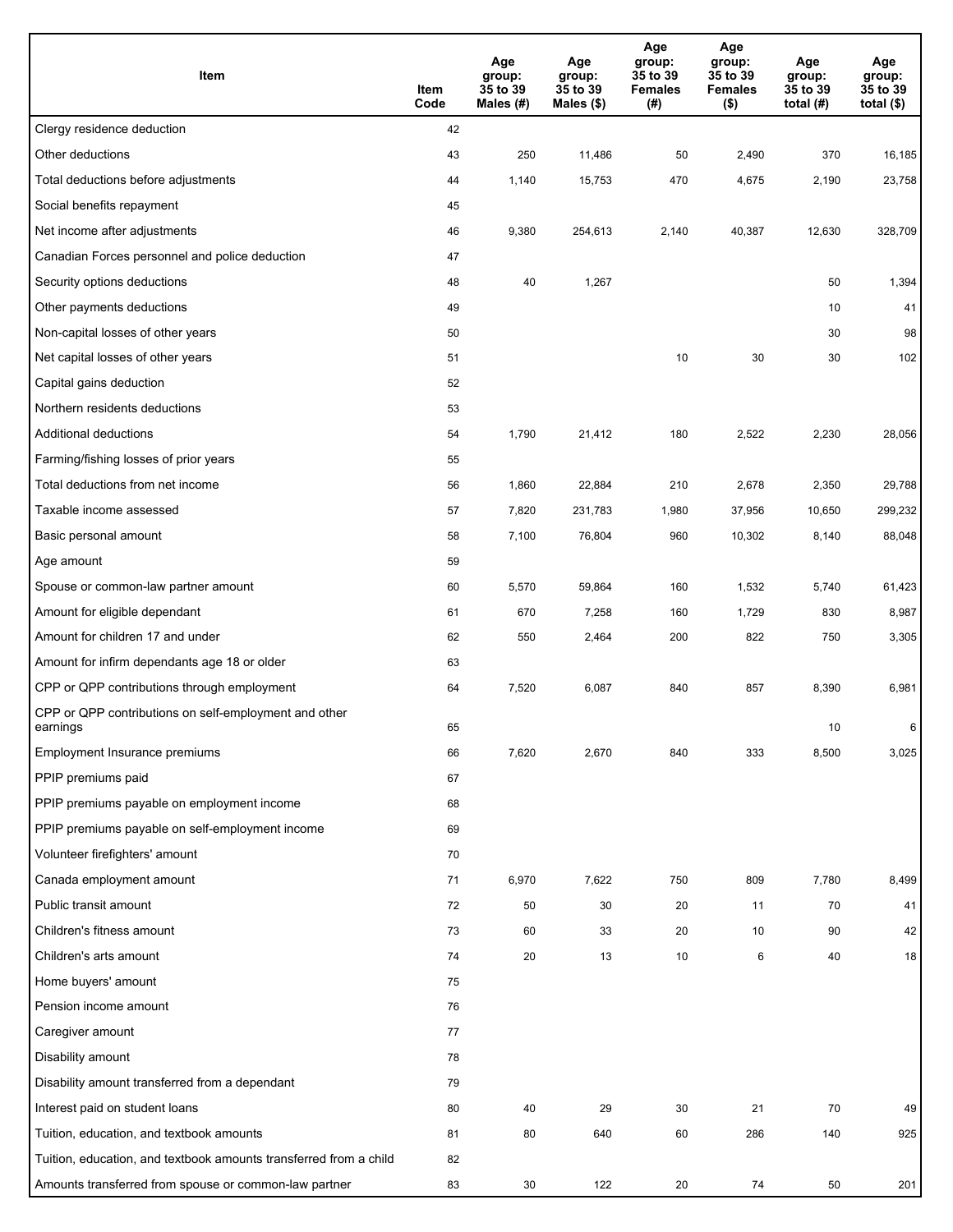| Item | Item Code | Age group: 35 to 39 Males (#) | Age group: 35 to 39 Males ($) | Age group: 35 to 39 Females (#) | Age group: 35 to 39 Females ($) | Age group: 35 to 39 total (#) | Age group: 35 to 39 total ($) |
|---|---|---|---|---|---|---|---|
| Clergy residence deduction | 42 | | | | | | |
| Other deductions | 43 | 250 | 11,486 | 50 | 2,490 | 370 | 16,185 |
| Total deductions before adjustments | 44 | 1,140 | 15,753 | 470 | 4,675 | 2,190 | 23,758 |
| Social benefits repayment | 45 | | | | | | |
| Net income after adjustments | 46 | 9,380 | 254,613 | 2,140 | 40,387 | 12,630 | 328,709 |
| Canadian Forces personnel and police deduction | 47 | | | | | | |
| Security options deductions | 48 | 40 | 1,267 | | | 50 | 1,394 |
| Other payments deductions | 49 | | | | | 10 | 41 |
| Non-capital losses of other years | 50 | | | | | 30 | 98 |
| Net capital losses of other years | 51 | | | 10 | 30 | 30 | 102 |
| Capital gains deduction | 52 | | | | | | |
| Northern residents deductions | 53 | | | | | | |
| Additional deductions | 54 | 1,790 | 21,412 | 180 | 2,522 | 2,230 | 28,056 |
| Farming/fishing losses of prior years | 55 | | | | | | |
| Total deductions from net income | 56 | 1,860 | 22,884 | 210 | 2,678 | 2,350 | 29,788 |
| Taxable income assessed | 57 | 7,820 | 231,783 | 1,980 | 37,956 | 10,650 | 299,232 |
| Basic personal amount | 58 | 7,100 | 76,804 | 960 | 10,302 | 8,140 | 88,048 |
| Age amount | 59 | | | | | | |
| Spouse or common-law partner amount | 60 | 5,570 | 59,864 | 160 | 1,532 | 5,740 | 61,423 |
| Amount for eligible dependant | 61 | 670 | 7,258 | 160 | 1,729 | 830 | 8,987 |
| Amount for children 17 and under | 62 | 550 | 2,464 | 200 | 822 | 750 | 3,305 |
| Amount for infirm dependants age 18 or older | 63 | | | | | | |
| CPP or QPP contributions through employment | 64 | 7,520 | 6,087 | 840 | 857 | 8,390 | 6,981 |
| CPP or QPP contributions on self-employment and other earnings | 65 | | | | | 10 | 6 |
| Employment Insurance premiums | 66 | 7,620 | 2,670 | 840 | 333 | 8,500 | 3,025 |
| PPIP premiums paid | 67 | | | | | | |
| PPIP premiums payable on employment income | 68 | | | | | | |
| PPIP premiums payable on self-employment income | 69 | | | | | | |
| Volunteer firefighters' amount | 70 | | | | | | |
| Canada employment amount | 71 | 6,970 | 7,622 | 750 | 809 | 7,780 | 8,499 |
| Public transit amount | 72 | 50 | 30 | 20 | 11 | 70 | 41 |
| Children's fitness amount | 73 | 60 | 33 | 20 | 10 | 90 | 42 |
| Children's arts amount | 74 | 20 | 13 | 10 | 6 | 40 | 18 |
| Home buyers' amount | 75 | | | | | | |
| Pension income amount | 76 | | | | | | |
| Caregiver amount | 77 | | | | | | |
| Disability amount | 78 | | | | | | |
| Disability amount transferred from a dependant | 79 | | | | | | |
| Interest paid on student loans | 80 | 40 | 29 | 30 | 21 | 70 | 49 |
| Tuition, education, and textbook amounts | 81 | 80 | 640 | 60 | 286 | 140 | 925 |
| Tuition, education, and textbook amounts transferred from a child | 82 | | | | | | |
| Amounts transferred from spouse or common-law partner | 83 | 30 | 122 | 20 | 74 | 50 | 201 |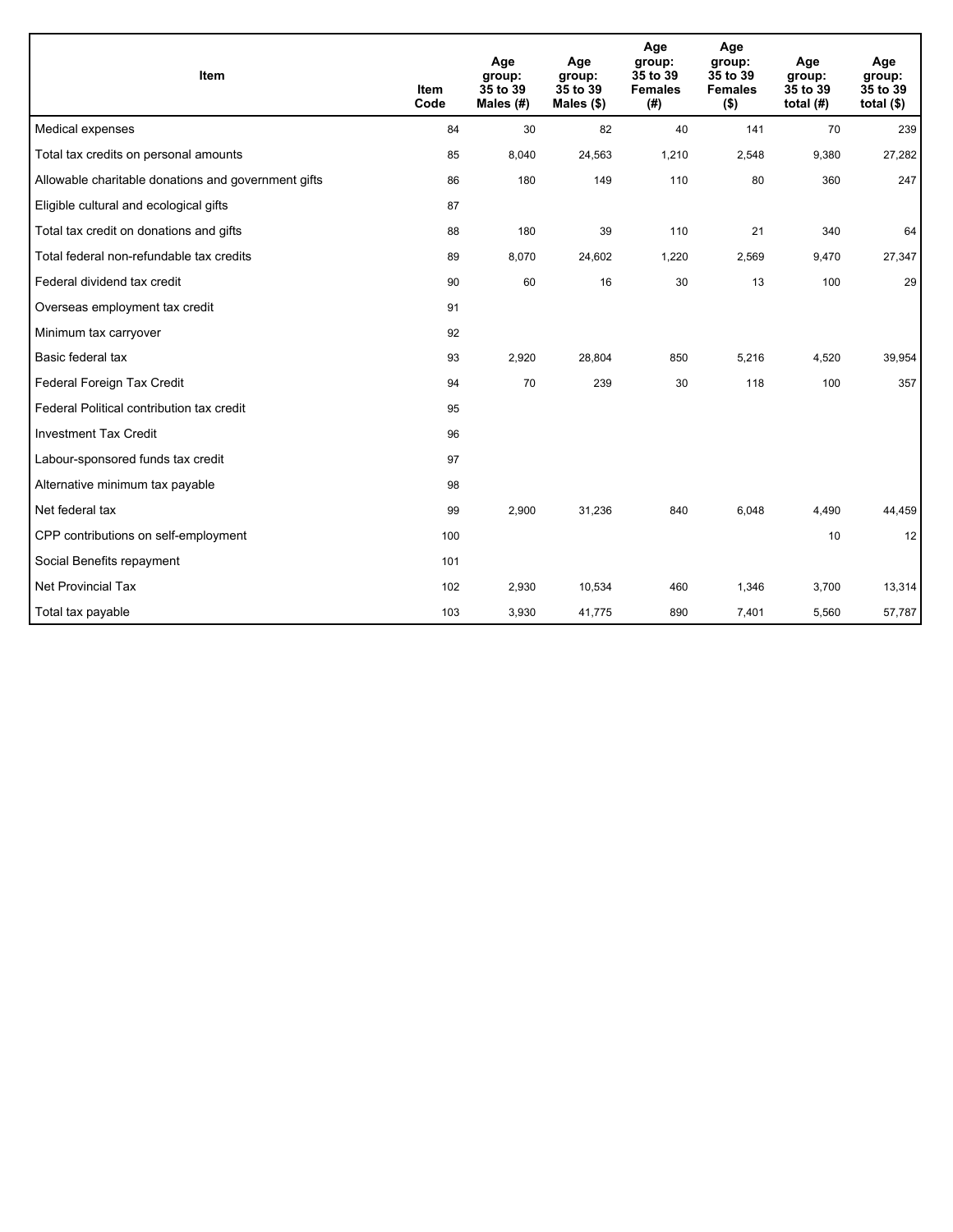| Item | Item Code | Age group: 35 to 39 Males (#) | Age group: 35 to 39 Males ($) | Age group: 35 to 39 Females (#) | Age group: 35 to 39 Females ($) | Age group: 35 to 39 total (#) | Age group: 35 to 39 total ($) |
|---|---|---|---|---|---|---|---|
| Medical expenses | 84 | 30 | 82 | 40 | 141 | 70 | 239 |
| Total tax credits on personal amounts | 85 | 8,040 | 24,563 | 1,210 | 2,548 | 9,380 | 27,282 |
| Allowable charitable donations and government gifts | 86 | 180 | 149 | 110 | 80 | 360 | 247 |
| Eligible cultural and ecological gifts | 87 | | | | | | |
| Total tax credit on donations and gifts | 88 | 180 | 39 | 110 | 21 | 340 | 64 |
| Total federal non-refundable tax credits | 89 | 8,070 | 24,602 | 1,220 | 2,569 | 9,470 | 27,347 |
| Federal dividend tax credit | 90 | 60 | 16 | 30 | 13 | 100 | 29 |
| Overseas employment tax credit | 91 | | | | | | |
| Minimum tax carryover | 92 | | | | | | |
| Basic federal tax | 93 | 2,920 | 28,804 | 850 | 5,216 | 4,520 | 39,954 |
| Federal Foreign Tax Credit | 94 | 70 | 239 | 30 | 118 | 100 | 357 |
| Federal Political contribution tax credit | 95 | | | | | | |
| Investment Tax Credit | 96 | | | | | | |
| Labour-sponsored funds tax credit | 97 | | | | | | |
| Alternative minimum tax payable | 98 | | | | | | |
| Net federal tax | 99 | 2,900 | 31,236 | 840 | 6,048 | 4,490 | 44,459 |
| CPP contributions on self-employment | 100 | | | | | 10 | 12 |
| Social Benefits repayment | 101 | | | | | | |
| Net Provincial Tax | 102 | 2,930 | 10,534 | 460 | 1,346 | 3,700 | 13,314 |
| Total tax payable | 103 | 3,930 | 41,775 | 890 | 7,401 | 5,560 | 57,787 |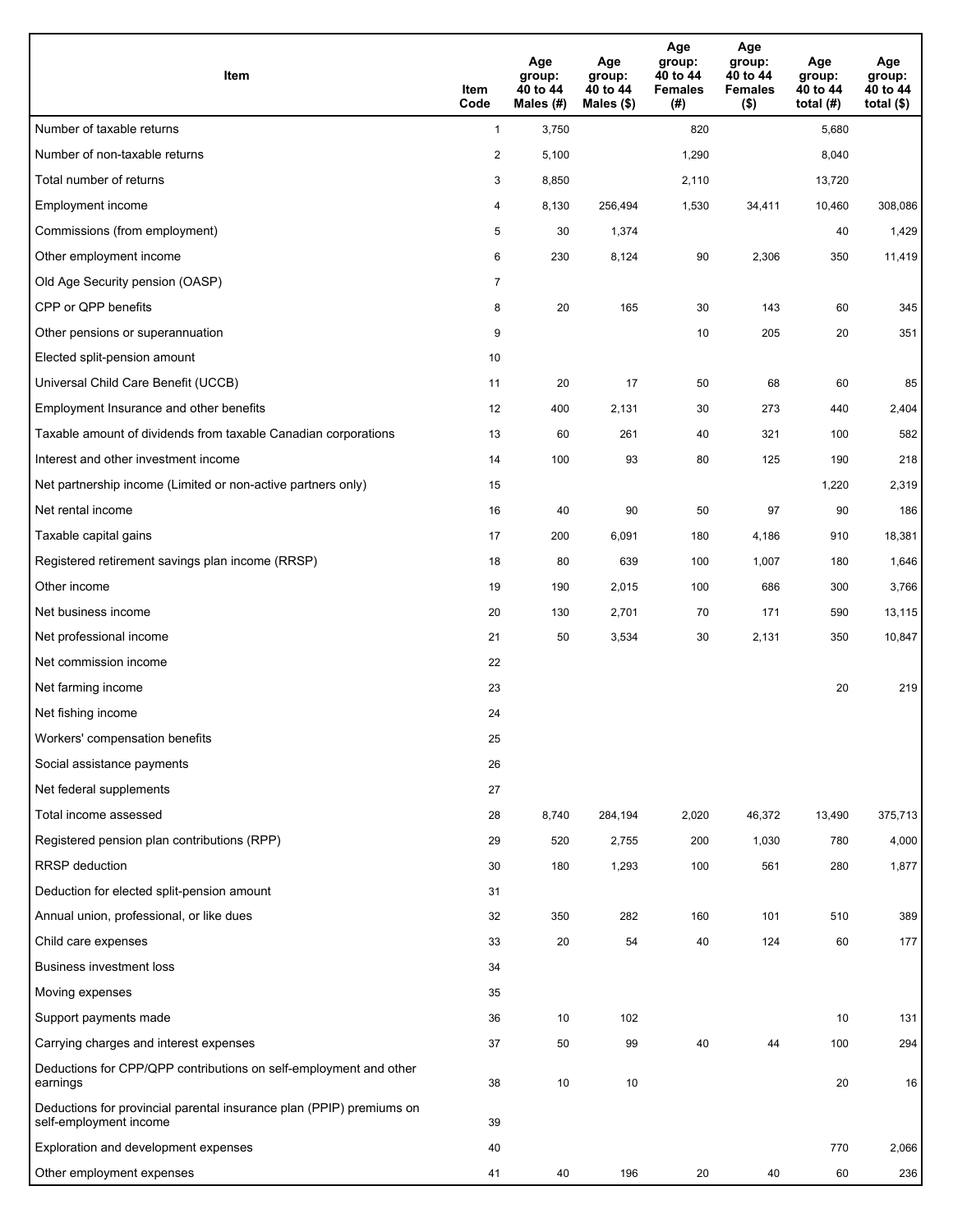| Item | Item Code | Age group: 40 to 44 Males (#) | Age group: 40 to 44 Males ($) | Age group: 40 to 44 Females (#) | Age group: 40 to 44 Females ($) | Age group: 40 to 44 total (#) | Age group: 40 to 44 total ($) |
|---|---|---|---|---|---|---|---|
| Number of taxable returns | 1 | 3,750 | | 820 | | 5,680 | |
| Number of non-taxable returns | 2 | 5,100 | | 1,290 | | 8,040 | |
| Total number of returns | 3 | 8,850 | | 2,110 | | 13,720 | |
| Employment income | 4 | 8,130 | 256,494 | 1,530 | 34,411 | 10,460 | 308,086 |
| Commissions (from employment) | 5 | 30 | 1,374 | | | 40 | 1,429 |
| Other employment income | 6 | 230 | 8,124 | 90 | 2,306 | 350 | 11,419 |
| Old Age Security pension (OASP) | 7 | | | | | | |
| CPP or QPP benefits | 8 | 20 | 165 | 30 | 143 | 60 | 345 |
| Other pensions or superannuation | 9 | | | 10 | 205 | 20 | 351 |
| Elected split-pension amount | 10 | | | | | | |
| Universal Child Care Benefit (UCCB) | 11 | 20 | 17 | 50 | 68 | 60 | 85 |
| Employment Insurance and other benefits | 12 | 400 | 2,131 | 30 | 273 | 440 | 2,404 |
| Taxable amount of dividends from taxable Canadian corporations | 13 | 60 | 261 | 40 | 321 | 100 | 582 |
| Interest and other investment income | 14 | 100 | 93 | 80 | 125 | 190 | 218 |
| Net partnership income (Limited or non-active partners only) | 15 | | | | | 1,220 | 2,319 |
| Net rental income | 16 | 40 | 90 | 50 | 97 | 90 | 186 |
| Taxable capital gains | 17 | 200 | 6,091 | 180 | 4,186 | 910 | 18,381 |
| Registered retirement savings plan income (RRSP) | 18 | 80 | 639 | 100 | 1,007 | 180 | 1,646 |
| Other income | 19 | 190 | 2,015 | 100 | 686 | 300 | 3,766 |
| Net business income | 20 | 130 | 2,701 | 70 | 171 | 590 | 13,115 |
| Net professional income | 21 | 50 | 3,534 | 30 | 2,131 | 350 | 10,847 |
| Net commission income | 22 | | | | | | |
| Net farming income | 23 | | | | | 20 | 219 |
| Net fishing income | 24 | | | | | | |
| Workers' compensation benefits | 25 | | | | | | |
| Social assistance payments | 26 | | | | | | |
| Net federal supplements | 27 | | | | | | |
| Total income assessed | 28 | 8,740 | 284,194 | 2,020 | 46,372 | 13,490 | 375,713 |
| Registered pension plan contributions (RPP) | 29 | 520 | 2,755 | 200 | 1,030 | 780 | 4,000 |
| RRSP deduction | 30 | 180 | 1,293 | 100 | 561 | 280 | 1,877 |
| Deduction for elected split-pension amount | 31 | | | | | | |
| Annual union, professional, or like dues | 32 | 350 | 282 | 160 | 101 | 510 | 389 |
| Child care expenses | 33 | 20 | 54 | 40 | 124 | 60 | 177 |
| Business investment loss | 34 | | | | | | |
| Moving expenses | 35 | | | | | | |
| Support payments made | 36 | 10 | 102 | | | 10 | 131 |
| Carrying charges and interest expenses | 37 | 50 | 99 | 40 | 44 | 100 | 294 |
| Deductions for CPP/QPP contributions on self-employment and other earnings | 38 | 10 | 10 | | | 20 | 16 |
| Deductions for provincial parental insurance plan (PPIP) premiums on self-employment income | 39 | | | | | | |
| Exploration and development expenses | 40 | | | | | 770 | 2,066 |
| Other employment expenses | 41 | 40 | 196 | 20 | 40 | 60 | 236 |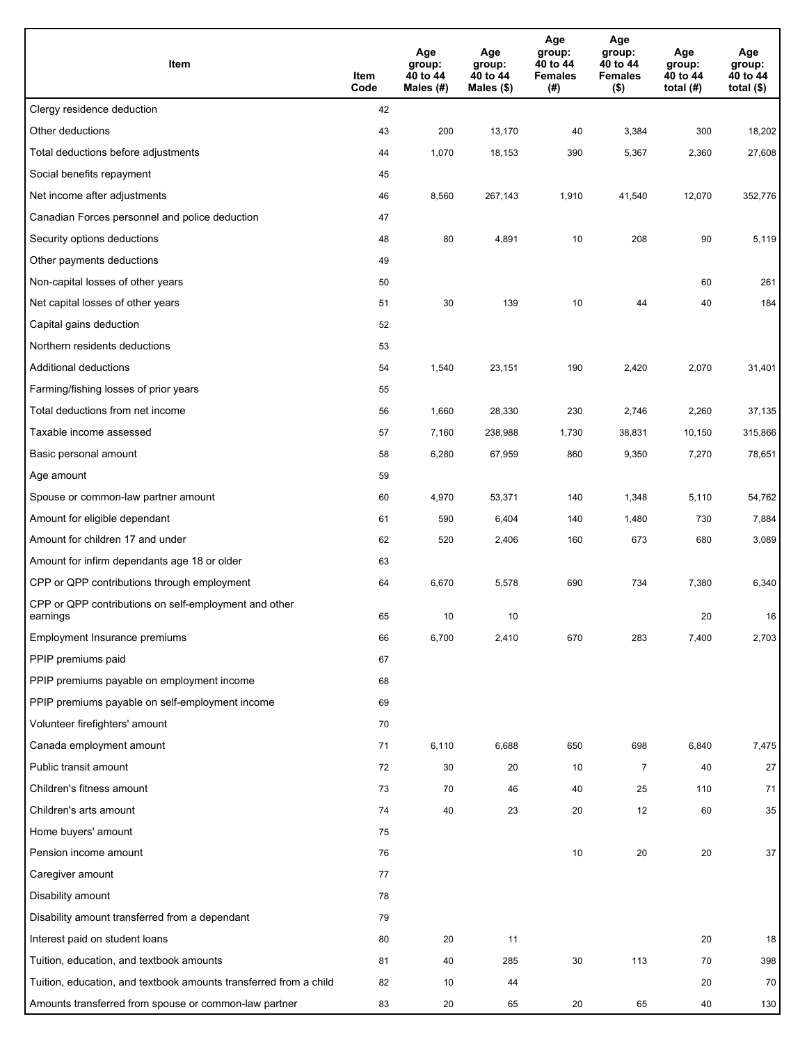| Item | Item Code | Age group: 40 to 44 Males (#) | Age group: 40 to 44 Males ($) | Age group: 40 to 44 Females (#) | Age group: 40 to 44 Females ($) | Age group: 40 to 44 total (#) | Age group: 40 to 44 total ($) |
|---|---|---|---|---|---|---|---|
| Clergy residence deduction | 42 | | | | | | |
| Other deductions | 43 | 200 | 13,170 | 40 | 3,384 | 300 | 18,202 |
| Total deductions before adjustments | 44 | 1,070 | 18,153 | 390 | 5,367 | 2,360 | 27,608 |
| Social benefits repayment | 45 | | | | | | |
| Net income after adjustments | 46 | 8,560 | 267,143 | 1,910 | 41,540 | 12,070 | 352,776 |
| Canadian Forces personnel and police deduction | 47 | | | | | | |
| Security options deductions | 48 | 80 | 4,891 | 10 | 208 | 90 | 5,119 |
| Other payments deductions | 49 | | | | | | |
| Non-capital losses of other years | 50 | | | | | 60 | 261 |
| Net capital losses of other years | 51 | 30 | 139 | 10 | 44 | 40 | 184 |
| Capital gains deduction | 52 | | | | | | |
| Northern residents deductions | 53 | | | | | | |
| Additional deductions | 54 | 1,540 | 23,151 | 190 | 2,420 | 2,070 | 31,401 |
| Farming/fishing losses of prior years | 55 | | | | | | |
| Total deductions from net income | 56 | 1,660 | 28,330 | 230 | 2,746 | 2,260 | 37,135 |
| Taxable income assessed | 57 | 7,160 | 238,988 | 1,730 | 38,831 | 10,150 | 315,866 |
| Basic personal amount | 58 | 6,280 | 67,959 | 860 | 9,350 | 7,270 | 78,651 |
| Age amount | 59 | | | | | | |
| Spouse or common-law partner amount | 60 | 4,970 | 53,371 | 140 | 1,348 | 5,110 | 54,762 |
| Amount for eligible dependant | 61 | 590 | 6,404 | 140 | 1,480 | 730 | 7,884 |
| Amount for children 17 and under | 62 | 520 | 2,406 | 160 | 673 | 680 | 3,089 |
| Amount for infirm dependants age 18 or older | 63 | | | | | | |
| CPP or QPP contributions through employment | 64 | 6,670 | 5,578 | 690 | 734 | 7,380 | 6,340 |
| CPP or QPP contributions on self-employment and other earnings | 65 | 10 | 10 | | | 20 | 16 |
| Employment Insurance premiums | 66 | 6,700 | 2,410 | 670 | 283 | 7,400 | 2,703 |
| PPIP premiums paid | 67 | | | | | | |
| PPIP premiums payable on employment income | 68 | | | | | | |
| PPIP premiums payable on self-employment income | 69 | | | | | | |
| Volunteer firefighters' amount | 70 | | | | | | |
| Canada employment amount | 71 | 6,110 | 6,688 | 650 | 698 | 6,840 | 7,475 |
| Public transit amount | 72 | 30 | 20 | 10 | 7 | 40 | 27 |
| Children's fitness amount | 73 | 70 | 46 | 40 | 25 | 110 | 71 |
| Children's arts amount | 74 | 40 | 23 | 20 | 12 | 60 | 35 |
| Home buyers' amount | 75 | | | | | | |
| Pension income amount | 76 | | | 10 | 20 | 20 | 37 |
| Caregiver amount | 77 | | | | | | |
| Disability amount | 78 | | | | | | |
| Disability amount transferred from a dependant | 79 | | | | | | |
| Interest paid on student loans | 80 | 20 | 11 | | | 20 | 18 |
| Tuition, education, and textbook amounts | 81 | 40 | 285 | 30 | 113 | 70 | 398 |
| Tuition, education, and textbook amounts transferred from a child | 82 | 10 | 44 | | | 20 | 70 |
| Amounts transferred from spouse or common-law partner | 83 | 20 | 65 | 20 | 65 | 40 | 130 |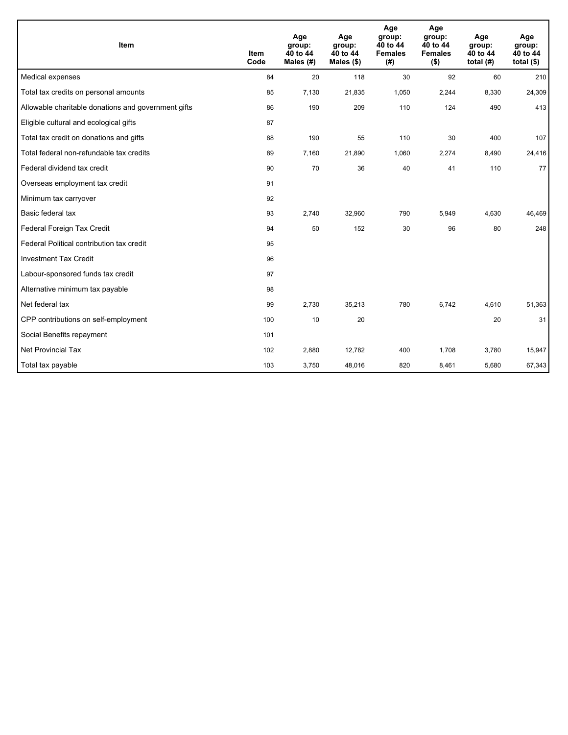| Item | Item Code | Age group: 40 to 44 Males (#) | Age group: 40 to 44 Males ($) | Age group: 40 to 44 Females (#) | Age group: 40 to 44 Females ($) | Age group: 40 to 44 total (#) | Age group: 40 to 44 total ($) |
|---|---|---|---|---|---|---|---|
| Medical expenses | 84 | 20 | 118 | 30 | 92 | 60 | 210 |
| Total tax credits on personal amounts | 85 | 7,130 | 21,835 | 1,050 | 2,244 | 8,330 | 24,309 |
| Allowable charitable donations and government gifts | 86 | 190 | 209 | 110 | 124 | 490 | 413 |
| Eligible cultural and ecological gifts | 87 | | | | | | |
| Total tax credit on donations and gifts | 88 | 190 | 55 | 110 | 30 | 400 | 107 |
| Total federal non-refundable tax credits | 89 | 7,160 | 21,890 | 1,060 | 2,274 | 8,490 | 24,416 |
| Federal dividend tax credit | 90 | 70 | 36 | 40 | 41 | 110 | 77 |
| Overseas employment tax credit | 91 | | | | | | |
| Minimum tax carryover | 92 | | | | | | |
| Basic federal tax | 93 | 2,740 | 32,960 | 790 | 5,949 | 4,630 | 46,469 |
| Federal Foreign Tax Credit | 94 | 50 | 152 | 30 | 96 | 80 | 248 |
| Federal Political contribution tax credit | 95 | | | | | | |
| Investment Tax Credit | 96 | | | | | | |
| Labour-sponsored funds tax credit | 97 | | | | | | |
| Alternative minimum tax payable | 98 | | | | | | |
| Net federal tax | 99 | 2,730 | 35,213 | 780 | 6,742 | 4,610 | 51,363 |
| CPP contributions on self-employment | 100 | 10 | 20 | | | 20 | 31 |
| Social Benefits repayment | 101 | | | | | | |
| Net Provincial Tax | 102 | 2,880 | 12,782 | 400 | 1,708 | 3,780 | 15,947 |
| Total tax payable | 103 | 3,750 | 48,016 | 820 | 8,461 | 5,680 | 67,343 |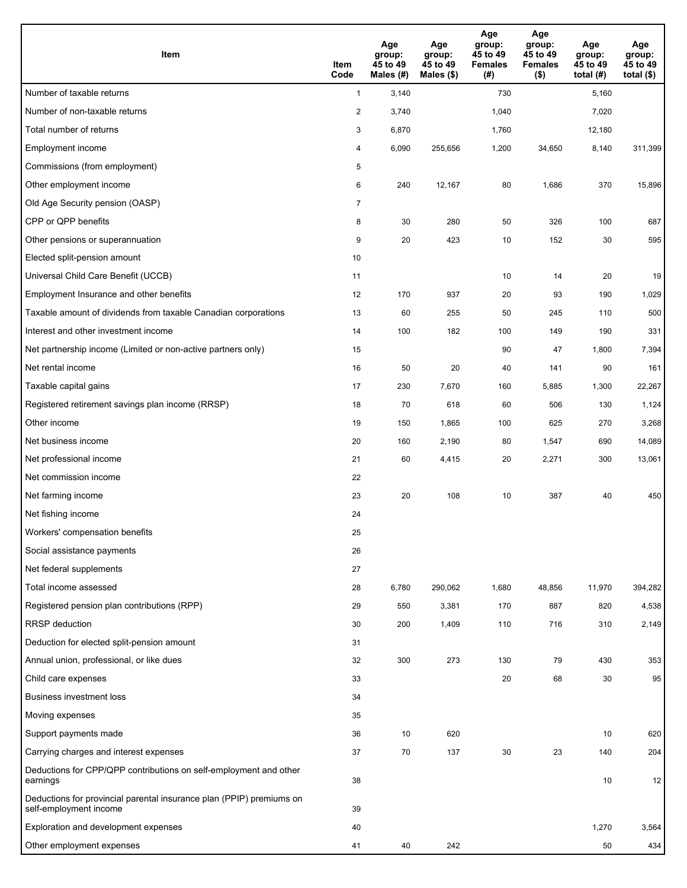| Item | Item Code | Age group: 45 to 49 Males (#) | Age group: 45 to 49 Males ($) | Age group: 45 to 49 Females (#) | Age group: 45 to 49 Females ($) | Age group: 45 to 49 total (#) | Age group: 45 to 49 total ($) |
|---|---|---|---|---|---|---|---|
| Number of taxable returns | 1 | 3,140 | | 730 | | 5,160 | |
| Number of non-taxable returns | 2 | 3,740 | | 1,040 | | 7,020 | |
| Total number of returns | 3 | 6,870 | | 1,760 | | 12,180 | |
| Employment income | 4 | 6,090 | 255,656 | 1,200 | 34,650 | 8,140 | 311,399 |
| Commissions (from employment) | 5 | | | | | | |
| Other employment income | 6 | 240 | 12,167 | 80 | 1,686 | 370 | 15,896 |
| Old Age Security pension (OASP) | 7 | | | | | | |
| CPP or QPP benefits | 8 | 30 | 280 | 50 | 326 | 100 | 687 |
| Other pensions or superannuation | 9 | 20 | 423 | 10 | 152 | 30 | 595 |
| Elected split-pension amount | 10 | | | | | | |
| Universal Child Care Benefit (UCCB) | 11 | | | 10 | 14 | 20 | 19 |
| Employment Insurance and other benefits | 12 | 170 | 937 | 20 | 93 | 190 | 1,029 |
| Taxable amount of dividends from taxable Canadian corporations | 13 | 60 | 255 | 50 | 245 | 110 | 500 |
| Interest and other investment income | 14 | 100 | 182 | 100 | 149 | 190 | 331 |
| Net partnership income (Limited or non-active partners only) | 15 | | | 90 | 47 | 1,800 | 7,394 |
| Net rental income | 16 | 50 | 20 | 40 | 141 | 90 | 161 |
| Taxable capital gains | 17 | 230 | 7,670 | 160 | 5,885 | 1,300 | 22,267 |
| Registered retirement savings plan income (RRSP) | 18 | 70 | 618 | 60 | 506 | 130 | 1,124 |
| Other income | 19 | 150 | 1,865 | 100 | 625 | 270 | 3,268 |
| Net business income | 20 | 160 | 2,190 | 80 | 1,547 | 690 | 14,089 |
| Net professional income | 21 | 60 | 4,415 | 20 | 2,271 | 300 | 13,061 |
| Net commission income | 22 | | | | | | |
| Net farming income | 23 | 20 | 108 | 10 | 387 | 40 | 450 |
| Net fishing income | 24 | | | | | | |
| Workers' compensation benefits | 25 | | | | | | |
| Social assistance payments | 26 | | | | | | |
| Net federal supplements | 27 | | | | | | |
| Total income assessed | 28 | 6,780 | 290,062 | 1,680 | 48,856 | 11,970 | 394,282 |
| Registered pension plan contributions (RPP) | 29 | 550 | 3,381 | 170 | 887 | 820 | 4,538 |
| RRSP deduction | 30 | 200 | 1,409 | 110 | 716 | 310 | 2,149 |
| Deduction for elected split-pension amount | 31 | | | | | | |
| Annual union, professional, or like dues | 32 | 300 | 273 | 130 | 79 | 430 | 353 |
| Child care expenses | 33 | | | 20 | 68 | 30 | 95 |
| Business investment loss | 34 | | | | | | |
| Moving expenses | 35 | | | | | | |
| Support payments made | 36 | 10 | 620 | | | 10 | 620 |
| Carrying charges and interest expenses | 37 | 70 | 137 | 30 | 23 | 140 | 204 |
| Deductions for CPP/QPP contributions on self-employment and other earnings | 38 | | | | | 10 | 12 |
| Deductions for provincial parental insurance plan (PPIP) premiums on self-employment income | 39 | | | | | | |
| Exploration and development expenses | 40 | | | | | 1,270 | 3,564 |
| Other employment expenses | 41 | 40 | 242 | | | 50 | 434 |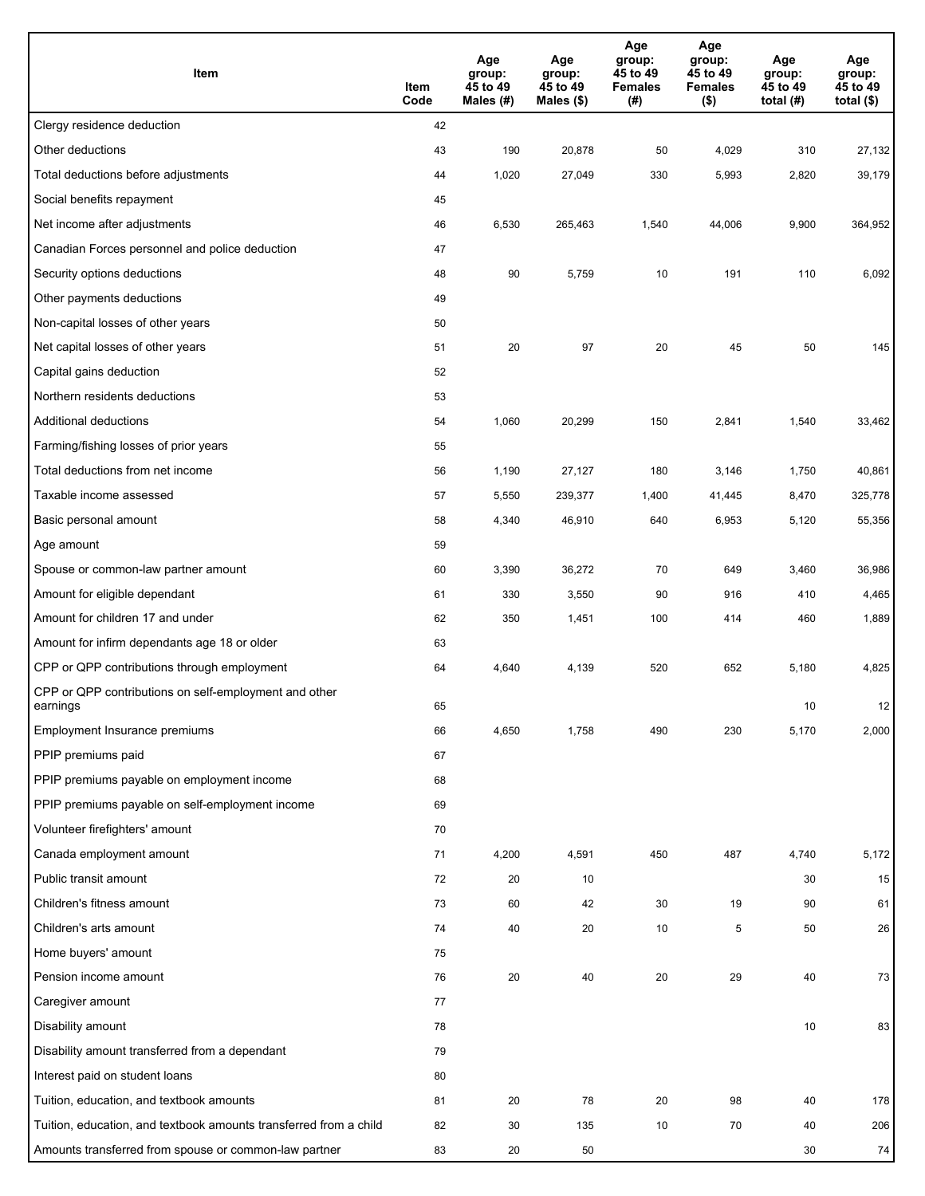| Item | Item Code | Age group: 45 to 49 Males (#) | Age group: 45 to 49 Males ($) | Age group: 45 to 49 Females (#) | Age group: 45 to 49 Females ($) | Age group: 45 to 49 total (#) | Age group: 45 to 49 total ($) |
|---|---|---|---|---|---|---|---|
| Clergy residence deduction | 42 | | | | | | |
| Other deductions | 43 | 190 | 20,878 | 50 | 4,029 | 310 | 27,132 |
| Total deductions before adjustments | 44 | 1,020 | 27,049 | 330 | 5,993 | 2,820 | 39,179 |
| Social benefits repayment | 45 | | | | | | |
| Net income after adjustments | 46 | 6,530 | 265,463 | 1,540 | 44,006 | 9,900 | 364,952 |
| Canadian Forces personnel and police deduction | 47 | | | | | | |
| Security options deductions | 48 | 90 | 5,759 | 10 | 191 | 110 | 6,092 |
| Other payments deductions | 49 | | | | | | |
| Non-capital losses of other years | 50 | | | | | | |
| Net capital losses of other years | 51 | 20 | 97 | 20 | 45 | 50 | 145 |
| Capital gains deduction | 52 | | | | | | |
| Northern residents deductions | 53 | | | | | | |
| Additional deductions | 54 | 1,060 | 20,299 | 150 | 2,841 | 1,540 | 33,462 |
| Farming/fishing losses of prior years | 55 | | | | | | |
| Total deductions from net income | 56 | 1,190 | 27,127 | 180 | 3,146 | 1,750 | 40,861 |
| Taxable income assessed | 57 | 5,550 | 239,377 | 1,400 | 41,445 | 8,470 | 325,778 |
| Basic personal amount | 58 | 4,340 | 46,910 | 640 | 6,953 | 5,120 | 55,356 |
| Age amount | 59 | | | | | | |
| Spouse or common-law partner amount | 60 | 3,390 | 36,272 | 70 | 649 | 3,460 | 36,986 |
| Amount for eligible dependant | 61 | 330 | 3,550 | 90 | 916 | 410 | 4,465 |
| Amount for children 17 and under | 62 | 350 | 1,451 | 100 | 414 | 460 | 1,889 |
| Amount for infirm dependants age 18 or older | 63 | | | | | | |
| CPP or QPP contributions through employment | 64 | 4,640 | 4,139 | 520 | 652 | 5,180 | 4,825 |
| CPP or QPP contributions on self-employment and other earnings | 65 | | | | | 10 | 12 |
| Employment Insurance premiums | 66 | 4,650 | 1,758 | 490 | 230 | 5,170 | 2,000 |
| PPIP premiums paid | 67 | | | | | | |
| PPIP premiums payable on employment income | 68 | | | | | | |
| PPIP premiums payable on self-employment income | 69 | | | | | | |
| Volunteer firefighters' amount | 70 | | | | | | |
| Canada employment amount | 71 | 4,200 | 4,591 | 450 | 487 | 4,740 | 5,172 |
| Public transit amount | 72 | 20 | 10 | | | 30 | 15 |
| Children's fitness amount | 73 | 60 | 42 | 30 | 19 | 90 | 61 |
| Children's arts amount | 74 | 40 | 20 | 10 | 5 | 50 | 26 |
| Home buyers' amount | 75 | | | | | | |
| Pension income amount | 76 | 20 | 40 | 20 | 29 | 40 | 73 |
| Caregiver amount | 77 | | | | | | |
| Disability amount | 78 | | | | | 10 | 83 |
| Disability amount transferred from a dependant | 79 | | | | | | |
| Interest paid on student loans | 80 | | | | | | |
| Tuition, education, and textbook amounts | 81 | 20 | 78 | 20 | 98 | 40 | 178 |
| Tuition, education, and textbook amounts transferred from a child | 82 | 30 | 135 | 10 | 70 | 40 | 206 |
| Amounts transferred from spouse or common-law partner | 83 | 20 | 50 | | | 30 | 74 |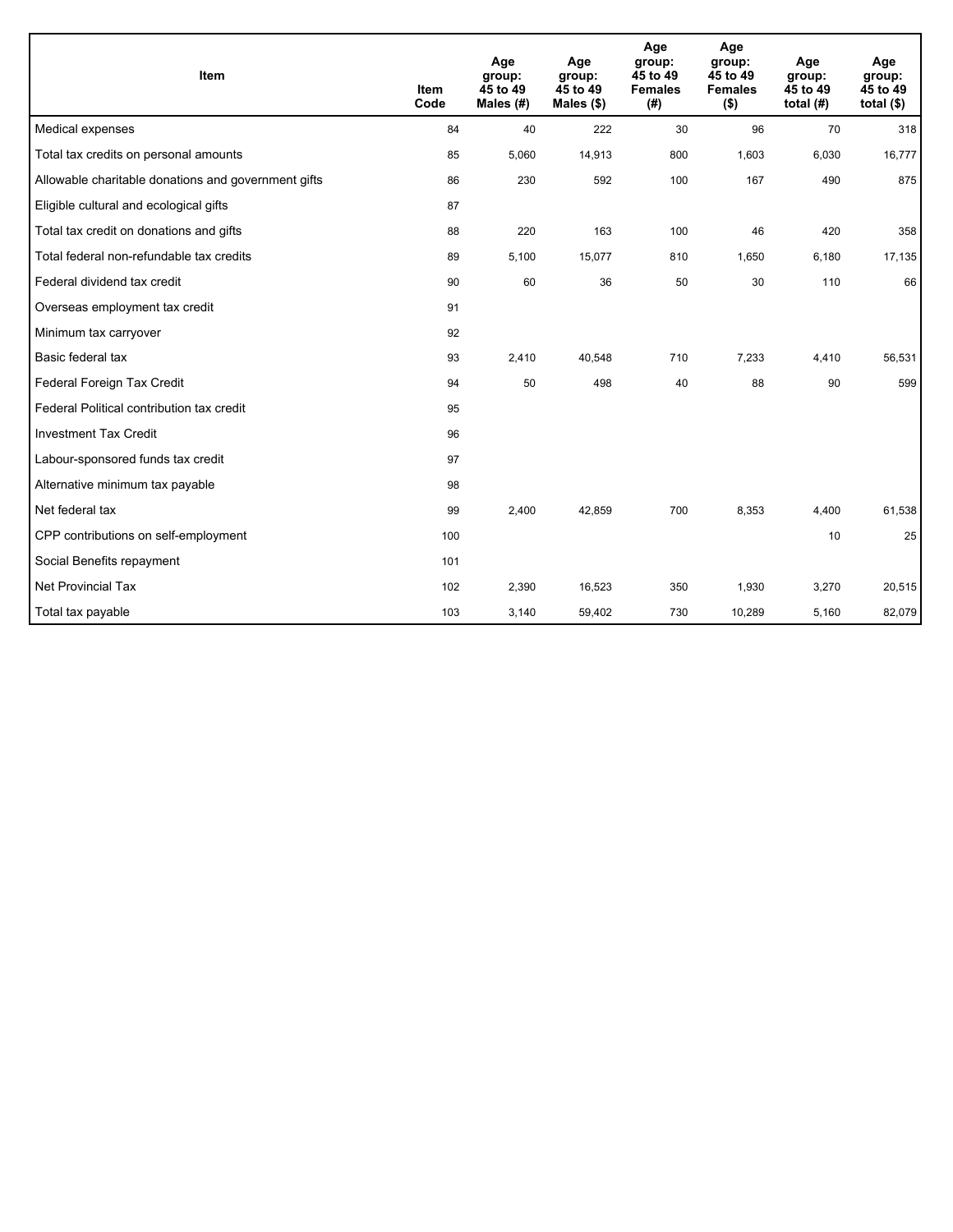| Item | Item Code | Age group: 45 to 49 Males (#) | Age group: 45 to 49 Males ($) | Age group: 45 to 49 Females (#) | Age group: 45 to 49 Females ($) | Age group: 45 to 49 total (#) | Age group: 45 to 49 total ($) |
|---|---|---|---|---|---|---|---|
| Medical expenses | 84 | 40 | 222 | 30 | 96 | 70 | 318 |
| Total tax credits on personal amounts | 85 | 5,060 | 14,913 | 800 | 1,603 | 6,030 | 16,777 |
| Allowable charitable donations and government gifts | 86 | 230 | 592 | 100 | 167 | 490 | 875 |
| Eligible cultural and ecological gifts | 87 | | | | | | |
| Total tax credit on donations and gifts | 88 | 220 | 163 | 100 | 46 | 420 | 358 |
| Total federal non-refundable tax credits | 89 | 5,100 | 15,077 | 810 | 1,650 | 6,180 | 17,135 |
| Federal dividend tax credit | 90 | 60 | 36 | 50 | 30 | 110 | 66 |
| Overseas employment tax credit | 91 | | | | | | |
| Minimum tax carryover | 92 | | | | | | |
| Basic federal tax | 93 | 2,410 | 40,548 | 710 | 7,233 | 4,410 | 56,531 |
| Federal Foreign Tax Credit | 94 | 50 | 498 | 40 | 88 | 90 | 599 |
| Federal Political contribution tax credit | 95 | | | | | | |
| Investment Tax Credit | 96 | | | | | | |
| Labour-sponsored funds tax credit | 97 | | | | | | |
| Alternative minimum tax payable | 98 | | | | | | |
| Net federal tax | 99 | 2,400 | 42,859 | 700 | 8,353 | 4,400 | 61,538 |
| CPP contributions on self-employment | 100 | | | | | 10 | 25 |
| Social Benefits repayment | 101 | | | | | | |
| Net Provincial Tax | 102 | 2,390 | 16,523 | 350 | 1,930 | 3,270 | 20,515 |
| Total tax payable | 103 | 3,140 | 59,402 | 730 | 10,289 | 5,160 | 82,079 |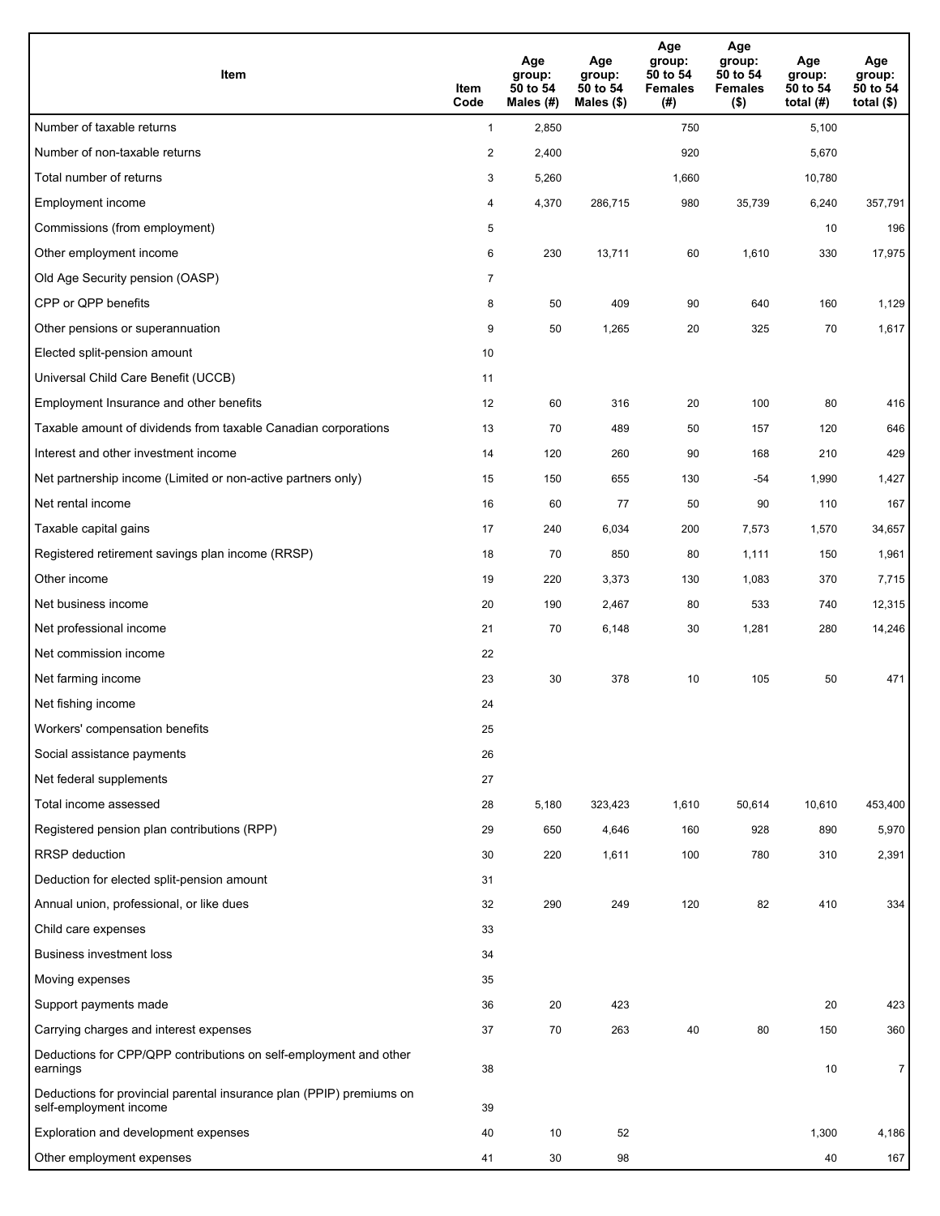| Item | Item Code | Age group: 50 to 54 Males (#) | Age group: 50 to 54 Males ($) | Age group: 50 to 54 Females (#) | Age group: 50 to 54 Females ($) | Age group: 50 to 54 total (#) | Age group: 50 to 54 total ($) |
|---|---|---|---|---|---|---|---|
| Number of taxable returns | 1 | 2,850 | | 750 | | 5,100 | |
| Number of non-taxable returns | 2 | 2,400 | | 920 | | 5,670 | |
| Total number of returns | 3 | 5,260 | | 1,660 | | 10,780 | |
| Employment income | 4 | 4,370 | 286,715 | 980 | 35,739 | 6,240 | 357,791 |
| Commissions (from employment) | 5 | | | | | 10 | 196 |
| Other employment income | 6 | 230 | 13,711 | 60 | 1,610 | 330 | 17,975 |
| Old Age Security pension (OASP) | 7 | | | | | | |
| CPP or QPP benefits | 8 | 50 | 409 | 90 | 640 | 160 | 1,129 |
| Other pensions or superannuation | 9 | 50 | 1,265 | 20 | 325 | 70 | 1,617 |
| Elected split-pension amount | 10 | | | | | | |
| Universal Child Care Benefit (UCCB) | 11 | | | | | | |
| Employment Insurance and other benefits | 12 | 60 | 316 | 20 | 100 | 80 | 416 |
| Taxable amount of dividends from taxable Canadian corporations | 13 | 70 | 489 | 50 | 157 | 120 | 646 |
| Interest and other investment income | 14 | 120 | 260 | 90 | 168 | 210 | 429 |
| Net partnership income (Limited or non-active partners only) | 15 | 150 | 655 | 130 | -54 | 1,990 | 1,427 |
| Net rental income | 16 | 60 | 77 | 50 | 90 | 110 | 167 |
| Taxable capital gains | 17 | 240 | 6,034 | 200 | 7,573 | 1,570 | 34,657 |
| Registered retirement savings plan income (RRSP) | 18 | 70 | 850 | 80 | 1,111 | 150 | 1,961 |
| Other income | 19 | 220 | 3,373 | 130 | 1,083 | 370 | 7,715 |
| Net business income | 20 | 190 | 2,467 | 80 | 533 | 740 | 12,315 |
| Net professional income | 21 | 70 | 6,148 | 30 | 1,281 | 280 | 14,246 |
| Net commission income | 22 | | | | | | |
| Net farming income | 23 | 30 | 378 | 10 | 105 | 50 | 471 |
| Net fishing income | 24 | | | | | | |
| Workers' compensation benefits | 25 | | | | | | |
| Social assistance payments | 26 | | | | | | |
| Net federal supplements | 27 | | | | | | |
| Total income assessed | 28 | 5,180 | 323,423 | 1,610 | 50,614 | 10,610 | 453,400 |
| Registered pension plan contributions (RPP) | 29 | 650 | 4,646 | 160 | 928 | 890 | 5,970 |
| RRSP deduction | 30 | 220 | 1,611 | 100 | 780 | 310 | 2,391 |
| Deduction for elected split-pension amount | 31 | | | | | | |
| Annual union, professional, or like dues | 32 | 290 | 249 | 120 | 82 | 410 | 334 |
| Child care expenses | 33 | | | | | | |
| Business investment loss | 34 | | | | | | |
| Moving expenses | 35 | | | | | | |
| Support payments made | 36 | 20 | 423 | | | 20 | 423 |
| Carrying charges and interest expenses | 37 | 70 | 263 | 40 | 80 | 150 | 360 |
| Deductions for CPP/QPP contributions on self-employment and other earnings | 38 | | | | | 10 | 7 |
| Deductions for provincial parental insurance plan (PPIP) premiums on self-employment income | 39 | | | | | | |
| Exploration and development expenses | 40 | 10 | 52 | | | 1,300 | 4,186 |
| Other employment expenses | 41 | 30 | 98 | | | 40 | 167 |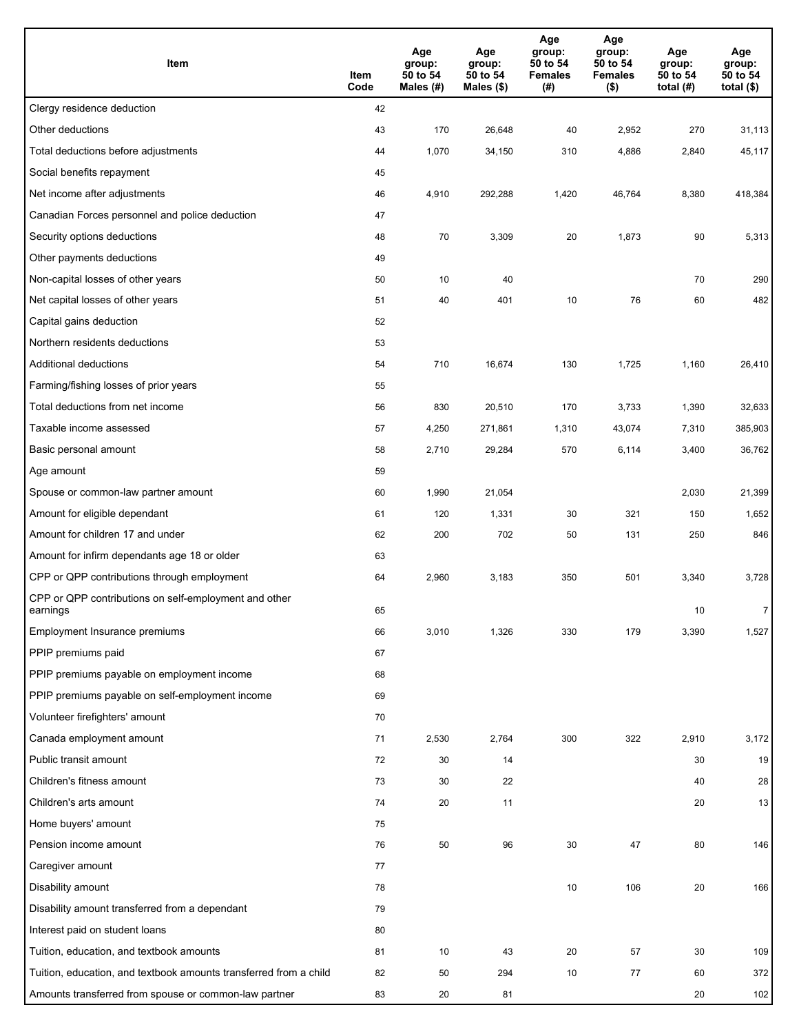| Item | Item Code | Age group: 50 to 54 Males (#) | Age group: 50 to 54 Males ($) | Age group: 50 to 54 Females (#) | Age group: 50 to 54 Females ($) | Age group: 50 to 54 total (#) | Age group: 50 to 54 total ($) |
|---|---|---|---|---|---|---|---|
| Clergy residence deduction | 42 | | | | | | |
| Other deductions | 43 | 170 | 26,648 | 40 | 2,952 | 270 | 31,113 |
| Total deductions before adjustments | 44 | 1,070 | 34,150 | 310 | 4,886 | 2,840 | 45,117 |
| Social benefits repayment | 45 | | | | | | |
| Net income after adjustments | 46 | 4,910 | 292,288 | 1,420 | 46,764 | 8,380 | 418,384 |
| Canadian Forces personnel and police deduction | 47 | | | | | | |
| Security options deductions | 48 | 70 | 3,309 | 20 | 1,873 | 90 | 5,313 |
| Other payments deductions | 49 | | | | | | |
| Non-capital losses of other years | 50 | 10 | 40 | | | 70 | 290 |
| Net capital losses of other years | 51 | 40 | 401 | 10 | 76 | 60 | 482 |
| Capital gains deduction | 52 | | | | | | |
| Northern residents deductions | 53 | | | | | | |
| Additional deductions | 54 | 710 | 16,674 | 130 | 1,725 | 1,160 | 26,410 |
| Farming/fishing losses of prior years | 55 | | | | | | |
| Total deductions from net income | 56 | 830 | 20,510 | 170 | 3,733 | 1,390 | 32,633 |
| Taxable income assessed | 57 | 4,250 | 271,861 | 1,310 | 43,074 | 7,310 | 385,903 |
| Basic personal amount | 58 | 2,710 | 29,284 | 570 | 6,114 | 3,400 | 36,762 |
| Age amount | 59 | | | | | | |
| Spouse or common-law partner amount | 60 | 1,990 | 21,054 | | | 2,030 | 21,399 |
| Amount for eligible dependant | 61 | 120 | 1,331 | 30 | 321 | 150 | 1,652 |
| Amount for children 17 and under | 62 | 200 | 702 | 50 | 131 | 250 | 846 |
| Amount for infirm dependants age 18 or older | 63 | | | | | | |
| CPP or QPP contributions through employment | 64 | 2,960 | 3,183 | 350 | 501 | 3,340 | 3,728 |
| CPP or QPP contributions on self-employment and other earnings | 65 | | | | | 10 | 7 |
| Employment Insurance premiums | 66 | 3,010 | 1,326 | 330 | 179 | 3,390 | 1,527 |
| PPIP premiums paid | 67 | | | | | | |
| PPIP premiums payable on employment income | 68 | | | | | | |
| PPIP premiums payable on self-employment income | 69 | | | | | | |
| Volunteer firefighters' amount | 70 | | | | | | |
| Canada employment amount | 71 | 2,530 | 2,764 | 300 | 322 | 2,910 | 3,172 |
| Public transit amount | 72 | 30 | 14 | | | 30 | 19 |
| Children's fitness amount | 73 | 30 | 22 | | | 40 | 28 |
| Children's arts amount | 74 | 20 | 11 | | | 20 | 13 |
| Home buyers' amount | 75 | | | | | | |
| Pension income amount | 76 | 50 | 96 | 30 | 47 | 80 | 146 |
| Caregiver amount | 77 | | | | | | |
| Disability amount | 78 | | | 10 | 106 | 20 | 166 |
| Disability amount transferred from a dependant | 79 | | | | | | |
| Interest paid on student loans | 80 | | | | | | |
| Tuition, education, and textbook amounts | 81 | 10 | 43 | 20 | 57 | 30 | 109 |
| Tuition, education, and textbook amounts transferred from a child | 82 | 50 | 294 | 10 | 77 | 60 | 372 |
| Amounts transferred from spouse or common-law partner | 83 | 20 | 81 | | | 20 | 102 |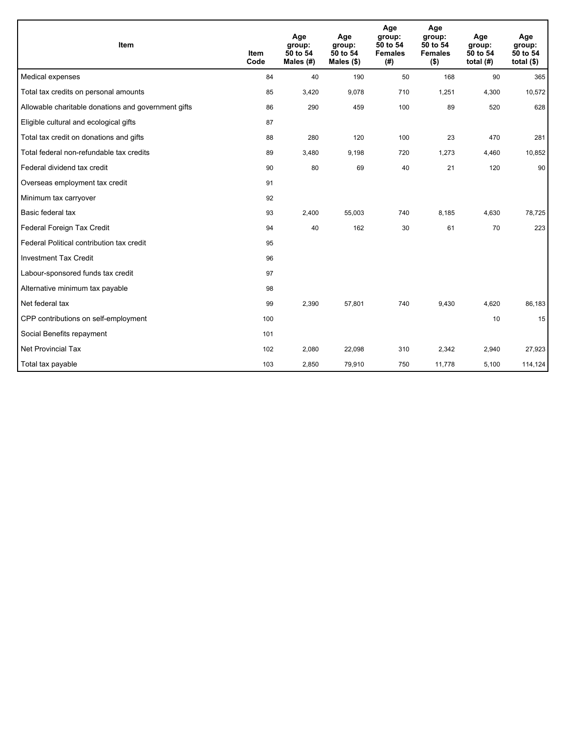| Item | Item Code | Age group: 50 to 54 Males (#) | Age group: 50 to 54 Males ($) | Age group: 50 to 54 Females (#) | Age group: 50 to 54 Females ($) | Age group: 50 to 54 total (#) | Age group: 50 to 54 total ($) |
| --- | --- | --- | --- | --- | --- | --- | --- |
| Medical expenses | 84 | 40 | 190 | 50 | 168 | 90 | 365 |
| Total tax credits on personal amounts | 85 | 3,420 | 9,078 | 710 | 1,251 | 4,300 | 10,572 |
| Allowable charitable donations and government gifts | 86 | 290 | 459 | 100 | 89 | 520 | 628 |
| Eligible cultural and ecological gifts | 87 | | | | | | |
| Total tax credit on donations and gifts | 88 | 280 | 120 | 100 | 23 | 470 | 281 |
| Total federal non-refundable tax credits | 89 | 3,480 | 9,198 | 720 | 1,273 | 4,460 | 10,852 |
| Federal dividend tax credit | 90 | 80 | 69 | 40 | 21 | 120 | 90 |
| Overseas employment tax credit | 91 | | | | | | |
| Minimum tax carryover | 92 | | | | | | |
| Basic federal tax | 93 | 2,400 | 55,003 | 740 | 8,185 | 4,630 | 78,725 |
| Federal Foreign Tax Credit | 94 | 40 | 162 | 30 | 61 | 70 | 223 |
| Federal Political contribution tax credit | 95 | | | | | | |
| Investment Tax Credit | 96 | | | | | | |
| Labour-sponsored funds tax credit | 97 | | | | | | |
| Alternative minimum tax payable | 98 | | | | | | |
| Net federal tax | 99 | 2,390 | 57,801 | 740 | 9,430 | 4,620 | 86,183 |
| CPP contributions on self-employment | 100 | | | | | 10 | 15 |
| Social Benefits repayment | 101 | | | | | | |
| Net Provincial Tax | 102 | 2,080 | 22,098 | 310 | 2,342 | 2,940 | 27,923 |
| Total tax payable | 103 | 2,850 | 79,910 | 750 | 11,778 | 5,100 | 114,124 |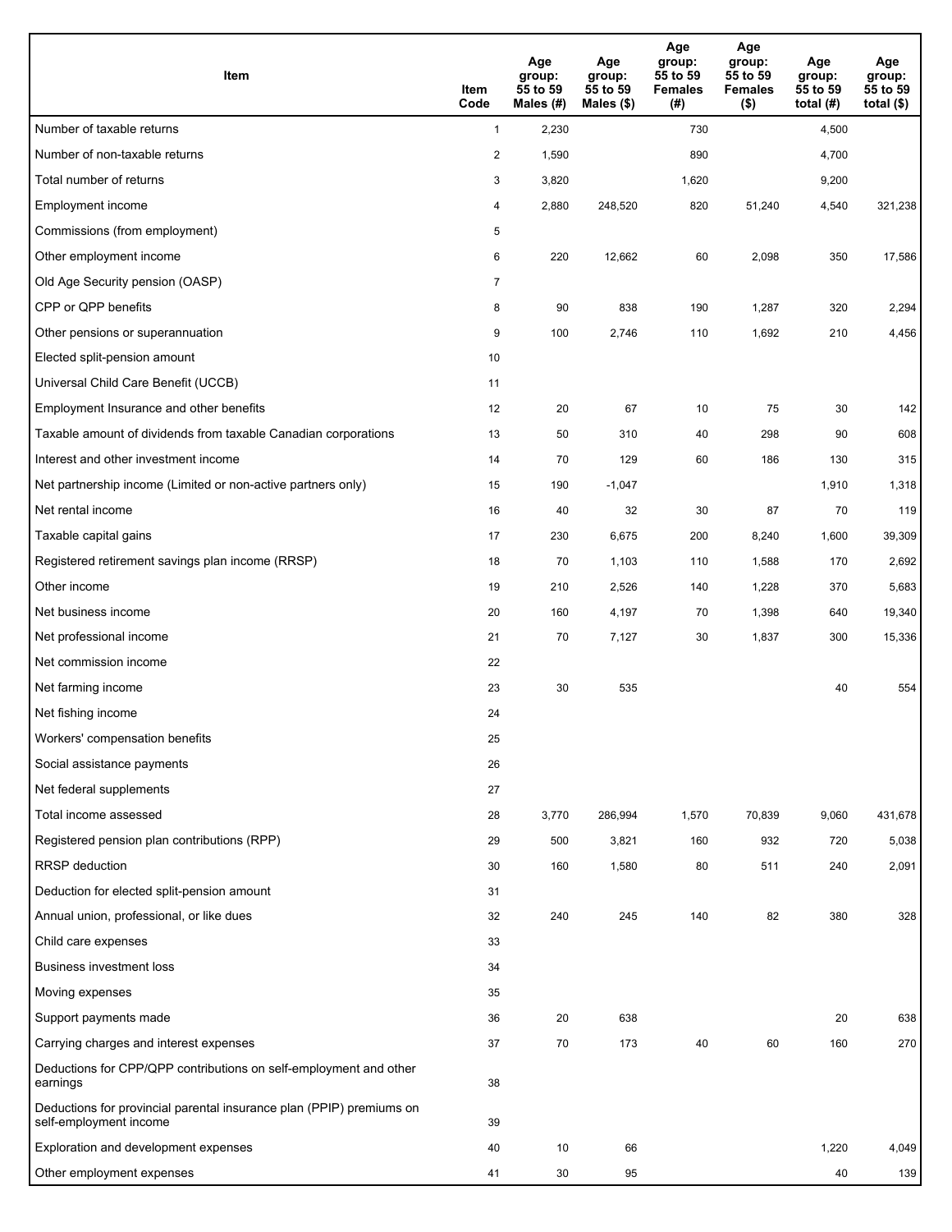| Item | Item Code | Age group: 55 to 59 Males (#) | Age group: 55 to 59 Males ($) | Age group: 55 to 59 Females (#) | Age group: 55 to 59 Females ($) | Age group: 55 to 59 total (#) | Age group: 55 to 59 total ($) |
|---|---|---|---|---|---|---|---|
| Number of taxable returns | 1 | 2,230 | | 730 | | 4,500 | |
| Number of non-taxable returns | 2 | 1,590 | | 890 | | 4,700 | |
| Total number of returns | 3 | 3,820 | | 1,620 | | 9,200 | |
| Employment income | 4 | 2,880 | 248,520 | 820 | 51,240 | 4,540 | 321,238 |
| Commissions (from employment) | 5 | | | | | | |
| Other employment income | 6 | 220 | 12,662 | 60 | 2,098 | 350 | 17,586 |
| Old Age Security pension (OASP) | 7 | | | | | | |
| CPP or QPP benefits | 8 | 90 | 838 | 190 | 1,287 | 320 | 2,294 |
| Other pensions or superannuation | 9 | 100 | 2,746 | 110 | 1,692 | 210 | 4,456 |
| Elected split-pension amount | 10 | | | | | | |
| Universal Child Care Benefit (UCCB) | 11 | | | | | | |
| Employment Insurance and other benefits | 12 | 20 | 67 | 10 | 75 | 30 | 142 |
| Taxable amount of dividends from taxable Canadian corporations | 13 | 50 | 310 | 40 | 298 | 90 | 608 |
| Interest and other investment income | 14 | 70 | 129 | 60 | 186 | 130 | 315 |
| Net partnership income (Limited or non-active partners only) | 15 | 190 | -1,047 | | | 1,910 | 1,318 |
| Net rental income | 16 | 40 | 32 | 30 | 87 | 70 | 119 |
| Taxable capital gains | 17 | 230 | 6,675 | 200 | 8,240 | 1,600 | 39,309 |
| Registered retirement savings plan income (RRSP) | 18 | 70 | 1,103 | 110 | 1,588 | 170 | 2,692 |
| Other income | 19 | 210 | 2,526 | 140 | 1,228 | 370 | 5,683 |
| Net business income | 20 | 160 | 4,197 | 70 | 1,398 | 640 | 19,340 |
| Net professional income | 21 | 70 | 7,127 | 30 | 1,837 | 300 | 15,336 |
| Net commission income | 22 | | | | | | |
| Net farming income | 23 | 30 | 535 | | | 40 | 554 |
| Net fishing income | 24 | | | | | | |
| Workers' compensation benefits | 25 | | | | | | |
| Social assistance payments | 26 | | | | | | |
| Net federal supplements | 27 | | | | | | |
| Total income assessed | 28 | 3,770 | 286,994 | 1,570 | 70,839 | 9,060 | 431,678 |
| Registered pension plan contributions (RPP) | 29 | 500 | 3,821 | 160 | 932 | 720 | 5,038 |
| RRSP deduction | 30 | 160 | 1,580 | 80 | 511 | 240 | 2,091 |
| Deduction for elected split-pension amount | 31 | | | | | | |
| Annual union, professional, or like dues | 32 | 240 | 245 | 140 | 82 | 380 | 328 |
| Child care expenses | 33 | | | | | | |
| Business investment loss | 34 | | | | | | |
| Moving expenses | 35 | | | | | | |
| Support payments made | 36 | 20 | 638 | | | 20 | 638 |
| Carrying charges and interest expenses | 37 | 70 | 173 | 40 | 60 | 160 | 270 |
| Deductions for CPP/QPP contributions on self-employment and other earnings | 38 | | | | | | |
| Deductions for provincial parental insurance plan (PPIP) premiums on self-employment income | 39 | | | | | | |
| Exploration and development expenses | 40 | 10 | 66 | | | 1,220 | 4,049 |
| Other employment expenses | 41 | 30 | 95 | | | 40 | 139 |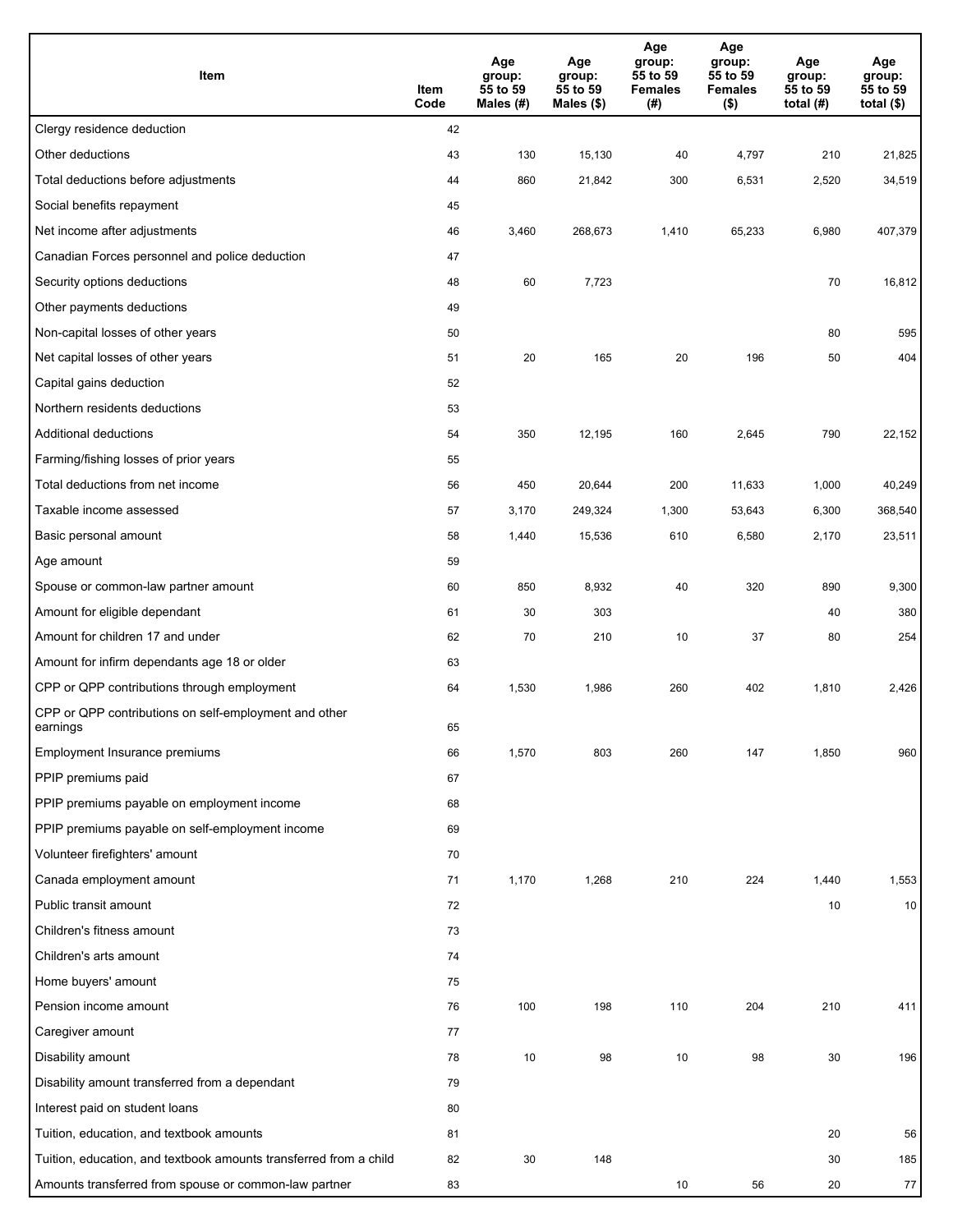| Item | Item Code | Age group: 55 to 59 Males (#) | Age group: 55 to 59 Males ($) | Age group: 55 to 59 Females (#) | Age group: 55 to 59 Females ($) | Age group: 55 to 59 total (#) | Age group: 55 to 59 total ($) |
|---|---|---|---|---|---|---|---|
| Clergy residence deduction | 42 | | | | | | |
| Other deductions | 43 | 130 | 15,130 | 40 | 4,797 | 210 | 21,825 |
| Total deductions before adjustments | 44 | 860 | 21,842 | 300 | 6,531 | 2,520 | 34,519 |
| Social benefits repayment | 45 | | | | | | |
| Net income after adjustments | 46 | 3,460 | 268,673 | 1,410 | 65,233 | 6,980 | 407,379 |
| Canadian Forces personnel and police deduction | 47 | | | | | | |
| Security options deductions | 48 | 60 | 7,723 | | | 70 | 16,812 |
| Other payments deductions | 49 | | | | | | |
| Non-capital losses of other years | 50 | | | | | 80 | 595 |
| Net capital losses of other years | 51 | 20 | 165 | 20 | 196 | 50 | 404 |
| Capital gains deduction | 52 | | | | | | |
| Northern residents deductions | 53 | | | | | | |
| Additional deductions | 54 | 350 | 12,195 | 160 | 2,645 | 790 | 22,152 |
| Farming/fishing losses of prior years | 55 | | | | | | |
| Total deductions from net income | 56 | 450 | 20,644 | 200 | 11,633 | 1,000 | 40,249 |
| Taxable income assessed | 57 | 3,170 | 249,324 | 1,300 | 53,643 | 6,300 | 368,540 |
| Basic personal amount | 58 | 1,440 | 15,536 | 610 | 6,580 | 2,170 | 23,511 |
| Age amount | 59 | | | | | | |
| Spouse or common-law partner amount | 60 | 850 | 8,932 | 40 | 320 | 890 | 9,300 |
| Amount for eligible dependant | 61 | 30 | 303 | | | 40 | 380 |
| Amount for children 17 and under | 62 | 70 | 210 | 10 | 37 | 80 | 254 |
| Amount for infirm dependants age 18 or older | 63 | | | | | | |
| CPP or QPP contributions through employment | 64 | 1,530 | 1,986 | 260 | 402 | 1,810 | 2,426 |
| CPP or QPP contributions on self-employment and other earnings | 65 | | | | | | |
| Employment Insurance premiums | 66 | 1,570 | 803 | 260 | 147 | 1,850 | 960 |
| PPIP premiums paid | 67 | | | | | | |
| PPIP premiums payable on employment income | 68 | | | | | | |
| PPIP premiums payable on self-employment income | 69 | | | | | | |
| Volunteer firefighters' amount | 70 | | | | | | |
| Canada employment amount | 71 | 1,170 | 1,268 | 210 | 224 | 1,440 | 1,553 |
| Public transit amount | 72 | | | | | 10 | 10 |
| Children's fitness amount | 73 | | | | | | |
| Children's arts amount | 74 | | | | | | |
| Home buyers' amount | 75 | | | | | | |
| Pension income amount | 76 | 100 | 198 | 110 | 204 | 210 | 411 |
| Caregiver amount | 77 | | | | | | |
| Disability amount | 78 | 10 | 98 | 10 | 98 | 30 | 196 |
| Disability amount transferred from a dependant | 79 | | | | | | |
| Interest paid on student loans | 80 | | | | | | |
| Tuition, education, and textbook amounts | 81 | | | | | 20 | 56 |
| Tuition, education, and textbook amounts transferred from a child | 82 | 30 | 148 | | | 30 | 185 |
| Amounts transferred from spouse or common-law partner | 83 | | | 10 | 56 | 20 | 77 |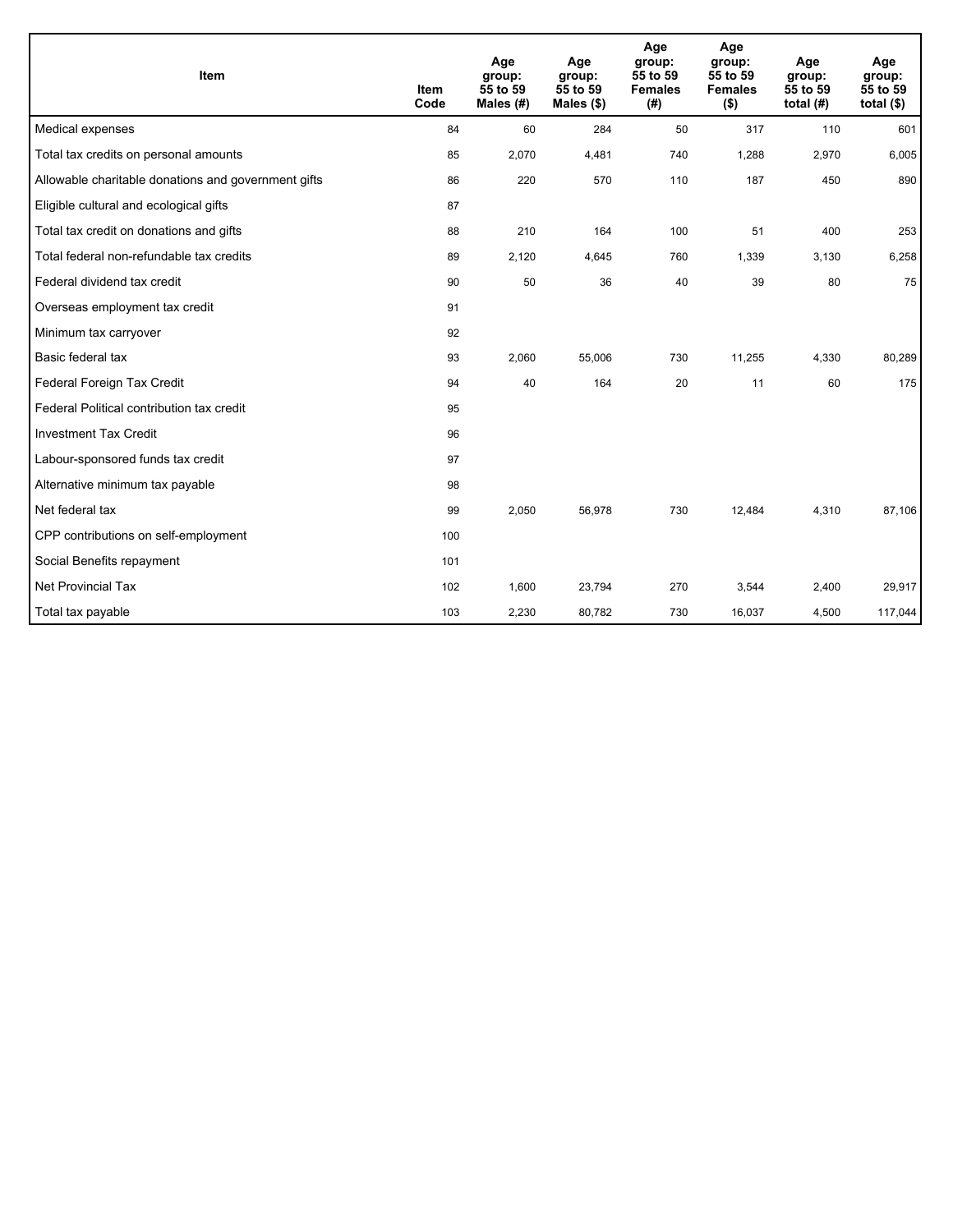| Item | Item Code | Age group: 55 to 59 Males (#) | Age group: 55 to 59 Males ($) | Age group: 55 to 59 Females (#) | Age group: 55 to 59 Females ($) | Age group: 55 to 59 total (#) | Age group: 55 to 59 total ($) |
|---|---|---|---|---|---|---|---|
| Medical expenses | 84 | 60 | 284 | 50 | 317 | 110 | 601 |
| Total tax credits on personal amounts | 85 | 2,070 | 4,481 | 740 | 1,288 | 2,970 | 6,005 |
| Allowable charitable donations and government gifts | 86 | 220 | 570 | 110 | 187 | 450 | 890 |
| Eligible cultural and ecological gifts | 87 | | | | | | |
| Total tax credit on donations and gifts | 88 | 210 | 164 | 100 | 51 | 400 | 253 |
| Total federal non-refundable tax credits | 89 | 2,120 | 4,645 | 760 | 1,339 | 3,130 | 6,258 |
| Federal dividend tax credit | 90 | 50 | 36 | 40 | 39 | 80 | 75 |
| Overseas employment tax credit | 91 | | | | | | |
| Minimum tax carryover | 92 | | | | | | |
| Basic federal tax | 93 | 2,060 | 55,006 | 730 | 11,255 | 4,330 | 80,289 |
| Federal Foreign Tax Credit | 94 | 40 | 164 | 20 | 11 | 60 | 175 |
| Federal Political contribution tax credit | 95 | | | | | | |
| Investment Tax Credit | 96 | | | | | | |
| Labour-sponsored funds tax credit | 97 | | | | | | |
| Alternative minimum tax payable | 98 | | | | | | |
| Net federal tax | 99 | 2,050 | 56,978 | 730 | 12,484 | 4,310 | 87,106 |
| CPP contributions on self-employment | 100 | | | | | | |
| Social Benefits repayment | 101 | | | | | | |
| Net Provincial Tax | 102 | 1,600 | 23,794 | 270 | 3,544 | 2,400 | 29,917 |
| Total tax payable | 103 | 2,230 | 80,782 | 730 | 16,037 | 4,500 | 117,044 |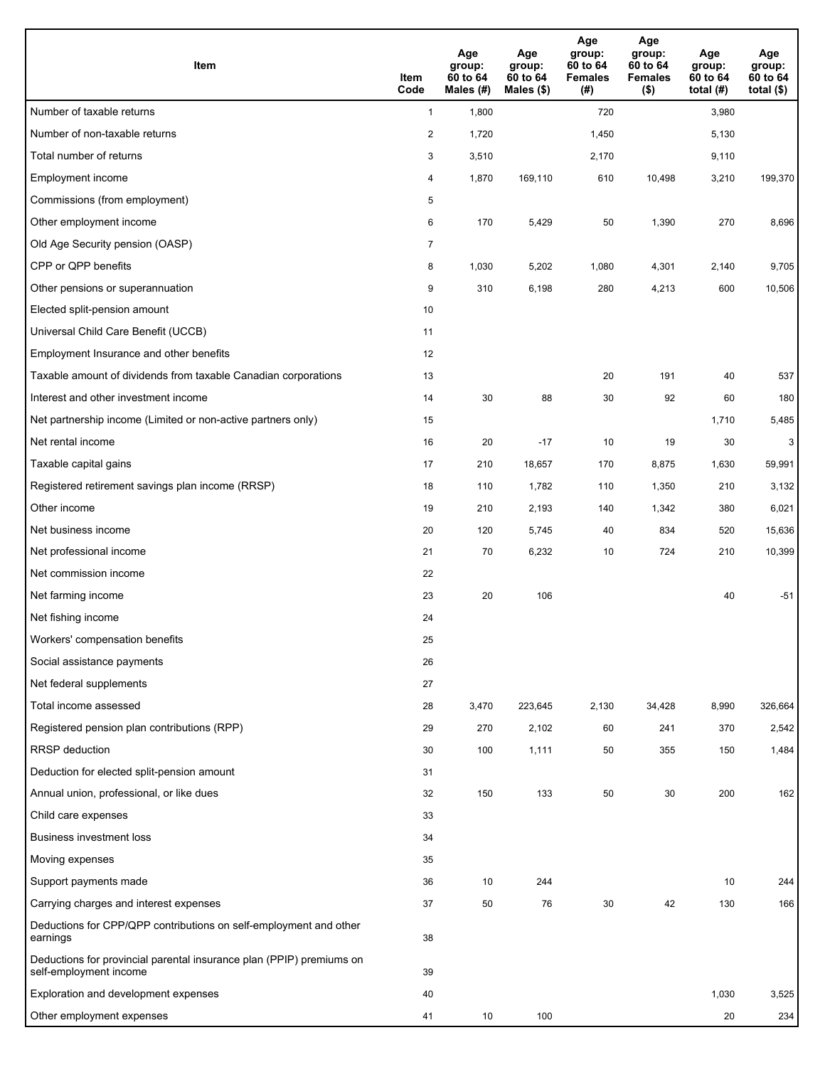| Item | Item Code | Age group: 60 to 64 Males (#) | Age group: 60 to 64 Males ($) | Age group: 60 to 64 Females (#) | Age group: 60 to 64 Females ($) | Age group: 60 to 64 total (#) | Age group: 60 to 64 total ($) |
|---|---|---|---|---|---|---|---|
| Number of taxable returns | 1 | 1,800 | | 720 | | 3,980 | |
| Number of non-taxable returns | 2 | 1,720 | | 1,450 | | 5,130 | |
| Total number of returns | 3 | 3,510 | | 2,170 | | 9,110 | |
| Employment income | 4 | 1,870 | 169,110 | 610 | 10,498 | 3,210 | 199,370 |
| Commissions (from employment) | 5 | | | | | | |
| Other employment income | 6 | 170 | 5,429 | 50 | 1,390 | 270 | 8,696 |
| Old Age Security pension (OASP) | 7 | | | | | | |
| CPP or QPP benefits | 8 | 1,030 | 5,202 | 1,080 | 4,301 | 2,140 | 9,705 |
| Other pensions or superannuation | 9 | 310 | 6,198 | 280 | 4,213 | 600 | 10,506 |
| Elected split-pension amount | 10 | | | | | | |
| Universal Child Care Benefit (UCCB) | 11 | | | | | | |
| Employment Insurance and other benefits | 12 | | | | | | |
| Taxable amount of dividends from taxable Canadian corporations | 13 | | | 20 | 191 | 40 | 537 |
| Interest and other investment income | 14 | 30 | 88 | 30 | 92 | 60 | 180 |
| Net partnership income (Limited or non-active partners only) | 15 | | | | | 1,710 | 5,485 |
| Net rental income | 16 | 20 | -17 | 10 | 19 | 30 | 3 |
| Taxable capital gains | 17 | 210 | 18,657 | 170 | 8,875 | 1,630 | 59,991 |
| Registered retirement savings plan income (RRSP) | 18 | 110 | 1,782 | 110 | 1,350 | 210 | 3,132 |
| Other income | 19 | 210 | 2,193 | 140 | 1,342 | 380 | 6,021 |
| Net business income | 20 | 120 | 5,745 | 40 | 834 | 520 | 15,636 |
| Net professional income | 21 | 70 | 6,232 | 10 | 724 | 210 | 10,399 |
| Net commission income | 22 | | | | | | |
| Net farming income | 23 | 20 | 106 | | | 40 | -51 |
| Net fishing income | 24 | | | | | | |
| Workers' compensation benefits | 25 | | | | | | |
| Social assistance payments | 26 | | | | | | |
| Net federal supplements | 27 | | | | | | |
| Total income assessed | 28 | 3,470 | 223,645 | 2,130 | 34,428 | 8,990 | 326,664 |
| Registered pension plan contributions (RPP) | 29 | 270 | 2,102 | 60 | 241 | 370 | 2,542 |
| RRSP deduction | 30 | 100 | 1,111 | 50 | 355 | 150 | 1,484 |
| Deduction for elected split-pension amount | 31 | | | | | | |
| Annual union, professional, or like dues | 32 | 150 | 133 | 50 | 30 | 200 | 162 |
| Child care expenses | 33 | | | | | | |
| Business investment loss | 34 | | | | | | |
| Moving expenses | 35 | | | | | | |
| Support payments made | 36 | 10 | 244 | | | 10 | 244 |
| Carrying charges and interest expenses | 37 | 50 | 76 | 30 | 42 | 130 | 166 |
| Deductions for CPP/QPP contributions on self-employment and other earnings | 38 | | | | | | |
| Deductions for provincial parental insurance plan (PPIP) premiums on self-employment income | 39 | | | | | | |
| Exploration and development expenses | 40 | | | | | 1,030 | 3,525 |
| Other employment expenses | 41 | 10 | 100 | | | 20 | 234 |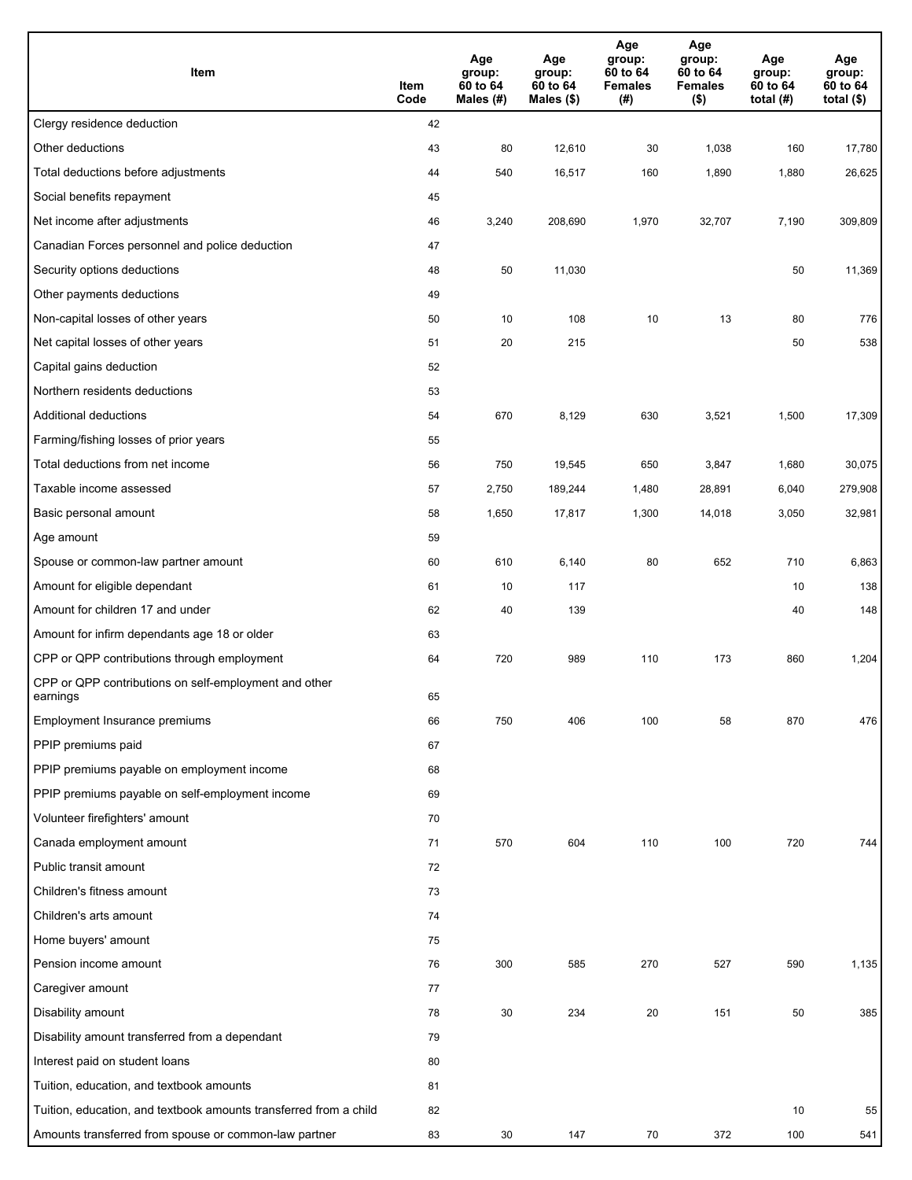| Item | Item Code | Age group: 60 to 64 Males (#) | Age group: 60 to 64 Males ($) | Age group: 60 to 64 Females (#) | Age group: 60 to 64 Females ($) | Age group: 60 to 64 total (#) | Age group: 60 to 64 total ($) |
|---|---|---|---|---|---|---|---|
| Clergy residence deduction | 42 | | | | | | |
| Other deductions | 43 | 80 | 12,610 | 30 | 1,038 | 160 | 17,780 |
| Total deductions before adjustments | 44 | 540 | 16,517 | 160 | 1,890 | 1,880 | 26,625 |
| Social benefits repayment | 45 | | | | | | |
| Net income after adjustments | 46 | 3,240 | 208,690 | 1,970 | 32,707 | 7,190 | 309,809 |
| Canadian Forces personnel and police deduction | 47 | | | | | | |
| Security options deductions | 48 | 50 | 11,030 | | | 50 | 11,369 |
| Other payments deductions | 49 | | | | | | |
| Non-capital losses of other years | 50 | 10 | 108 | 10 | 13 | 80 | 776 |
| Net capital losses of other years | 51 | 20 | 215 | | | 50 | 538 |
| Capital gains deduction | 52 | | | | | | |
| Northern residents deductions | 53 | | | | | | |
| Additional deductions | 54 | 670 | 8,129 | 630 | 3,521 | 1,500 | 17,309 |
| Farming/fishing losses of prior years | 55 | | | | | | |
| Total deductions from net income | 56 | 750 | 19,545 | 650 | 3,847 | 1,680 | 30,075 |
| Taxable income assessed | 57 | 2,750 | 189,244 | 1,480 | 28,891 | 6,040 | 279,908 |
| Basic personal amount | 58 | 1,650 | 17,817 | 1,300 | 14,018 | 3,050 | 32,981 |
| Age amount | 59 | | | | | | |
| Spouse or common-law partner amount | 60 | 610 | 6,140 | 80 | 652 | 710 | 6,863 |
| Amount for eligible dependant | 61 | 10 | 117 | | | 10 | 138 |
| Amount for children 17 and under | 62 | 40 | 139 | | | 40 | 148 |
| Amount for infirm dependants age 18 or older | 63 | | | | | | |
| CPP or QPP contributions through employment | 64 | 720 | 989 | 110 | 173 | 860 | 1,204 |
| CPP or QPP contributions on self-employment and other earnings | 65 | | | | | | |
| Employment Insurance premiums | 66 | 750 | 406 | 100 | 58 | 870 | 476 |
| PPIP premiums paid | 67 | | | | | | |
| PPIP premiums payable on employment income | 68 | | | | | | |
| PPIP premiums payable on self-employment income | 69 | | | | | | |
| Volunteer firefighters' amount | 70 | | | | | | |
| Canada employment amount | 71 | 570 | 604 | 110 | 100 | 720 | 744 |
| Public transit amount | 72 | | | | | | |
| Children's fitness amount | 73 | | | | | | |
| Children's arts amount | 74 | | | | | | |
| Home buyers' amount | 75 | | | | | | |
| Pension income amount | 76 | 300 | 585 | 270 | 527 | 590 | 1,135 |
| Caregiver amount | 77 | | | | | | |
| Disability amount | 78 | 30 | 234 | 20 | 151 | 50 | 385 |
| Disability amount transferred from a dependant | 79 | | | | | | |
| Interest paid on student loans | 80 | | | | | | |
| Tuition, education, and textbook amounts | 81 | | | | | | |
| Tuition, education, and textbook amounts transferred from a child | 82 | | | | | 10 | 55 |
| Amounts transferred from spouse or common-law partner | 83 | 30 | 147 | 70 | 372 | 100 | 541 |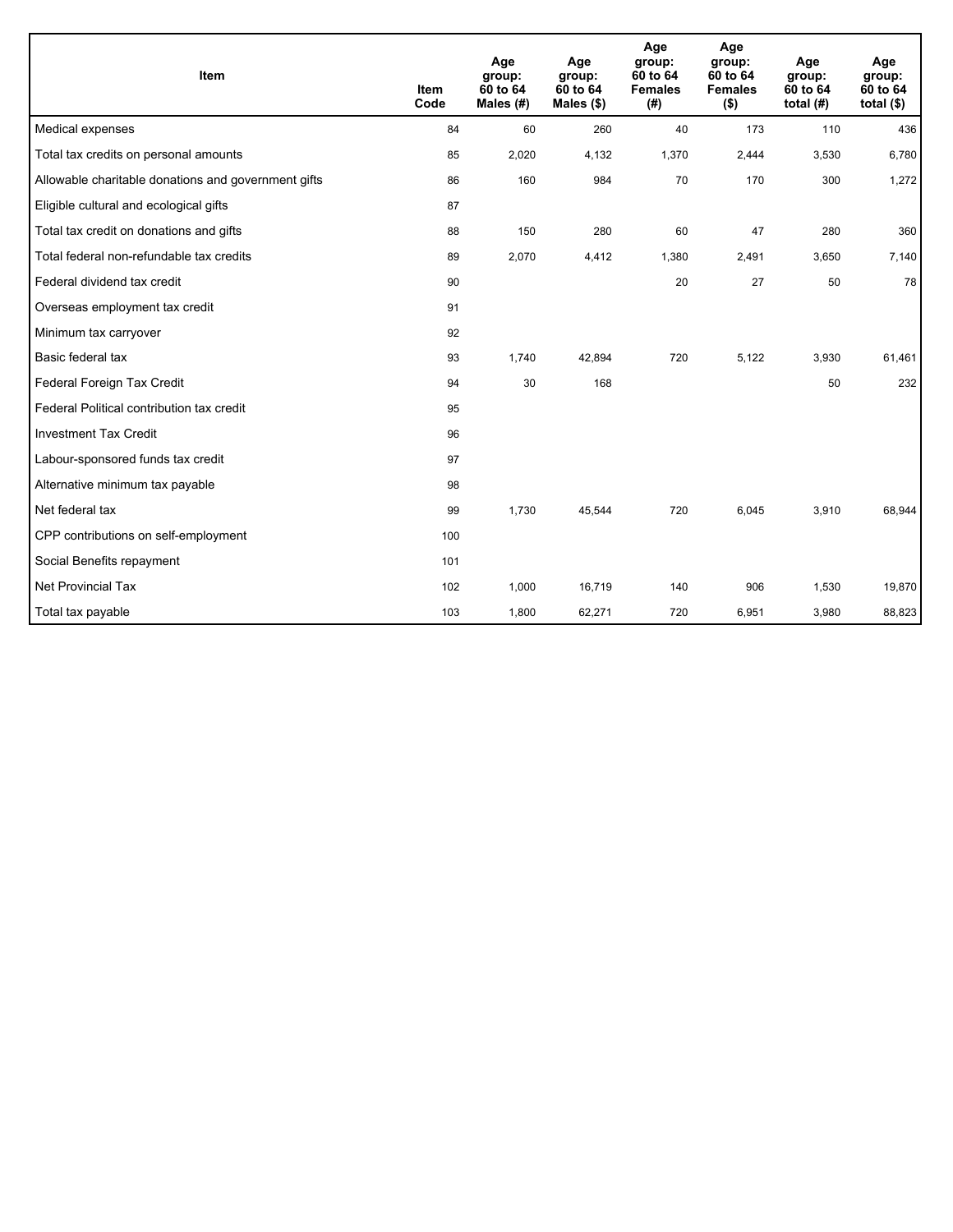| Item | Item Code | Age group: 60 to 64 Males (#) | Age group: 60 to 64 Males ($) | Age group: 60 to 64 Females (#) | Age group: 60 to 64 Females ($) | Age group: 60 to 64 total (#) | Age group: 60 to 64 total ($) |
|---|---|---|---|---|---|---|---|
| Medical expenses | 84 | 60 | 260 | 40 | 173 | 110 | 436 |
| Total tax credits on personal amounts | 85 | 2,020 | 4,132 | 1,370 | 2,444 | 3,530 | 6,780 |
| Allowable charitable donations and government gifts | 86 | 160 | 984 | 70 | 170 | 300 | 1,272 |
| Eligible cultural and ecological gifts | 87 | | | | | | |
| Total tax credit on donations and gifts | 88 | 150 | 280 | 60 | 47 | 280 | 360 |
| Total federal non-refundable tax credits | 89 | 2,070 | 4,412 | 1,380 | 2,491 | 3,650 | 7,140 |
| Federal dividend tax credit | 90 | | | 20 | 27 | 50 | 78 |
| Overseas employment tax credit | 91 | | | | | | |
| Minimum tax carryover | 92 | | | | | | |
| Basic federal tax | 93 | 1,740 | 42,894 | 720 | 5,122 | 3,930 | 61,461 |
| Federal Foreign Tax Credit | 94 | 30 | 168 | | | 50 | 232 |
| Federal Political contribution tax credit | 95 | | | | | | |
| Investment Tax Credit | 96 | | | | | | |
| Labour-sponsored funds tax credit | 97 | | | | | | |
| Alternative minimum tax payable | 98 | | | | | | |
| Net federal tax | 99 | 1,730 | 45,544 | 720 | 6,045 | 3,910 | 68,944 |
| CPP contributions on self-employment | 100 | | | | | | |
| Social Benefits repayment | 101 | | | | | | |
| Net Provincial Tax | 102 | 1,000 | 16,719 | 140 | 906 | 1,530 | 19,870 |
| Total tax payable | 103 | 1,800 | 62,271 | 720 | 6,951 | 3,980 | 88,823 |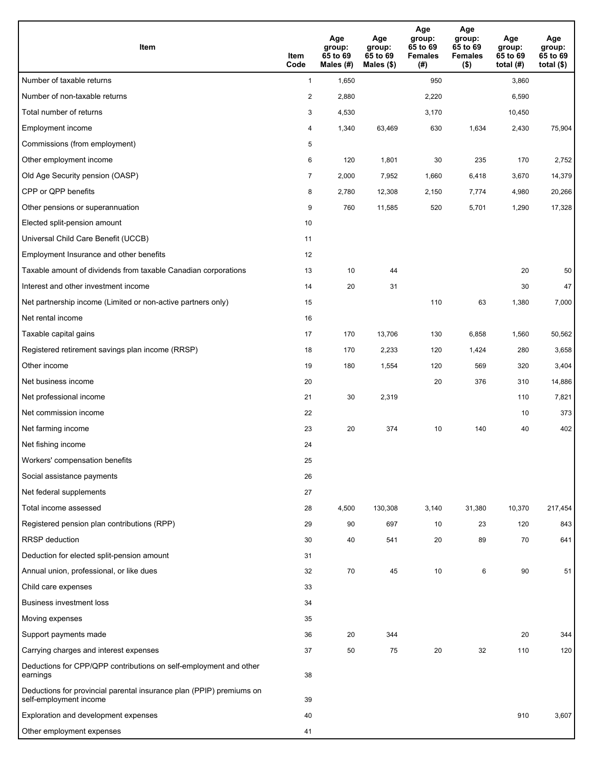| Item | Item Code | Age group: 65 to 69 Males (#) | Age group: 65 to 69 Males ($) | Age group: 65 to 69 Females (#) | Age group: 65 to 69 Females ($) | Age group: 65 to 69 total (#) | Age group: 65 to 69 total ($) |
|---|---|---|---|---|---|---|---|
| Number of taxable returns | 1 | 1,650 | | 950 | | 3,860 | |
| Number of non-taxable returns | 2 | 2,880 | | 2,220 | | 6,590 | |
| Total number of returns | 3 | 4,530 | | 3,170 | | 10,450 | |
| Employment income | 4 | 1,340 | 63,469 | 630 | 1,634 | 2,430 | 75,904 |
| Commissions (from employment) | 5 | | | | | | |
| Other employment income | 6 | 120 | 1,801 | 30 | 235 | 170 | 2,752 |
| Old Age Security pension (OASP) | 7 | 2,000 | 7,952 | 1,660 | 6,418 | 3,670 | 14,379 |
| CPP or QPP benefits | 8 | 2,780 | 12,308 | 2,150 | 7,774 | 4,980 | 20,266 |
| Other pensions or superannuation | 9 | 760 | 11,585 | 520 | 5,701 | 1,290 | 17,328 |
| Elected split-pension amount | 10 | | | | | | |
| Universal Child Care Benefit (UCCB) | 11 | | | | | | |
| Employment Insurance and other benefits | 12 | | | | | | |
| Taxable amount of dividends from taxable Canadian corporations | 13 | 10 | 44 | | | 20 | 50 |
| Interest and other investment income | 14 | 20 | 31 | | | 30 | 47 |
| Net partnership income (Limited or non-active partners only) | 15 | | | 110 | 63 | 1,380 | 7,000 |
| Net rental income | 16 | | | | | | |
| Taxable capital gains | 17 | 170 | 13,706 | 130 | 6,858 | 1,560 | 50,562 |
| Registered retirement savings plan income (RRSP) | 18 | 170 | 2,233 | 120 | 1,424 | 280 | 3,658 |
| Other income | 19 | 180 | 1,554 | 120 | 569 | 320 | 3,404 |
| Net business income | 20 | | | 20 | 376 | 310 | 14,886 |
| Net professional income | 21 | 30 | 2,319 | | | 110 | 7,821 |
| Net commission income | 22 | | | | | 10 | 373 |
| Net farming income | 23 | 20 | 374 | 10 | 140 | 40 | 402 |
| Net fishing income | 24 | | | | | | |
| Workers' compensation benefits | 25 | | | | | | |
| Social assistance payments | 26 | | | | | | |
| Net federal supplements | 27 | | | | | | |
| Total income assessed | 28 | 4,500 | 130,308 | 3,140 | 31,380 | 10,370 | 217,454 |
| Registered pension plan contributions (RPP) | 29 | 90 | 697 | 10 | 23 | 120 | 843 |
| RRSP deduction | 30 | 40 | 541 | 20 | 89 | 70 | 641 |
| Deduction for elected split-pension amount | 31 | | | | | | |
| Annual union, professional, or like dues | 32 | 70 | 45 | 10 | 6 | 90 | 51 |
| Child care expenses | 33 | | | | | | |
| Business investment loss | 34 | | | | | | |
| Moving expenses | 35 | | | | | | |
| Support payments made | 36 | 20 | 344 | | | 20 | 344 |
| Carrying charges and interest expenses | 37 | 50 | 75 | 20 | 32 | 110 | 120 |
| Deductions for CPP/QPP contributions on self-employment and other earnings | 38 | | | | | | |
| Deductions for provincial parental insurance plan (PPIP) premiums on self-employment income | 39 | | | | | | |
| Exploration and development expenses | 40 | | | | | 910 | 3,607 |
| Other employment expenses | 41 | | | | | | |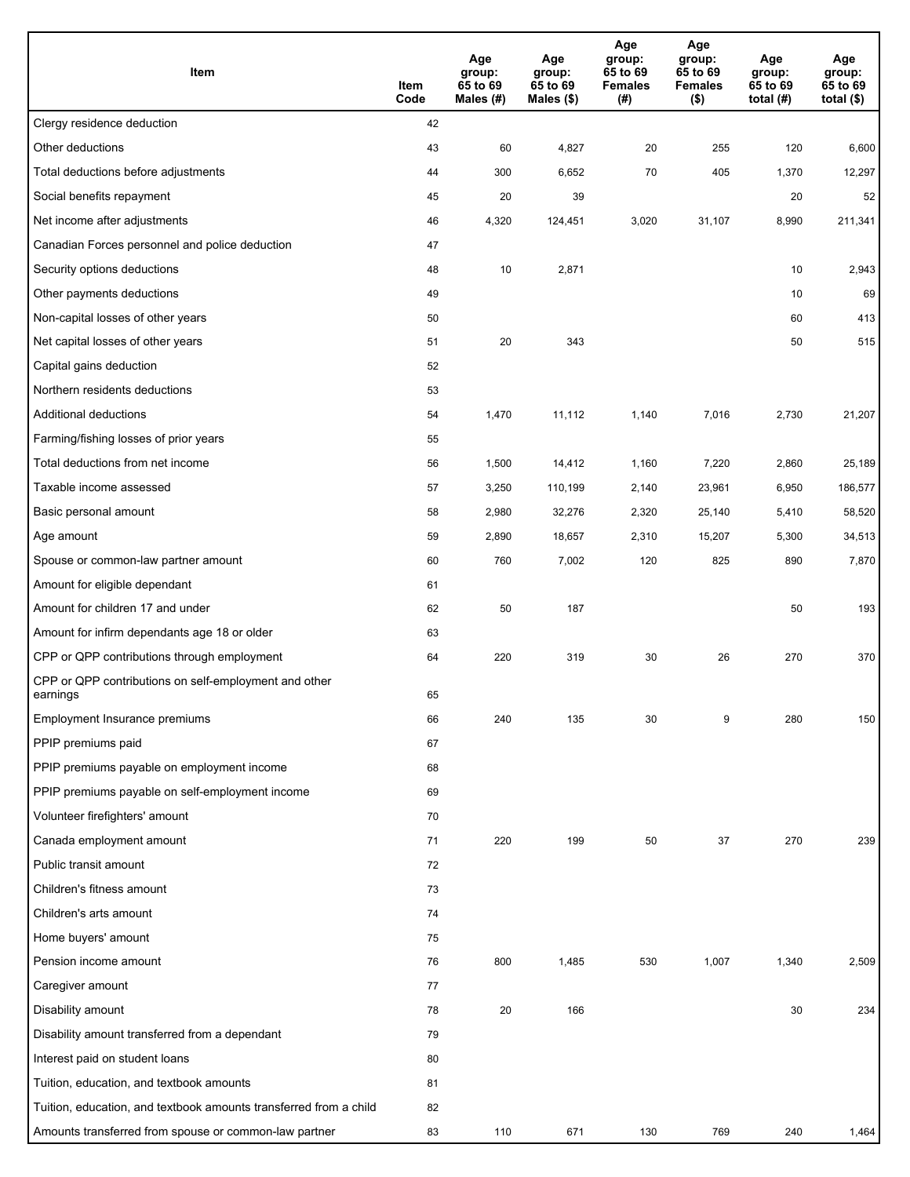| Item | Item Code | Age group: 65 to 69 Males (#) | Age group: 65 to 69 Males ($) | Age group: 65 to 69 Females (#) | Age group: 65 to 69 Females ($) | Age group: 65 to 69 total (#) | Age group: 65 to 69 total ($) |
|---|---|---|---|---|---|---|---|
| Clergy residence deduction | 42 | | | | | | |
| Other deductions | 43 | 60 | 4,827 | 20 | 255 | 120 | 6,600 |
| Total deductions before adjustments | 44 | 300 | 6,652 | 70 | 405 | 1,370 | 12,297 |
| Social benefits repayment | 45 | 20 | 39 | | | 20 | 52 |
| Net income after adjustments | 46 | 4,320 | 124,451 | 3,020 | 31,107 | 8,990 | 211,341 |
| Canadian Forces personnel and police deduction | 47 | | | | | | |
| Security options deductions | 48 | 10 | 2,871 | | | 10 | 2,943 |
| Other payments deductions | 49 | | | | | 10 | 69 |
| Non-capital losses of other years | 50 | | | | | 60 | 413 |
| Net capital losses of other years | 51 | 20 | 343 | | | 50 | 515 |
| Capital gains deduction | 52 | | | | | | |
| Northern residents deductions | 53 | | | | | | |
| Additional deductions | 54 | 1,470 | 11,112 | 1,140 | 7,016 | 2,730 | 21,207 |
| Farming/fishing losses of prior years | 55 | | | | | | |
| Total deductions from net income | 56 | 1,500 | 14,412 | 1,160 | 7,220 | 2,860 | 25,189 |
| Taxable income assessed | 57 | 3,250 | 110,199 | 2,140 | 23,961 | 6,950 | 186,577 |
| Basic personal amount | 58 | 2,980 | 32,276 | 2,320 | 25,140 | 5,410 | 58,520 |
| Age amount | 59 | 2,890 | 18,657 | 2,310 | 15,207 | 5,300 | 34,513 |
| Spouse or common-law partner amount | 60 | 760 | 7,002 | 120 | 825 | 890 | 7,870 |
| Amount for eligible dependant | 61 | | | | | | |
| Amount for children 17 and under | 62 | 50 | 187 | | | 50 | 193 |
| Amount for infirm dependants age 18 or older | 63 | | | | | | |
| CPP or QPP contributions through employment | 64 | 220 | 319 | 30 | 26 | 270 | 370 |
| CPP or QPP contributions on self-employment and other earnings | 65 | | | | | | |
| Employment Insurance premiums | 66 | 240 | 135 | 30 | 9 | 280 | 150 |
| PPIP premiums paid | 67 | | | | | | |
| PPIP premiums payable on employment income | 68 | | | | | | |
| PPIP premiums payable on self-employment income | 69 | | | | | | |
| Volunteer firefighters' amount | 70 | | | | | | |
| Canada employment amount | 71 | 220 | 199 | 50 | 37 | 270 | 239 |
| Public transit amount | 72 | | | | | | |
| Children's fitness amount | 73 | | | | | | |
| Children's arts amount | 74 | | | | | | |
| Home buyers' amount | 75 | | | | | | |
| Pension income amount | 76 | 800 | 1,485 | 530 | 1,007 | 1,340 | 2,509 |
| Caregiver amount | 77 | | | | | | |
| Disability amount | 78 | 20 | 166 | | | 30 | 234 |
| Disability amount transferred from a dependant | 79 | | | | | | |
| Interest paid on student loans | 80 | | | | | | |
| Tuition, education, and textbook amounts | 81 | | | | | | |
| Tuition, education, and textbook amounts transferred from a child | 82 | | | | | | |
| Amounts transferred from spouse or common-law partner | 83 | 110 | 671 | 130 | 769 | 240 | 1,464 |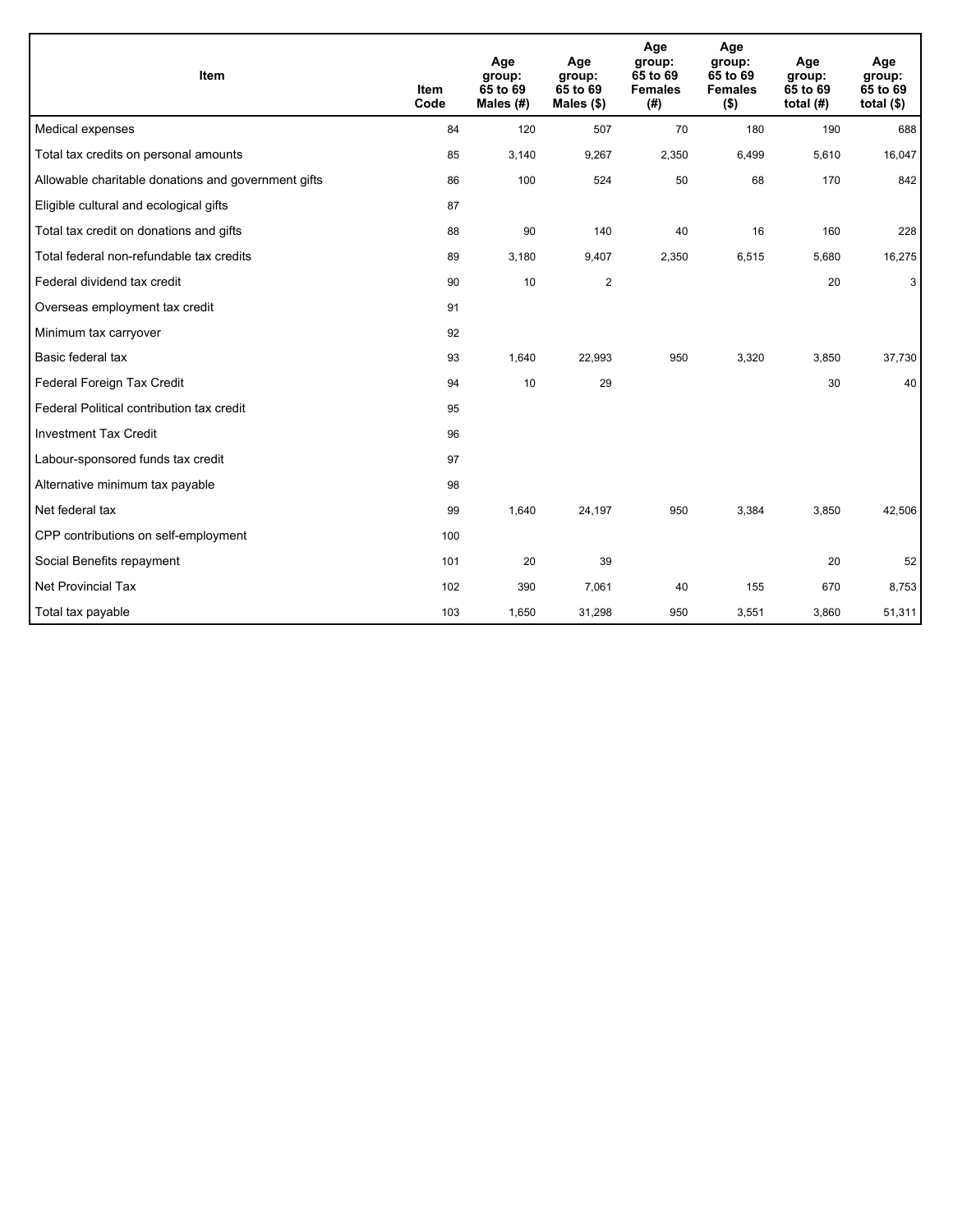| Item | Item Code | Age group: 65 to 69 Males (#) | Age group: 65 to 69 Males ($) | Age group: 65 to 69 Females (#) | Age group: 65 to 69 Females ($) | Age group: 65 to 69 total (#) | Age group: 65 to 69 total ($) |
|---|---|---|---|---|---|---|---|
| Medical expenses | 84 | 120 | 507 | 70 | 180 | 190 | 688 |
| Total tax credits on personal amounts | 85 | 3,140 | 9,267 | 2,350 | 6,499 | 5,610 | 16,047 |
| Allowable charitable donations and government gifts | 86 | 100 | 524 | 50 | 68 | 170 | 842 |
| Eligible cultural and ecological gifts | 87 | | | | | | |
| Total tax credit on donations and gifts | 88 | 90 | 140 | 40 | 16 | 160 | 228 |
| Total federal non-refundable tax credits | 89 | 3,180 | 9,407 | 2,350 | 6,515 | 5,680 | 16,275 |
| Federal dividend tax credit | 90 | 10 | 2 | | | 20 | 3 |
| Overseas employment tax credit | 91 | | | | | | |
| Minimum tax carryover | 92 | | | | | | |
| Basic federal tax | 93 | 1,640 | 22,993 | 950 | 3,320 | 3,850 | 37,730 |
| Federal Foreign Tax Credit | 94 | 10 | 29 | | | 30 | 40 |
| Federal Political contribution tax credit | 95 | | | | | | |
| Investment Tax Credit | 96 | | | | | | |
| Labour-sponsored funds tax credit | 97 | | | | | | |
| Alternative minimum tax payable | 98 | | | | | | |
| Net federal tax | 99 | 1,640 | 24,197 | 950 | 3,384 | 3,850 | 42,506 |
| CPP contributions on self-employment | 100 | | | | | | |
| Social Benefits repayment | 101 | 20 | 39 | | | 20 | 52 |
| Net Provincial Tax | 102 | 390 | 7,061 | 40 | 155 | 670 | 8,753 |
| Total tax payable | 103 | 1,650 | 31,298 | 950 | 3,551 | 3,860 | 51,311 |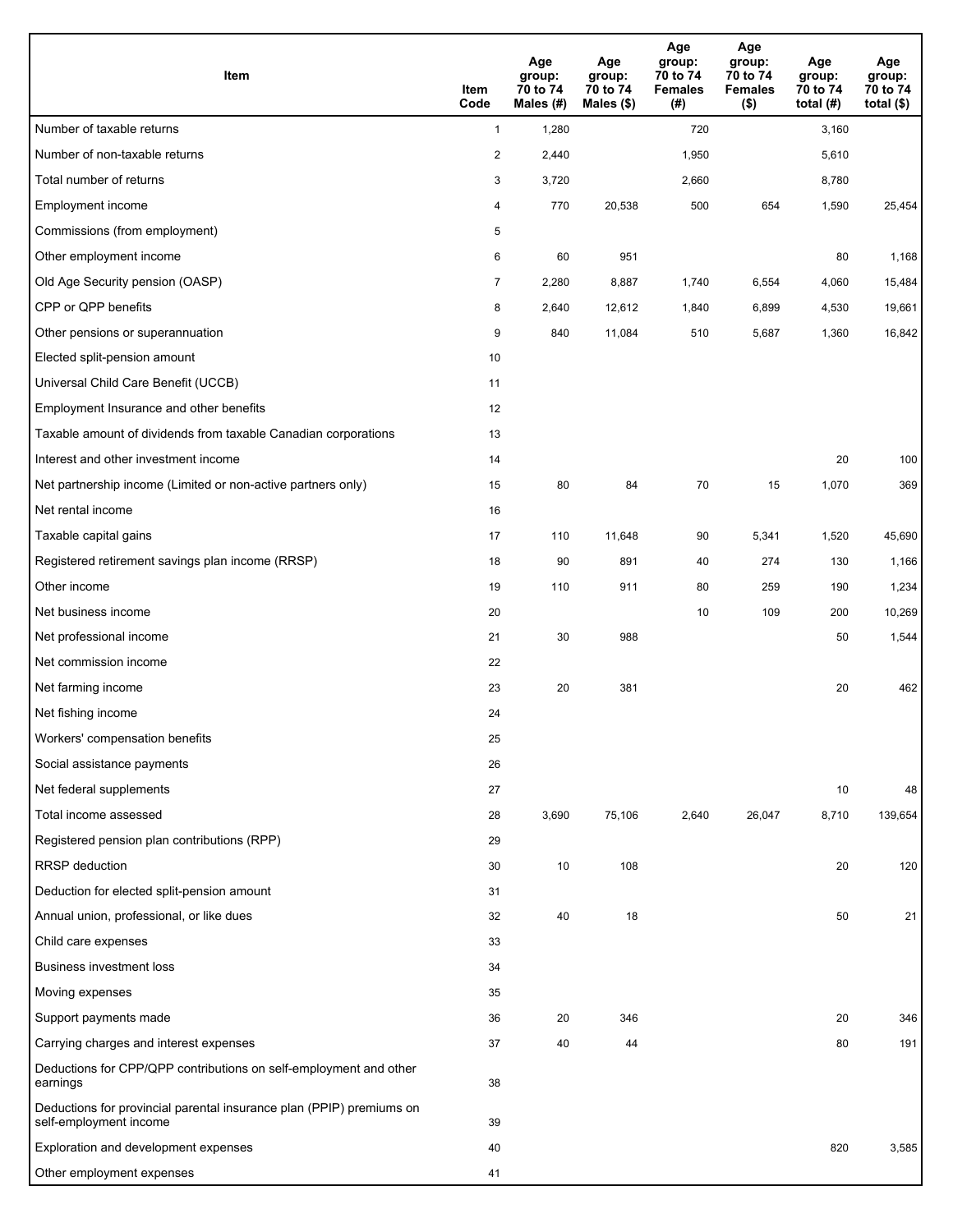| Item | Item Code | Age group: 70 to 74 Males (#) | Age group: 70 to 74 Males ($) | Age group: 70 to 74 Females (#) | Age group: 70 to 74 Females ($) | Age group: 70 to 74 total (#) | Age group: 70 to 74 total ($) |
|---|---|---|---|---|---|---|---|
| Number of taxable returns | 1 | 1,280 | | 720 | | 3,160 | |
| Number of non-taxable returns | 2 | 2,440 | | 1,950 | | 5,610 | |
| Total number of returns | 3 | 3,720 | | 2,660 | | 8,780 | |
| Employment income | 4 | 770 | 20,538 | 500 | 654 | 1,590 | 25,454 |
| Commissions (from employment) | 5 | | | | | | |
| Other employment income | 6 | 60 | 951 | | | 80 | 1,168 |
| Old Age Security pension (OASP) | 7 | 2,280 | 8,887 | 1,740 | 6,554 | 4,060 | 15,484 |
| CPP or QPP benefits | 8 | 2,640 | 12,612 | 1,840 | 6,899 | 4,530 | 19,661 |
| Other pensions or superannuation | 9 | 840 | 11,084 | 510 | 5,687 | 1,360 | 16,842 |
| Elected split-pension amount | 10 | | | | | | |
| Universal Child Care Benefit (UCCB) | 11 | | | | | | |
| Employment Insurance and other benefits | 12 | | | | | | |
| Taxable amount of dividends from taxable Canadian corporations | 13 | | | | | | |
| Interest and other investment income | 14 | | | | | 20 | 100 |
| Net partnership income (Limited or non-active partners only) | 15 | 80 | 84 | 70 | 15 | 1,070 | 369 |
| Net rental income | 16 | | | | | | |
| Taxable capital gains | 17 | 110 | 11,648 | 90 | 5,341 | 1,520 | 45,690 |
| Registered retirement savings plan income (RRSP) | 18 | 90 | 891 | 40 | 274 | 130 | 1,166 |
| Other income | 19 | 110 | 911 | 80 | 259 | 190 | 1,234 |
| Net business income | 20 | | | 10 | 109 | 200 | 10,269 |
| Net professional income | 21 | 30 | 988 | | | 50 | 1,544 |
| Net commission income | 22 | | | | | | |
| Net farming income | 23 | 20 | 381 | | | 20 | 462 |
| Net fishing income | 24 | | | | | | |
| Workers' compensation benefits | 25 | | | | | | |
| Social assistance payments | 26 | | | | | | |
| Net federal supplements | 27 | | | | | 10 | 48 |
| Total income assessed | 28 | 3,690 | 75,106 | 2,640 | 26,047 | 8,710 | 139,654 |
| Registered pension plan contributions (RPP) | 29 | | | | | | |
| RRSP deduction | 30 | 10 | 108 | | | 20 | 120 |
| Deduction for elected split-pension amount | 31 | | | | | | |
| Annual union, professional, or like dues | 32 | 40 | 18 | | | 50 | 21 |
| Child care expenses | 33 | | | | | | |
| Business investment loss | 34 | | | | | | |
| Moving expenses | 35 | | | | | | |
| Support payments made | 36 | 20 | 346 | | | 20 | 346 |
| Carrying charges and interest expenses | 37 | 40 | 44 | | | 80 | 191 |
| Deductions for CPP/QPP contributions on self-employment and other earnings | 38 | | | | | | |
| Deductions for provincial parental insurance plan (PPIP) premiums on self-employment income | 39 | | | | | | |
| Exploration and development expenses | 40 | | | | | 820 | 3,585 |
| Other employment expenses | 41 | | | | | | |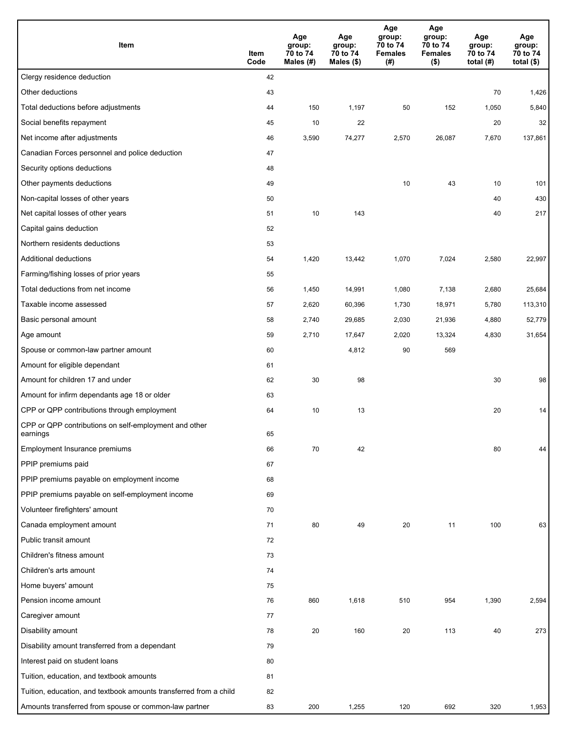| Item | Item Code | Age group: 70 to 74 Males (#) | Age group: 70 to 74 Males ($) | Age group: 70 to 74 Females (#) | Age group: 70 to 74 Females ($) | Age group: 70 to 74 total (#) | Age group: 70 to 74 total ($) |
|---|---|---|---|---|---|---|---|
| Clergy residence deduction | 42 | | | | | | |
| Other deductions | 43 | | | | | 70 | 1,426 |
| Total deductions before adjustments | 44 | 150 | 1,197 | 50 | 152 | 1,050 | 5,840 |
| Social benefits repayment | 45 | 10 | 22 | | | 20 | 32 |
| Net income after adjustments | 46 | 3,590 | 74,277 | 2,570 | 26,087 | 7,670 | 137,861 |
| Canadian Forces personnel and police deduction | 47 | | | | | | |
| Security options deductions | 48 | | | | | | |
| Other payments deductions | 49 | | | 10 | 43 | 10 | 101 |
| Non-capital losses of other years | 50 | | | | | 40 | 430 |
| Net capital losses of other years | 51 | 10 | 143 | | | 40 | 217 |
| Capital gains deduction | 52 | | | | | | |
| Northern residents deductions | 53 | | | | | | |
| Additional deductions | 54 | 1,420 | 13,442 | 1,070 | 7,024 | 2,580 | 22,997 |
| Farming/fishing losses of prior years | 55 | | | | | | |
| Total deductions from net income | 56 | 1,450 | 14,991 | 1,080 | 7,138 | 2,680 | 25,684 |
| Taxable income assessed | 57 | 2,620 | 60,396 | 1,730 | 18,971 | 5,780 | 113,310 |
| Basic personal amount | 58 | 2,740 | 29,685 | 2,030 | 21,936 | 4,880 | 52,779 |
| Age amount | 59 | 2,710 | 17,647 | 2,020 | 13,324 | 4,830 | 31,654 |
| Spouse or common-law partner amount | 60 | | 4,812 | 90 | 569 | | |
| Amount for eligible dependant | 61 | | | | | | |
| Amount for children 17 and under | 62 | 30 | 98 | | | 30 | 98 |
| Amount for infirm dependants age 18 or older | 63 | | | | | | |
| CPP or QPP contributions through employment | 64 | 10 | 13 | | | 20 | 14 |
| CPP or QPP contributions on self-employment and other earnings | 65 | | | | | | |
| Employment Insurance premiums | 66 | 70 | 42 | | | 80 | 44 |
| PPIP premiums paid | 67 | | | | | | |
| PPIP premiums payable on employment income | 68 | | | | | | |
| PPIP premiums payable on self-employment income | 69 | | | | | | |
| Volunteer firefighters' amount | 70 | | | | | | |
| Canada employment amount | 71 | 80 | 49 | 20 | 11 | 100 | 63 |
| Public transit amount | 72 | | | | | | |
| Children's fitness amount | 73 | | | | | | |
| Children's arts amount | 74 | | | | | | |
| Home buyers' amount | 75 | | | | | | |
| Pension income amount | 76 | 860 | 1,618 | 510 | 954 | 1,390 | 2,594 |
| Caregiver amount | 77 | | | | | | |
| Disability amount | 78 | 20 | 160 | 20 | 113 | 40 | 273 |
| Disability amount transferred from a dependant | 79 | | | | | | |
| Interest paid on student loans | 80 | | | | | | |
| Tuition, education, and textbook amounts | 81 | | | | | | |
| Tuition, education, and textbook amounts transferred from a child | 82 | | | | | | |
| Amounts transferred from spouse or common-law partner | 83 | 200 | 1,255 | 120 | 692 | 320 | 1,953 |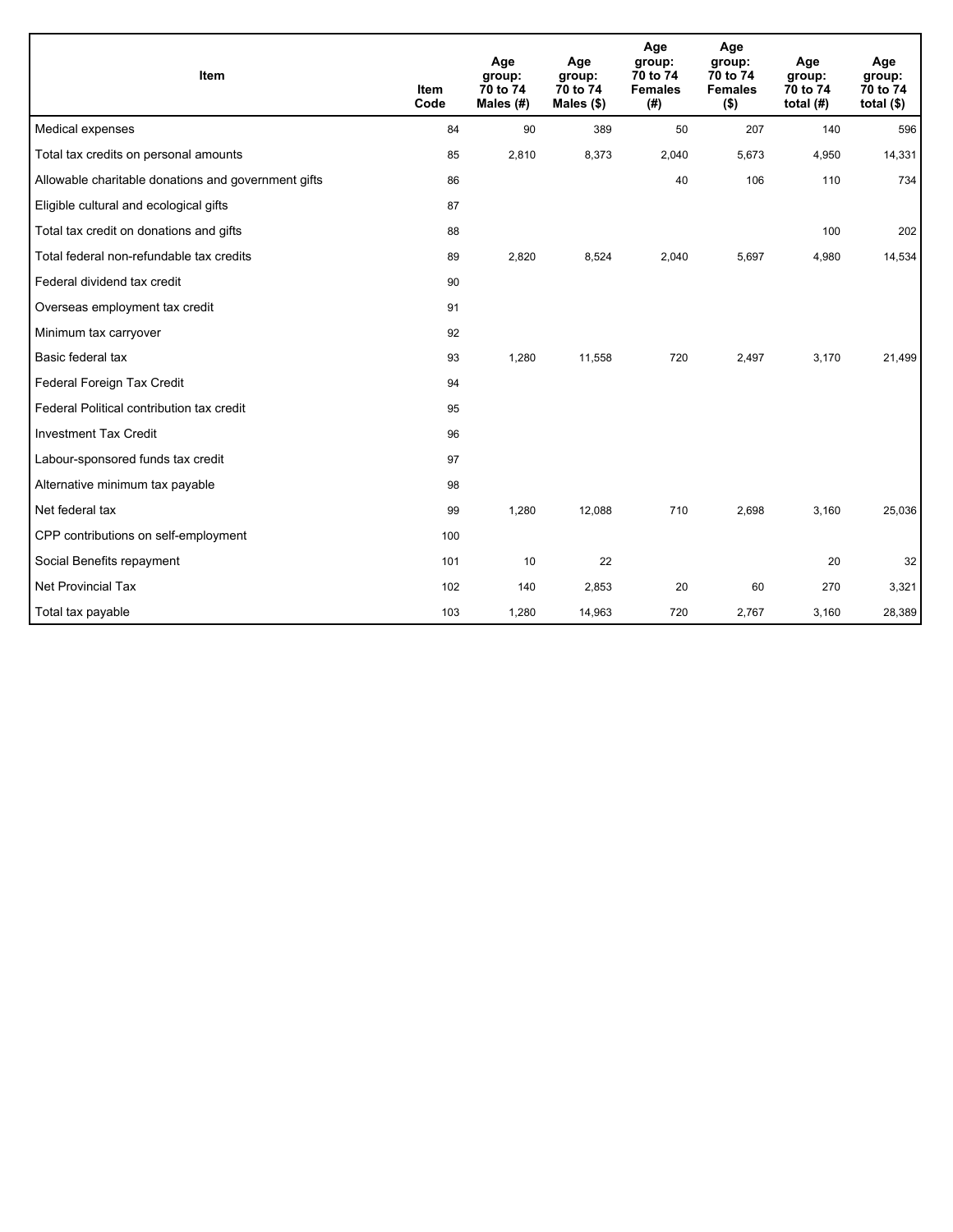| Item | Item Code | Age group: 70 to 74 Males (#) | Age group: 70 to 74 Males ($) | Age group: 70 to 74 Females (#) | Age group: 70 to 74 Females ($) | Age group: 70 to 74 total (#) | Age group: 70 to 74 total ($) |
|---|---|---|---|---|---|---|---|
| Medical expenses | 84 | 90 | 389 | 50 | 207 | 140 | 596 |
| Total tax credits on personal amounts | 85 | 2,810 | 8,373 | 2,040 | 5,673 | 4,950 | 14,331 |
| Allowable charitable donations and government gifts | 86 | | | 40 | 106 | 110 | 734 |
| Eligible cultural and ecological gifts | 87 | | | | | | |
| Total tax credit on donations and gifts | 88 | | | | | 100 | 202 |
| Total federal non-refundable tax credits | 89 | 2,820 | 8,524 | 2,040 | 5,697 | 4,980 | 14,534 |
| Federal dividend tax credit | 90 | | | | | | |
| Overseas employment tax credit | 91 | | | | | | |
| Minimum tax carryover | 92 | | | | | | |
| Basic federal tax | 93 | 1,280 | 11,558 | 720 | 2,497 | 3,170 | 21,499 |
| Federal Foreign Tax Credit | 94 | | | | | | |
| Federal Political contribution tax credit | 95 | | | | | | |
| Investment Tax Credit | 96 | | | | | | |
| Labour-sponsored funds tax credit | 97 | | | | | | |
| Alternative minimum tax payable | 98 | | | | | | |
| Net federal tax | 99 | 1,280 | 12,088 | 710 | 2,698 | 3,160 | 25,036 |
| CPP contributions on self-employment | 100 | | | | | | |
| Social Benefits repayment | 101 | 10 | 22 | | | 20 | 32 |
| Net Provincial Tax | 102 | 140 | 2,853 | 20 | 60 | 270 | 3,321 |
| Total tax payable | 103 | 1,280 | 14,963 | 720 | 2,767 | 3,160 | 28,389 |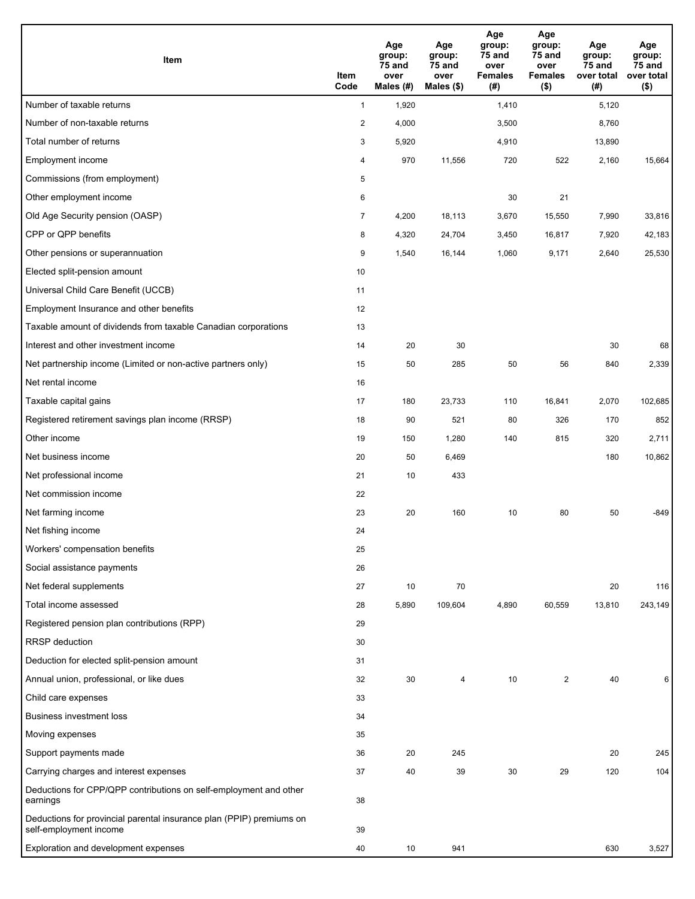| Item | Item Code | Age group: 75 and over Males (#) | Age group: 75 and over Males ($) | Age group: 75 and over Females (#) | Age group: 75 and over Females ($) | Age group: 75 and over total (#) | Age group: 75 and over total ($) |
|---|---|---|---|---|---|---|---|
| Number of taxable returns | 1 | 1,920 | | 1,410 | | 5,120 | |
| Number of non-taxable returns | 2 | 4,000 | | 3,500 | | 8,760 | |
| Total number of returns | 3 | 5,920 | | 4,910 | | 13,890 | |
| Employment income | 4 | 970 | 11,556 | 720 | 522 | 2,160 | 15,664 |
| Commissions (from employment) | 5 | | | | | | |
| Other employment income | 6 | | | 30 | 21 | | |
| Old Age Security pension (OASP) | 7 | 4,200 | 18,113 | 3,670 | 15,550 | 7,990 | 33,816 |
| CPP or QPP benefits | 8 | 4,320 | 24,704 | 3,450 | 16,817 | 7,920 | 42,183 |
| Other pensions or superannuation | 9 | 1,540 | 16,144 | 1,060 | 9,171 | 2,640 | 25,530 |
| Elected split-pension amount | 10 | | | | | | |
| Universal Child Care Benefit (UCCB) | 11 | | | | | | |
| Employment Insurance and other benefits | 12 | | | | | | |
| Taxable amount of dividends from taxable Canadian corporations | 13 | | | | | | |
| Interest and other investment income | 14 | 20 | 30 | | | 30 | 68 |
| Net partnership income (Limited or non-active partners only) | 15 | 50 | 285 | 50 | 56 | 840 | 2,339 |
| Net rental income | 16 | | | | | | |
| Taxable capital gains | 17 | 180 | 23,733 | 110 | 16,841 | 2,070 | 102,685 |
| Registered retirement savings plan income (RRSP) | 18 | 90 | 521 | 80 | 326 | 170 | 852 |
| Other income | 19 | 150 | 1,280 | 140 | 815 | 320 | 2,711 |
| Net business income | 20 | 50 | 6,469 | | | 180 | 10,862 |
| Net professional income | 21 | 10 | 433 | | | | |
| Net commission income | 22 | | | | | | |
| Net farming income | 23 | 20 | 160 | 10 | 80 | 50 | -849 |
| Net fishing income | 24 | | | | | | |
| Workers' compensation benefits | 25 | | | | | | |
| Social assistance payments | 26 | | | | | | |
| Net federal supplements | 27 | 10 | 70 | | | 20 | 116 |
| Total income assessed | 28 | 5,890 | 109,604 | 4,890 | 60,559 | 13,810 | 243,149 |
| Registered pension plan contributions (RPP) | 29 | | | | | | |
| RRSP deduction | 30 | | | | | | |
| Deduction for elected split-pension amount | 31 | | | | | | |
| Annual union, professional, or like dues | 32 | 30 | 4 | 10 | 2 | 40 | 6 |
| Child care expenses | 33 | | | | | | |
| Business investment loss | 34 | | | | | | |
| Moving expenses | 35 | | | | | | |
| Support payments made | 36 | 20 | 245 | | | 20 | 245 |
| Carrying charges and interest expenses | 37 | 40 | 39 | 30 | 29 | 120 | 104 |
| Deductions for CPP/QPP contributions on self-employment and other earnings | 38 | | | | | | |
| Deductions for provincial parental insurance plan (PPIP) premiums on self-employment income | 39 | | | | | | |
| Exploration and development expenses | 40 | 10 | 941 | | | 630 | 3,527 |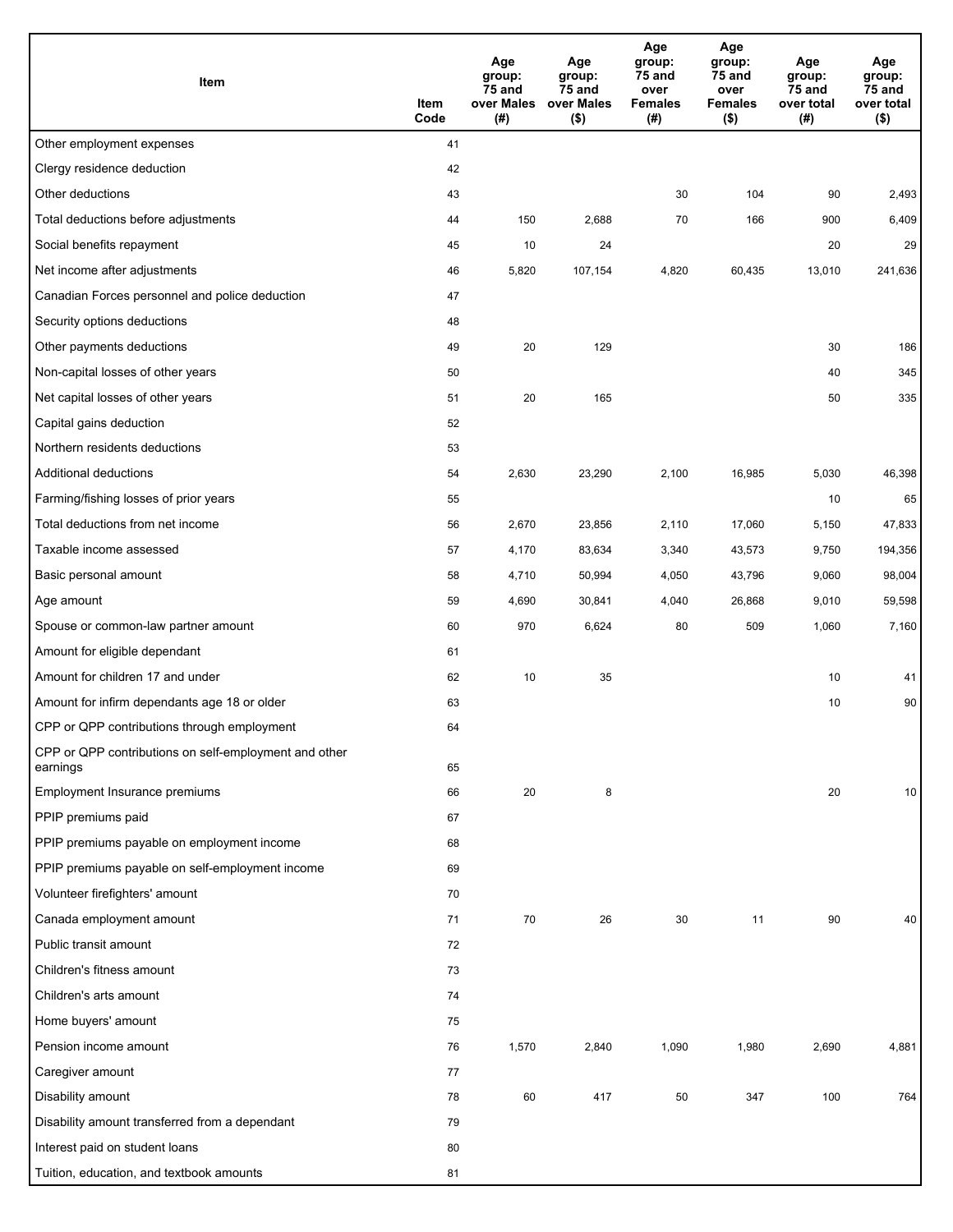| Item | Item Code | Age group: 75 and over Males (#) | Age group: 75 and over Males ($) | Age group: 75 and over Females (#) | Age group: 75 and over Females ($) | Age group: 75 and over total (#) | Age group: 75 and over total ($) |
|---|---|---|---|---|---|---|---|
| Other employment expenses | 41 | | | | | | |
| Clergy residence deduction | 42 | | | | | | |
| Other deductions | 43 | | | 30 | 104 | 90 | 2,493 |
| Total deductions before adjustments | 44 | 150 | 2,688 | 70 | 166 | 900 | 6,409 |
| Social benefits repayment | 45 | 10 | 24 | | | 20 | 29 |
| Net income after adjustments | 46 | 5,820 | 107,154 | 4,820 | 60,435 | 13,010 | 241,636 |
| Canadian Forces personnel and police deduction | 47 | | | | | | |
| Security options deductions | 48 | | | | | | |
| Other payments deductions | 49 | 20 | 129 | | | 30 | 186 |
| Non-capital losses of other years | 50 | | | | | 40 | 345 |
| Net capital losses of other years | 51 | 20 | 165 | | | 50 | 335 |
| Capital gains deduction | 52 | | | | | | |
| Northern residents deductions | 53 | | | | | | |
| Additional deductions | 54 | 2,630 | 23,290 | 2,100 | 16,985 | 5,030 | 46,398 |
| Farming/fishing losses of prior years | 55 | | | | | 10 | 65 |
| Total deductions from net income | 56 | 2,670 | 23,856 | 2,110 | 17,060 | 5,150 | 47,833 |
| Taxable income assessed | 57 | 4,170 | 83,634 | 3,340 | 43,573 | 9,750 | 194,356 |
| Basic personal amount | 58 | 4,710 | 50,994 | 4,050 | 43,796 | 9,060 | 98,004 |
| Age amount | 59 | 4,690 | 30,841 | 4,040 | 26,868 | 9,010 | 59,598 |
| Spouse or common-law partner amount | 60 | 970 | 6,624 | 80 | 509 | 1,060 | 7,160 |
| Amount for eligible dependant | 61 | | | | | | |
| Amount for children 17 and under | 62 | 10 | 35 | | | 10 | 41 |
| Amount for infirm dependants age 18 or older | 63 | | | | | 10 | 90 |
| CPP or QPP contributions through employment | 64 | | | | | | |
| CPP or QPP contributions on self-employment and other earnings | 65 | | | | | | |
| Employment Insurance premiums | 66 | 20 | 8 | | | 20 | 10 |
| PPIP premiums paid | 67 | | | | | | |
| PPIP premiums payable on employment income | 68 | | | | | | |
| PPIP premiums payable on self-employment income | 69 | | | | | | |
| Volunteer firefighters' amount | 70 | | | | | | |
| Canada employment amount | 71 | 70 | 26 | 30 | 11 | 90 | 40 |
| Public transit amount | 72 | | | | | | |
| Children's fitness amount | 73 | | | | | | |
| Children's arts amount | 74 | | | | | | |
| Home buyers' amount | 75 | | | | | | |
| Pension income amount | 76 | 1,570 | 2,840 | 1,090 | 1,980 | 2,690 | 4,881 |
| Caregiver amount | 77 | | | | | | |
| Disability amount | 78 | 60 | 417 | 50 | 347 | 100 | 764 |
| Disability amount transferred from a dependant | 79 | | | | | | |
| Interest paid on student loans | 80 | | | | | | |
| Tuition, education, and textbook amounts | 81 | | | | | | |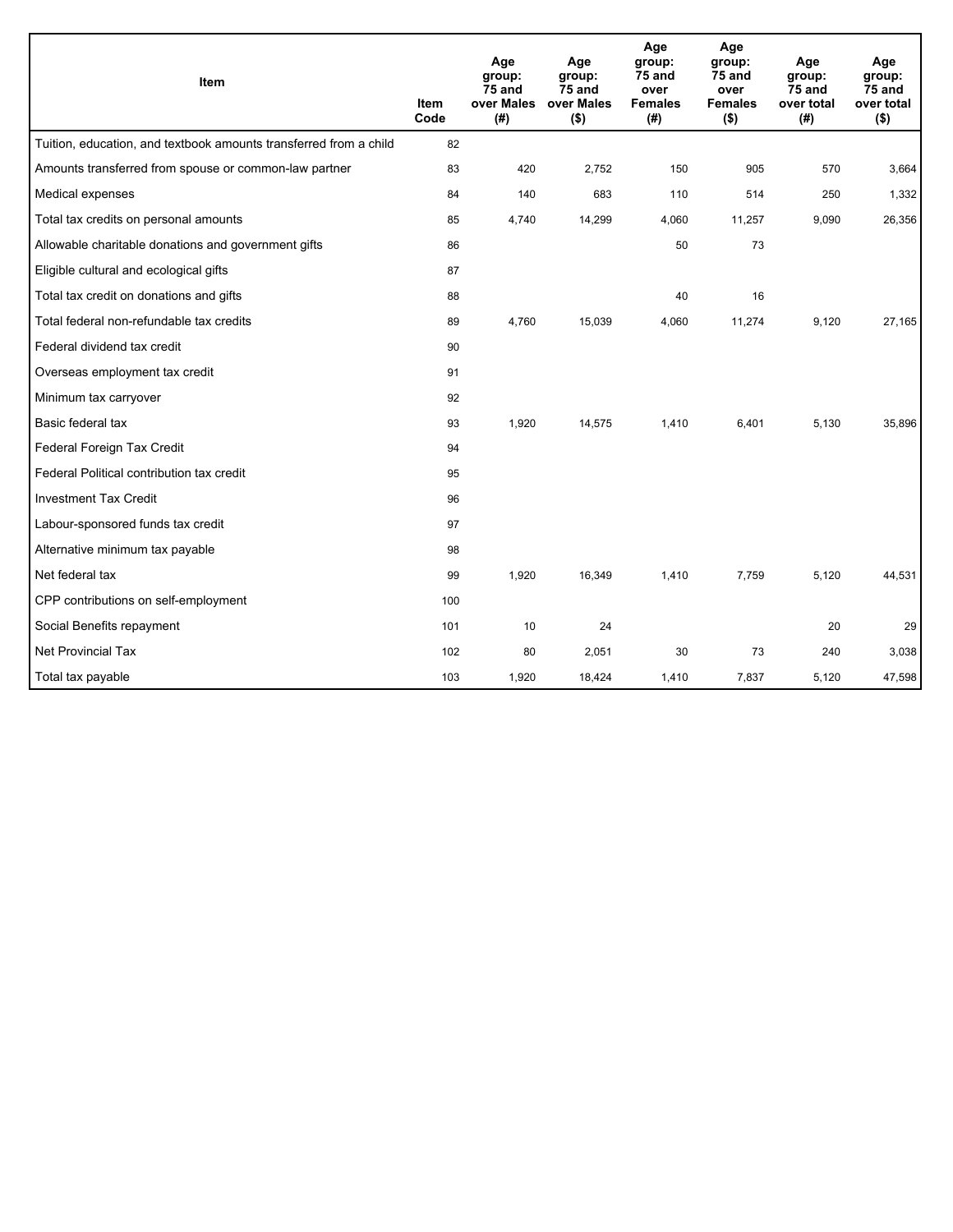| Item | Item Code | Age group: 75 and over Males (#) | Age group: 75 and over Males ($) | Age group: 75 and over Females (#) | Age group: 75 and over Females ($) | Age group: 75 and over total (#) | Age group: 75 and over total ($) |
| --- | --- | --- | --- | --- | --- | --- | --- |
| Tuition, education, and textbook amounts transferred from a child | 82 | | | | | | |
| Amounts transferred from spouse or common-law partner | 83 | 420 | 2,752 | 150 | 905 | 570 | 3,664 |
| Medical expenses | 84 | 140 | 683 | 110 | 514 | 250 | 1,332 |
| Total tax credits on personal amounts | 85 | 4,740 | 14,299 | 4,060 | 11,257 | 9,090 | 26,356 |
| Allowable charitable donations and government gifts | 86 | | | 50 | 73 | | |
| Eligible cultural and ecological gifts | 87 | | | | | | |
| Total tax credit on donations and gifts | 88 | | | 40 | 16 | | |
| Total federal non-refundable tax credits | 89 | 4,760 | 15,039 | 4,060 | 11,274 | 9,120 | 27,165 |
| Federal dividend tax credit | 90 | | | | | | |
| Overseas employment tax credit | 91 | | | | | | |
| Minimum tax carryover | 92 | | | | | | |
| Basic federal tax | 93 | 1,920 | 14,575 | 1,410 | 6,401 | 5,130 | 35,896 |
| Federal Foreign Tax Credit | 94 | | | | | | |
| Federal Political contribution tax credit | 95 | | | | | | |
| Investment Tax Credit | 96 | | | | | | |
| Labour-sponsored funds tax credit | 97 | | | | | | |
| Alternative minimum tax payable | 98 | | | | | | |
| Net federal tax | 99 | 1,920 | 16,349 | 1,410 | 7,759 | 5,120 | 44,531 |
| CPP contributions on self-employment | 100 | | | | | | |
| Social Benefits repayment | 101 | 10 | 24 | | | 20 | 29 |
| Net Provincial Tax | 102 | 80 | 2,051 | 30 | 73 | 240 | 3,038 |
| Total tax payable | 103 | 1,920 | 18,424 | 1,410 | 7,837 | 5,120 | 47,598 |